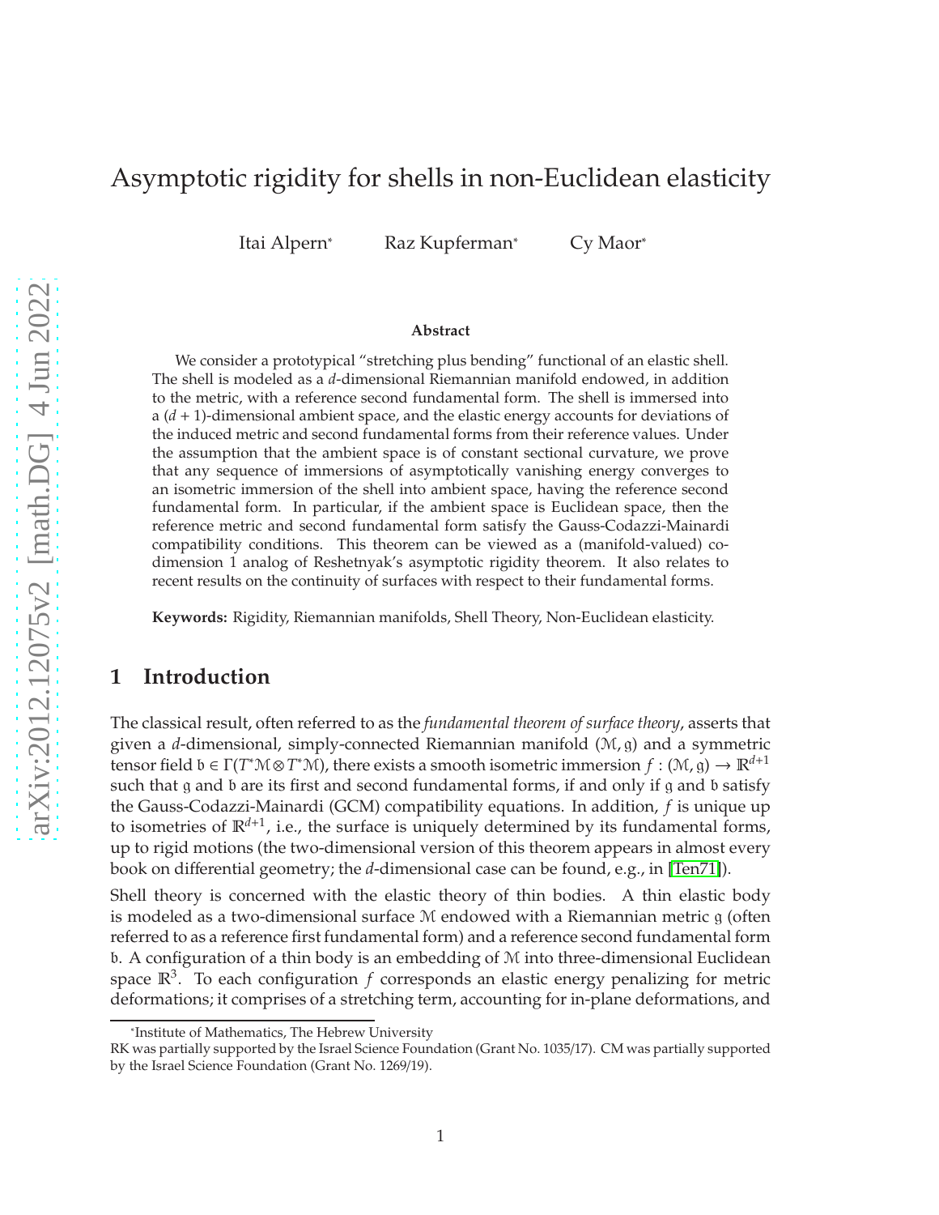# Asymptotic rigidity for shells in non-Euclidean elasticity

Itai Alpern[*] Raz Kupferman[*] Cy Maor[*]

**Abstract**

We consider a prototypical "stretching plus bending" functional of an elastic shell. The shell is modeled as a $d$-dimensional Riemannian manifold endowed, in addition to the metric, with a reference second fundamental form. The shell is immersed into a $(d+1)$-dimensional ambient space, and the elastic energy accounts for deviations of the induced metric and second fundamental forms from their reference values. Under the assumption that the ambient space is of constant sectional curvature, we prove that any sequence of immersions of asymptotically vanishing energy converges to an isometric immersion of the shell into ambient space, having the reference second fundamental form. In particular, if the ambient space is Euclidean space, then the reference metric and second fundamental form satisfy the Gauss-Codazzi-Mainardi compatibility conditions. This theorem can be viewed as a (manifold-valued) co-dimension 1 analog of Reshetnyak's asymptotic rigidity theorem. It also relates to recent results on the continuity of surfaces with respect to their fundamental forms.

**Keywords:** Rigidity, Riemannian manifolds, Shell Theory, Non-Euclidean elasticity.

## 1 Introduction

The classical result, often referred to as the *fundamental theorem of surface theory*, asserts that given a $d$-dimensional, simply-connected Riemannian manifold $(\mathcal{M}, \mathfrak{g})$ and a symmetric tensor field $\mathfrak{b} \in \Gamma(T^*\mathcal{M} \otimes T^*\mathcal{M})$, there exists a smooth isometric immersion $f : (\mathcal{M}, \mathfrak{g}) \to \mathbb{R}^{d+1}$ such that $\mathfrak{g}$ and $\mathfrak{b}$ are its first and second fundamental forms, if and only if $\mathfrak{g}$ and $\mathfrak{b}$ satisfy the Gauss-Codazzi-Mainardi (GCM) compatibility equations. In addition, $f$ is unique up to isometries of $\mathbb{R}^{d+1}$, i.e., the surface is uniquely determined by its fundamental forms, up to rigid motions (the two-dimensional version of this theorem appears in almost every book on differential geometry; the $d$-dimensional case can be found, e.g., in [Ten71]).

Shell theory is concerned with the elastic theory of thin bodies. A thin elastic body is modeled as a two-dimensional surface $\mathcal{M}$ endowed with a Riemannian metric $\mathfrak{g}$ (often referred to as a reference first fundamental form) and a reference second fundamental form $\mathfrak{b}$. A configuration of a thin body is an embedding of $\mathcal{M}$ into three-dimensional Euclidean space $\mathbb{R}^3$. To each configuration $f$ corresponds an elastic energy penalizing for metric deformations; it comprises of a stretching term, accounting for in-plane deformations, and

[*]Institute of Mathematics, The Hebrew University

RK was partially supported by the Israel Science Foundation (Grant No. 1035/17). CM was partially supported by the Israel Science Foundation (Grant No. 1269/19).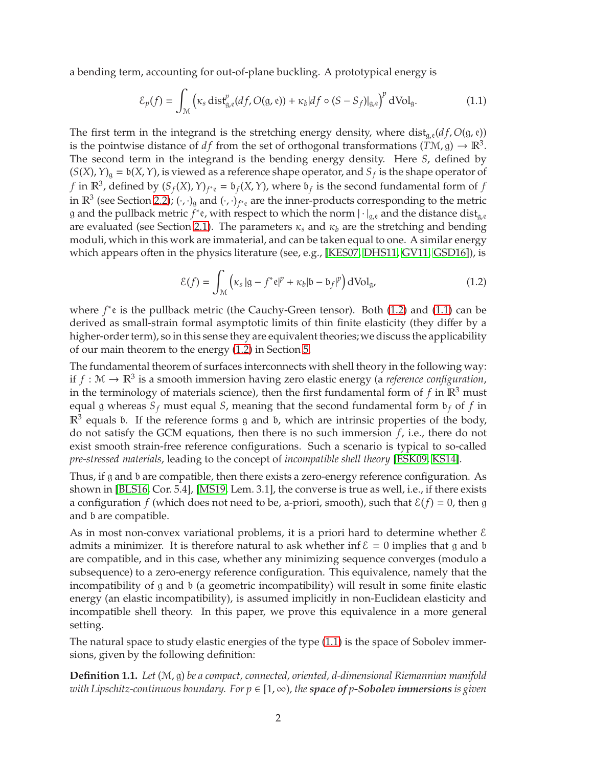a bending term, accounting for out-of-plane buckling. A prototypical energy is

$$\mathcal{E}_p(f) = \int_{\mathcal{M}} \left( \kappa_s \operatorname{dist}^p_{\mathfrak{g},\mathfrak{e}}(df, O(\mathfrak{g},\mathfrak{e})) + \kappa_b |df \circ (S - S_f)|_{\mathfrak{g},\mathfrak{e}} \right)^p \mathrm{dVol}_{\mathfrak{g}}. \tag{1.1}$$

The first term in the integrand is the stretching energy density, where $\operatorname{dist}_{\mathfrak{g},\mathfrak{e}}(df, O(\mathfrak{g},\mathfrak{e}))$ is the pointwise distance of $df$ from the set of orthogonal transformations $(T\mathcal{M},\mathfrak{g}) \to \mathbb{R}^3$. The second term in the integrand is the bending energy density. Here $S$, defined by $(S(X), Y)_{\mathfrak{g}} = \mathfrak{b}(X,Y)$, is viewed as a reference shape operator, and $S_f$ is the shape operator of $f$ in $\mathbb{R}^3$, defined by $(S_f(X), Y)_{f^*\mathfrak{e}} = \mathfrak{b}_f(X,Y)$, where $\mathfrak{b}_f$ is the second fundamental form of $f$ in $\mathbb{R}^3$ (see Section 2.2); $(\cdot,\cdot)_{\mathfrak{g}}$ and $(\cdot,\cdot)_{f^*\mathfrak{e}}$ are the inner-products corresponding to the metric $\mathfrak{g}$ and the pullback metric $f^*\mathfrak{e}$, with respect to which the norm $|\cdot|_{\mathfrak{g},\mathfrak{e}}$ and the distance $\operatorname{dist}_{\mathfrak{g},\mathfrak{e}}$ are evaluated (see Section 2.1). The parameters $\kappa_s$ and $\kappa_b$ are the stretching and bending moduli, which in this work are immaterial, and can be taken equal to one. A similar energy which appears often in the physics literature (see, e.g., [KES07, DHS11, GV11, GSD16]), is

$$\mathcal{E}(f) = \int_{\mathcal{M}} \left( \kappa_s |\mathfrak{g} - f^*\mathfrak{e}|^p + \kappa_b |\mathfrak{b} - \mathfrak{b}_f|^p \right) \mathrm{dVol}_{\mathfrak{g}}, \tag{1.2}$$

where $f^*\mathfrak{e}$ is the pullback metric (the Cauchy-Green tensor). Both (1.2) and (1.1) can be derived as small-strain formal asymptotic limits of thin finite elasticity (they differ by a higher-order term), so in this sense they are equivalent theories; we discuss the applicability of our main theorem to the energy (1.2) in Section 5.

The fundamental theorem of surfaces interconnects with shell theory in the following way: if $f : \mathcal{M} \to \mathbb{R}^3$ is a smooth immersion having zero elastic energy (a *reference configuration*, in the terminology of materials science), then the first fundamental form of $f$ in $\mathbb{R}^3$ must equal $\mathfrak{g}$ whereas $S_f$ must equal $S$, meaning that the second fundamental form $\mathfrak{b}_f$ of $f$ in $\mathbb{R}^3$ equals $\mathfrak{b}$. If the reference forms $\mathfrak{g}$ and $\mathfrak{b}$, which are intrinsic properties of the body, do not satisfy the GCM equations, then there is no such immersion $f$, i.e., there do not exist smooth strain-free reference configurations. Such a scenario is typical to so-called *pre-stressed materials*, leading to the concept of *incompatible shell theory* [ESK09, KS14].

Thus, if $\mathfrak{g}$ and $\mathfrak{b}$ are compatible, then there exists a zero-energy reference configuration. As shown in [BLS16, Cor. 5.4], [MS19, Lem. 3.1], the converse is true as well, i.e., if there exists a configuration $f$ (which does not need to be, a-priori, smooth), such that $\mathcal{E}(f) = 0$, then $\mathfrak{g}$ and $\mathfrak{b}$ are compatible.

As in most non-convex variational problems, it is a priori hard to determine whether $\mathcal{E}$ admits a minimizer. It is therefore natural to ask whether $\inf \mathcal{E} = 0$ implies that $\mathfrak{g}$ and $\mathfrak{b}$ are compatible, and in this case, whether any minimizing sequence converges (modulo a subsequence) to a zero-energy reference configuration. This equivalence, namely that the incompatibility of $\mathfrak{g}$ and $\mathfrak{b}$ (a geometric incompatibility) will result in some finite elastic energy (an elastic incompatibility), is assumed implicitly in non-Euclidean elasticity and incompatible shell theory. In this paper, we prove this equivalence in a more general setting.

The natural space to study elastic energies of the type (1.1) is the space of Sobolev immersions, given by the following definition:

**Definition 1.1.** *Let $(\mathcal{M},\mathfrak{g})$ be a compact, connected, oriented, $d$-dimensional Riemannian manifold with Lipschitz-continuous boundary. For $p \in [1,\infty)$, the* ***space of $p$-Sobolev immersions*** *is given*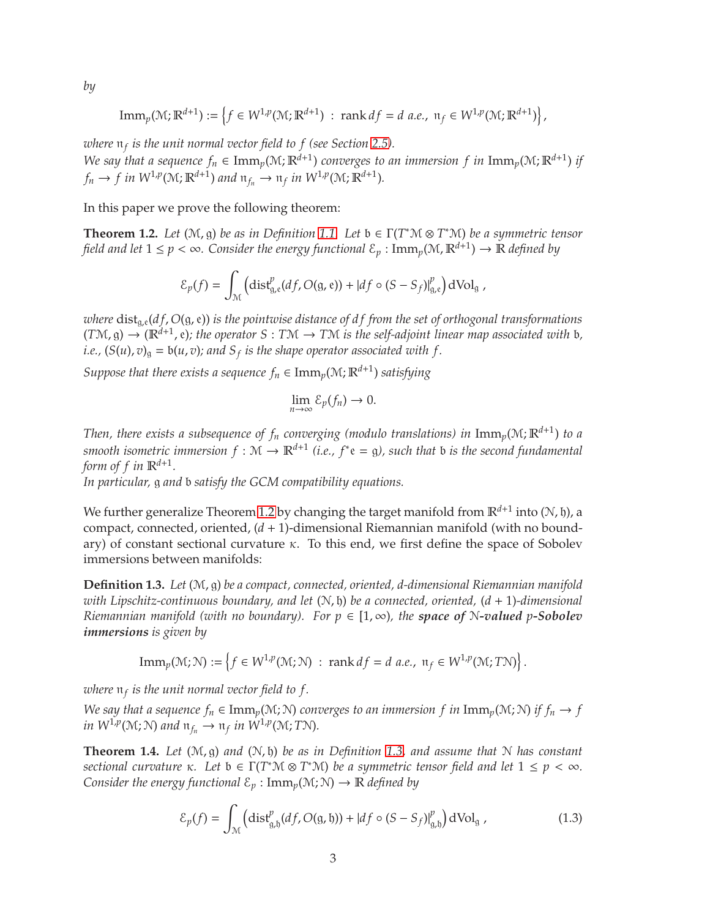*by*

$$
\mathrm{Imm}_p(\mathcal{M};\mathbb{R}^{d+1}) := \left\{ f \in W^{1,p}(\mathcal{M};\mathbb{R}^{d+1}) \;:\; \operatorname{rank} df = d \text{ a.e.},\ \mathfrak{n}_f \in W^{1,p}(\mathcal{M};\mathbb{R}^{d+1}) \right\},
$$

*where $\mathfrak{n}_f$ is the unit normal vector field to $f$ (see Section 2.5).*
*We say that a sequence $f_n \in \mathrm{Imm}_p(\mathcal{M};\mathbb{R}^{d+1})$ converges to an immersion $f$ in $\mathrm{Imm}_p(\mathcal{M};\mathbb{R}^{d+1})$ if $f_n \to f$ in $W^{1,p}(\mathcal{M};\mathbb{R}^{d+1})$ and $\mathfrak{n}_{f_n} \to \mathfrak{n}_f$ in $W^{1,p}(\mathcal{M};\mathbb{R}^{d+1})$.*

In this paper we prove the following theorem:

**Theorem 1.2.** *Let $(\mathcal{M},\mathfrak{g})$ be as in Definition 1.1. Let $\mathfrak{b} \in \Gamma(T^*\mathcal{M} \otimes T^*\mathcal{M})$ be a symmetric tensor field and let $1 \le p < \infty$. Consider the energy functional $\mathcal{E}_p : \mathrm{Imm}_p(\mathcal{M},\mathbb{R}^{d+1}) \to \mathbb{R}$ defined by*

$$
\mathcal{E}_p(f) = \int_{\mathcal{M}} \left( \operatorname{dist}^p_{\mathfrak{g},\mathfrak{e}}(df, O(\mathfrak{g},\mathfrak{e})) + |df \circ (S - S_f)|^p_{\mathfrak{g},\mathfrak{e}} \right) \mathrm{dVol}_{\mathfrak{g}} ,
$$

*where $\operatorname{dist}_{\mathfrak{g},\mathfrak{e}}(df, O(\mathfrak{g},\mathfrak{e}))$ is the pointwise distance of $df$ from the set of orthogonal transformations $(T\mathcal{M},\mathfrak{g}) \to (\mathbb{R}^{d+1},\mathfrak{e})$; the operator $S : T\mathcal{M} \to T\mathcal{M}$ is the self-adjoint linear map associated with $\mathfrak{b}$, i.e., $(S(u),v)_{\mathfrak{g}} = \mathfrak{b}(u,v)$; and $S_f$ is the shape operator associated with $f$.*
*Suppose that there exists a sequence $f_n \in \mathrm{Imm}_p(\mathcal{M};\mathbb{R}^{d+1})$ satisfying*

$$
\lim_{n\to\infty} \mathcal{E}_p(f_n) \to 0.
$$

*Then, there exists a subsequence of $f_n$ converging (modulo translations) in $\mathrm{Imm}_p(\mathcal{M};\mathbb{R}^{d+1})$ to a smooth isometric immersion $f : \mathcal{M} \to \mathbb{R}^{d+1}$ (i.e., $f^*\mathfrak{e} = \mathfrak{g}$), such that $\mathfrak{b}$ is the second fundamental form of $f$ in $\mathbb{R}^{d+1}$.*
*In particular, $\mathfrak{g}$ and $\mathfrak{b}$ satisfy the GCM compatibility equations.*

We further generalize Theorem 1.2 by changing the target manifold from $\mathbb{R}^{d+1}$ into $(\mathcal{N},\mathfrak{h})$, a compact, connected, oriented, $(d+1)$-dimensional Riemannian manifold (with no boundary) of constant sectional curvature $\kappa$. To this end, we first define the space of Sobolev immersions between manifolds:

**Definition 1.3.** *Let $(\mathcal{M},\mathfrak{g})$ be a compact, connected, oriented, $d$-dimensional Riemannian manifold with Lipschitz-continuous boundary, and let $(\mathcal{N},\mathfrak{h})$ be a connected, oriented, $(d+1)$-dimensional Riemannian manifold (with no boundary). For $p \in [1,\infty)$, the **space of $\mathcal{N}$-valued $p$-Sobolev immersions** is given by*

$$
\mathrm{Imm}_p(\mathcal{M};\mathcal{N}) := \left\{ f \in W^{1,p}(\mathcal{M};\mathcal{N}) \;:\; \operatorname{rank} df = d \text{ a.e.},\ \mathfrak{n}_f \in W^{1,p}(\mathcal{M};T\mathcal{N}) \right\}.
$$

*where $\mathfrak{n}_f$ is the unit normal vector field to $f$.*
*We say that a sequence $f_n \in \mathrm{Imm}_p(\mathcal{M};\mathcal{N})$ converges to an immersion $f$ in $\mathrm{Imm}_p(\mathcal{M};\mathcal{N})$ if $f_n \to f$ in $W^{1,p}(\mathcal{M};\mathcal{N})$ and $\mathfrak{n}_{f_n} \to \mathfrak{n}_f$ in $W^{1,p}(\mathcal{M};T\mathcal{N})$.*

**Theorem 1.4.** *Let $(\mathcal{M},\mathfrak{g})$ and $(\mathcal{N},\mathfrak{h})$ be as in Definition 1.3, and assume that $\mathcal{N}$ has constant sectional curvature $\kappa$. Let $\mathfrak{b} \in \Gamma(T^*\mathcal{M} \otimes T^*\mathcal{M})$ be a symmetric tensor field and let $1 \le p < \infty$. Consider the energy functional $\mathcal{E}_p : \mathrm{Imm}_p(\mathcal{M};\mathcal{N}) \to \mathbb{R}$ defined by*

$$
\mathcal{E}_p(f) = \int_{\mathcal{M}} \left( \operatorname{dist}^p_{\mathfrak{g},\mathfrak{h}}(df, O(\mathfrak{g},\mathfrak{h})) + |df \circ (S - S_f)|^p_{\mathfrak{g},\mathfrak{h}} \right) \mathrm{dVol}_{\mathfrak{g}} , \tag{1.3}
$$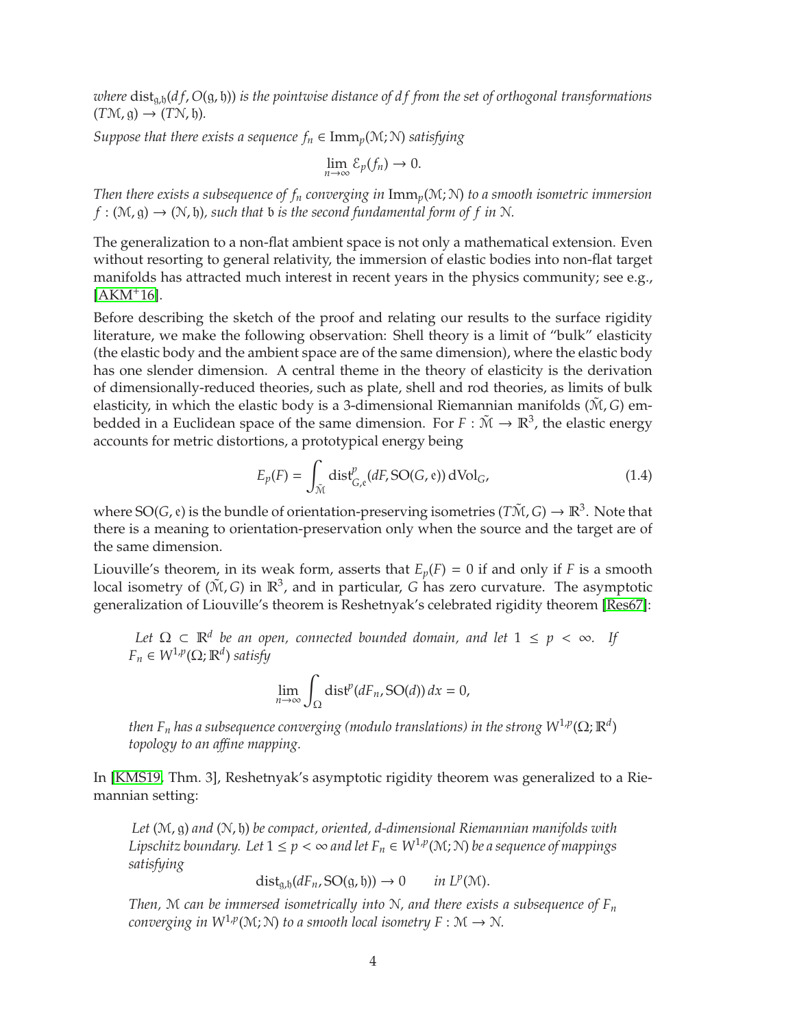*where* $\mathrm{dist}_{\mathfrak{g},\mathfrak{h}}(df, O(\mathfrak{g},\mathfrak{h}))$ *is the pointwise distance of* $df$ *from the set of orthogonal transformations* $(T\mathcal{M},\mathfrak{g}) \to (T\mathcal{N},\mathfrak{h})$*.*

*Suppose that there exists a sequence* $f_n \in \mathrm{Imm}_p(\mathcal{M};\mathcal{N})$ *satisfying*

$$\lim_{n\to\infty} \mathcal{E}_p(f_n) \to 0.$$

*Then there exists a subsequence of* $f_n$ *converging in* $\mathrm{Imm}_p(\mathcal{M};\mathcal{N})$ *to a smooth isometric immersion* $f : (\mathcal{M},\mathfrak{g}) \to (\mathcal{N},\mathfrak{h})$*, such that* $\mathfrak{b}$ *is the second fundamental form of* $f$ *in* $\mathcal{N}$*.*

The generalization to a non-flat ambient space is not only a mathematical extension. Even without resorting to general relativity, the immersion of elastic bodies into non-flat target manifolds has attracted much interest in recent years in the physics community; see e.g., [AKM+16].

Before describing the sketch of the proof and relating our results to the surface rigidity literature, we make the following observation: Shell theory is a limit of "bulk" elasticity (the elastic body and the ambient space are of the same dimension), where the elastic body has one slender dimension. A central theme in the theory of elasticity is the derivation of dimensionally-reduced theories, such as plate, shell and rod theories, as limits of bulk elasticity, in which the elastic body is a 3-dimensional Riemannian manifolds $(\tilde{\mathcal{M}}, G)$ embedded in a Euclidean space of the same dimension. For $F : \tilde{\mathcal{M}} \to \mathbb{R}^3$, the elastic energy accounts for metric distortions, a prototypical energy being

$$E_p(F) = \int_{\tilde{\mathcal{M}}} \mathrm{dist}^p_{G,\mathfrak{e}}(dF, \mathrm{SO}(G,\mathfrak{e}))\, d\mathrm{Vol}_G, \tag{1.4}$$

where $\mathrm{SO}(G,\mathfrak{e})$ is the bundle of orientation-preserving isometries $(T\tilde{\mathcal{M}}, G) \to \mathbb{R}^3$. Note that there is a meaning to orientation-preservation only when the source and the target are of the same dimension.

Liouville's theorem, in its weak form, asserts that $E_p(F) = 0$ if and only if $F$ is a smooth local isometry of $(\tilde{\mathcal{M}}, G)$ in $\mathbb{R}^3$, and in particular, $G$ has zero curvature. The asymptotic generalization of Liouville's theorem is Reshetnyak's celebrated rigidity theorem [Res67]:

> *Let* $\Omega \subset \mathbb{R}^d$ *be an open, connected bounded domain, and let* $1 \le p < \infty$*. If* $F_n \in W^{1,p}(\Omega;\mathbb{R}^d)$ *satisfy*
>
> $$\lim_{n\to\infty} \int_\Omega \mathrm{dist}^p(dF_n, \mathrm{SO}(d))\, dx = 0,$$
>
> *then* $F_n$ *has a subsequence converging (modulo translations) in the strong* $W^{1,p}(\Omega;\mathbb{R}^d)$ *topology to an affine mapping.*

In [KMS19, Thm. 3], Reshetnyak's asymptotic rigidity theorem was generalized to a Riemannian setting:

> *Let* $(\mathcal{M},\mathfrak{g})$ *and* $(\mathcal{N},\mathfrak{h})$ *be compact, oriented, d-dimensional Riemannian manifolds with Lipschitz boundary. Let* $1 \le p < \infty$ *and let* $F_n \in W^{1,p}(\mathcal{M};\mathcal{N})$ *be a sequence of mappings satisfying*
>
> $$\mathrm{dist}_{\mathfrak{g},\mathfrak{h}}(dF_n, \mathrm{SO}(\mathfrak{g},\mathfrak{h})) \to 0 \qquad \text{in } L^p(\mathcal{M}).$$
>
> *Then,* $\mathcal{M}$ *can be immersed isometrically into* $\mathcal{N}$*, and there exists a subsequence of* $F_n$ *converging in* $W^{1,p}(\mathcal{M};\mathcal{N})$ *to a smooth local isometry* $F : \mathcal{M} \to \mathcal{N}$*.*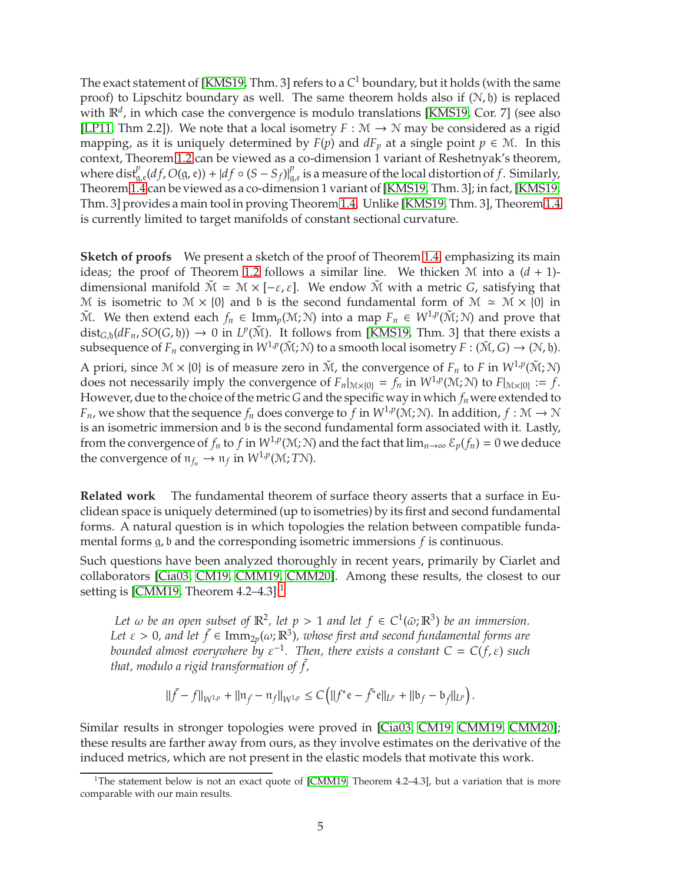The exact statement of [KMS19, Thm. 3] refers to a $C^1$ boundary, but it holds (with the same proof) to Lipschitz boundary as well. The same theorem holds also if $(\mathcal{N}, \mathfrak{h})$ is replaced with $\mathbb{R}^d$, in which case the convergence is modulo translations [KMS19, Cor. 7] (see also [LP11, Thm 2.2]). We note that a local isometry $F : \mathcal{M} \to \mathcal{N}$ may be considered as a rigid mapping, as it is uniquely determined by $F(p)$ and $dF_p$ at a single point $p \in \mathcal{M}$. In this context, Theorem 1.2 can be viewed as a co-dimension 1 variant of Reshetnyak's theorem, where $\operatorname{dist}^p_{\mathfrak{g},\mathfrak{e}}(df, O(\mathfrak{g}, \mathfrak{e})) + |df \circ (S - S_f)|^p_{\mathfrak{g},\mathfrak{e}}$ is a measure of the local distortion of $f$. Similarly, Theorem 1.4 can be viewed as a co-dimension 1 variant of [KMS19, Thm. 3]; in fact, [KMS19, Thm. 3] provides a main tool in proving Theorem 1.4. Unlike [KMS19, Thm. 3], Theorem 1.4 is currently limited to target manifolds of constant sectional curvature.

**Sketch of proofs** We present a sketch of the proof of Theorem 1.4, emphasizing its main ideas; the proof of Theorem 1.2 follows a similar line. We thicken $\mathcal{M}$ into a $(d+1)$-dimensional manifold $\tilde{\mathcal{M}} = \mathcal{M} \times [-\varepsilon, \varepsilon]$. We endow $\tilde{\mathcal{M}}$ with a metric $G$, satisfying that $\mathcal{M}$ is isometric to $\mathcal{M} \times \{0\}$ and $\mathfrak{b}$ is the second fundamental form of $\mathcal{M} \simeq \mathcal{M} \times \{0\}$ in $\tilde{\mathcal{M}}$. We then extend each $f_n \in \operatorname{Imm}_p(\mathcal{M}; \mathcal{N})$ into a map $F_n \in W^{1,p}(\tilde{\mathcal{M}}; \mathcal{N})$ and prove that $\operatorname{dist}_{G,\mathfrak{h}}(dF_n, SO(G, \mathfrak{h})) \to 0$ in $L^p(\tilde{\mathcal{M}})$. It follows from [KMS19, Thm. 3] that there exists a subsequence of $F_n$ converging in $W^{1,p}(\tilde{\mathcal{M}}; \mathcal{N})$ to a smooth local isometry $F : (\tilde{\mathcal{M}}, G) \to (\mathcal{N}, \mathfrak{h})$. A priori, since $\mathcal{M} \times \{0\}$ is of measure zero in $\tilde{\mathcal{M}}$, the convergence of $F_n$ to $F$ in $W^{1,p}(\tilde{\mathcal{M}}; \mathcal{N})$ does not necessarily imply the convergence of $F_n|_{\mathcal{M}\times\{0\}} = f_n$ in $W^{1,p}(\mathcal{M}; \mathcal{N})$ to $F|_{\mathcal{M}\times\{0\}} := f$. However, due to the choice of the metric $G$ and the specific way in which $f_n$ were extended to $F_n$, we show that the sequence $f_n$ does converge to $f$ in $W^{1,p}(\mathcal{M}; \mathcal{N})$. In addition, $f : \mathcal{M} \to \mathcal{N}$ is an isometric immersion and $\mathfrak{b}$ is the second fundamental form associated with it. Lastly, from the convergence of $f_n$ to $f$ in $W^{1,p}(\mathcal{M}; \mathcal{N})$ and the fact that $\lim_{n\to\infty} \mathcal{E}_p(f_n) = 0$ we deduce the convergence of $\mathfrak{n}_{f_n} \to \mathfrak{n}_f$ in $W^{1,p}(\mathcal{M}; T\mathcal{N})$.

**Related work** The fundamental theorem of surface theory asserts that a surface in Euclidean space is uniquely determined (up to isometries) by its first and second fundamental forms. A natural question is in which topologies the relation between compatible fundamental forms $\mathfrak{g}, \mathfrak{b}$ and the corresponding isometric immersions $f$ is continuous.

Such questions have been analyzed thoroughly in recent years, primarily by Ciarlet and collaborators [Cia03, CM19, CMM19, CMM20]. Among these results, the closest to our setting is [CMM19, Theorem 4.2–4.3]:[1]

> *Let $\omega$ be an open subset of $\mathbb{R}^2$, let $p > 1$ and let $f \in C^1(\bar{\omega}; \mathbb{R}^3)$ be an immersion. Let $\varepsilon > 0$, and let $\tilde{f} \in \operatorname{Imm}_{2p}(\omega; \mathbb{R}^3)$, whose first and second fundamental forms are bounded almost everywhere by $\varepsilon^{-1}$. Then, there exists a constant $C = C(f, \varepsilon)$ such that, modulo a rigid transformation of $\tilde{f}$,*
>
> $$\|\tilde{f} - f\|_{W^{1,p}} + \|\mathfrak{n}_{\tilde{f}} - \mathfrak{n}_f\|_{W^{1,p}} \leq C\left(\|f^*\mathfrak{e} - \tilde{f}^*\mathfrak{e}\|_{L^p} + \|\mathfrak{b}_f - \mathfrak{b}_{\tilde{f}}\|_{L^p}\right).$$

Similar results in stronger topologies were proved in [Cia03, CM19, CMM19, CMM20]; these results are farther away from ours, as they involve estimates on the derivative of the induced metrics, which are not present in the elastic models that motivate this work.

[1] The statement below is not an exact quote of [CMM19, Theorem 4.2–4.3], but a variation that is more comparable with our main results.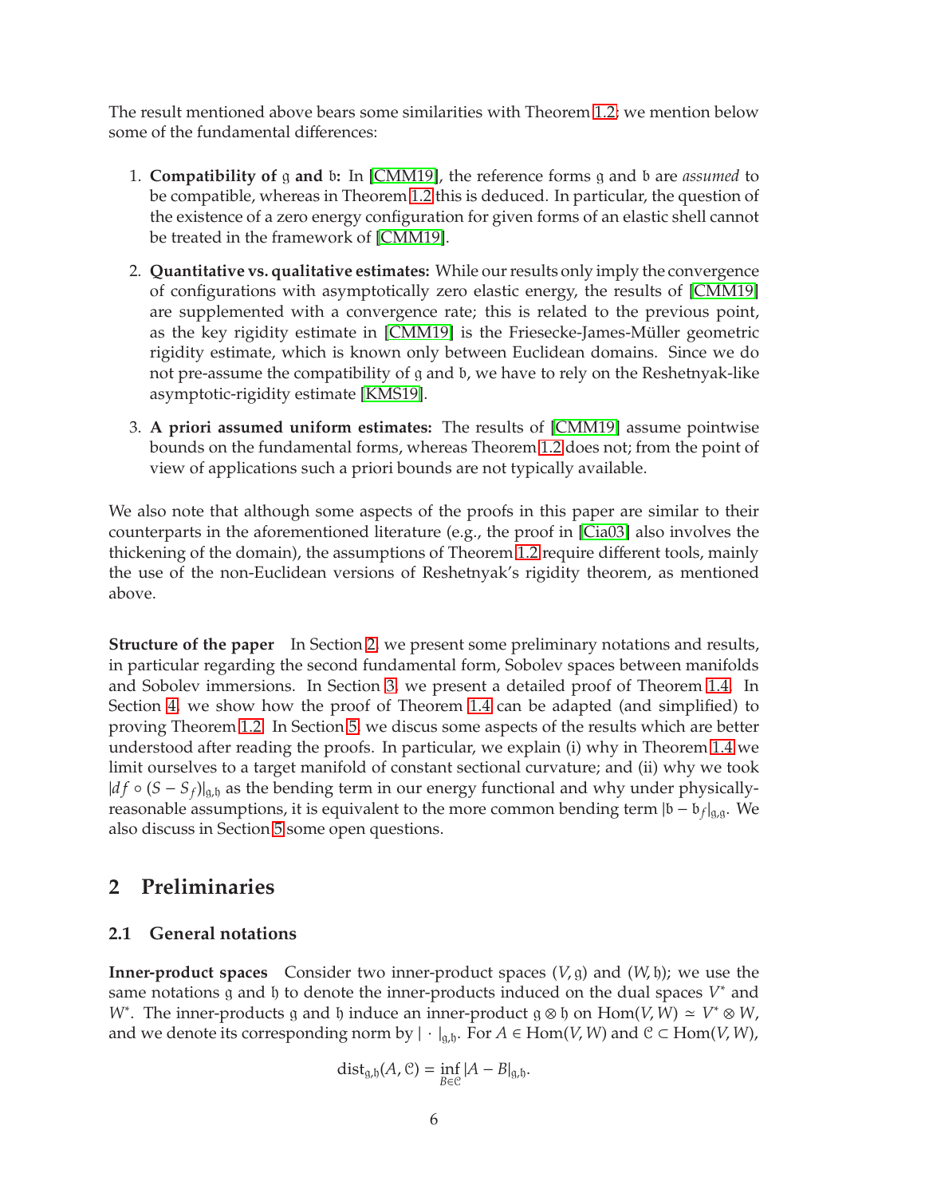The result mentioned above bears some similarities with Theorem 1.2; we mention below some of the fundamental differences:

1. **Compatibility of $\mathfrak{g}$ and $\mathfrak{b}$:** In [CMM19], the reference forms $\mathfrak{g}$ and $\mathfrak{b}$ are *assumed* to be compatible, whereas in Theorem 1.2 this is deduced. In particular, the question of the existence of a zero energy configuration for given forms of an elastic shell cannot be treated in the framework of [CMM19].

2. **Quantitative vs. qualitative estimates:** While our results only imply the convergence of configurations with asymptotically zero elastic energy, the results of [CMM19] are supplemented with a convergence rate; this is related to the previous point, as the key rigidity estimate in [CMM19] is the Friesecke-James-Müller geometric rigidity estimate, which is known only between Euclidean domains. Since we do not pre-assume the compatibility of $\mathfrak{g}$ and $\mathfrak{b}$, we have to rely on the Reshetnyak-like asymptotic-rigidity estimate [KMS19].

3. **A priori assumed uniform estimates:** The results of [CMM19] assume pointwise bounds on the fundamental forms, whereas Theorem 1.2 does not; from the point of view of applications such a priori bounds are not typically available.

We also note that although some aspects of the proofs in this paper are similar to their counterparts in the aforementioned literature (e.g., the proof in [Cia03] also involves the thickening of the domain), the assumptions of Theorem 1.2 require different tools, mainly the use of the non-Euclidean versions of Reshetnyak's rigidity theorem, as mentioned above.

**Structure of the paper** In Section 2, we present some preliminary notations and results, in particular regarding the second fundamental form, Sobolev spaces between manifolds and Sobolev immersions. In Section 3, we present a detailed proof of Theorem 1.4. In Section 4, we show how the proof of Theorem 1.4 can be adapted (and simplified) to proving Theorem 1.2. In Section 5, we discus some aspects of the results which are better understood after reading the proofs. In particular, we explain (i) why in Theorem 1.4 we limit ourselves to a target manifold of constant sectional curvature; and (ii) why we took $|df \circ (S - S_f)|_{\mathfrak{g},\mathfrak{h}}$ as the bending term in our energy functional and why under physically-reasonable assumptions, it is equivalent to the more common bending term $|\mathfrak{b} - \mathfrak{b}_f|_{\mathfrak{g},\mathfrak{g}}$. We also discuss in Section 5 some open questions.

## 2 Preliminaries

### 2.1 General notations

**Inner-product spaces** Consider two inner-product spaces $(V, \mathfrak{g})$ and $(W, \mathfrak{h})$; we use the same notations $\mathfrak{g}$ and $\mathfrak{h}$ to denote the inner-products induced on the dual spaces $V^*$ and $W^*$. The inner-products $\mathfrak{g}$ and $\mathfrak{h}$ induce an inner-product $\mathfrak{g} \otimes \mathfrak{h}$ on $\mathrm{Hom}(V, W) \simeq V^* \otimes W$, and we denote its corresponding norm by $|\cdot|_{\mathfrak{g},\mathfrak{h}}$. For $A \in \mathrm{Hom}(V, W)$ and $\mathcal{C} \subset \mathrm{Hom}(V, W)$,

$$\mathrm{dist}_{\mathfrak{g},\mathfrak{h}}(A, \mathcal{C}) = \inf_{B \in \mathcal{C}} |A - B|_{\mathfrak{g},\mathfrak{h}}.$$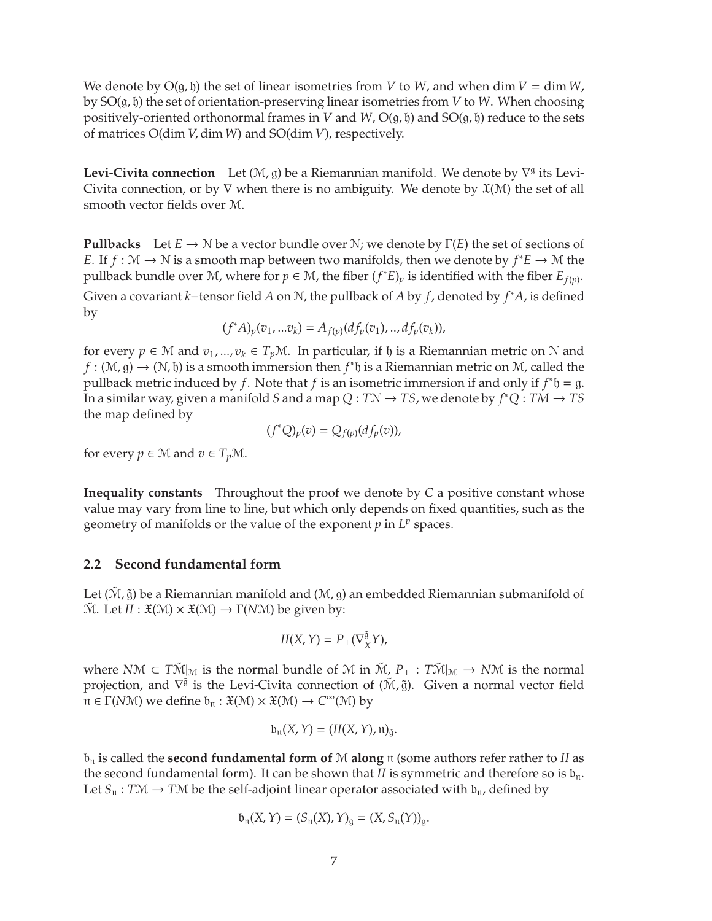We denote by $\mathrm{O}(\mathfrak{g}, \mathfrak{h})$ the set of linear isometries from $V$ to $W$, and when $\dim V = \dim W$, by $\mathrm{SO}(\mathfrak{g}, \mathfrak{h})$ the set of orientation-preserving linear isometries from $V$ to $W$. When choosing positively-oriented orthonormal frames in $V$ and $W$, $\mathrm{O}(\mathfrak{g}, \mathfrak{h})$ and $\mathrm{SO}(\mathfrak{g}, \mathfrak{h})$ reduce to the sets of matrices $\mathrm{O}(\dim V, \dim W)$ and $\mathrm{SO}(\dim V)$, respectively.

**Levi-Civita connection** Let $(\mathcal{M}, \mathfrak{g})$ be a Riemannian manifold. We denote by $\nabla^{\mathfrak{g}}$ its Levi-Civita connection, or by $\nabla$ when there is no ambiguity. We denote by $\mathfrak{X}(\mathcal{M})$ the set of all smooth vector fields over $\mathcal{M}$.

**Pullbacks** Let $E \to \mathcal{N}$ be a vector bundle over $\mathcal{N}$; we denote by $\Gamma(E)$ the set of sections of $E$. If $f : \mathcal{M} \to \mathcal{N}$ is a smooth map between two manifolds, then we denote by $f^*E \to \mathcal{M}$ the pullback bundle over $\mathcal{M}$, where for $p \in \mathcal{M}$, the fiber $(f^*E)_p$ is identified with the fiber $E_{f(p)}$. Given a covariant $k-$tensor field $A$ on $\mathcal{N}$, the pullback of $A$ by $f$, denoted by $f^*A$, is defined by

$$(f^*A)_p(v_1, ...v_k) = A_{f(p)}(df_p(v_1), .., df_p(v_k)),$$

for every $p \in \mathcal{M}$ and $v_1, ..., v_k \in T_p\mathcal{M}$. In particular, if $\mathfrak{h}$ is a Riemannian metric on $\mathcal{N}$ and $f : (\mathcal{M}, \mathfrak{g}) \to (\mathcal{N}, \mathfrak{h})$ is a smooth immersion then $f^*\mathfrak{h}$ is a Riemannian metric on $\mathcal{M}$, called the pullback metric induced by $f$. Note that $f$ is an isometric immersion if and only if $f^*\mathfrak{h} = \mathfrak{g}$. In a similar way, given a manifold $S$ and a map $Q : T\mathcal{N} \to TS$, we denote by $f^*Q : TM \to TS$ the map defined by

$$(f^*Q)_p(v) = Q_{f(p)}(df_p(v)),$$

for every $p \in \mathcal{M}$ and $v \in T_p\mathcal{M}$.

**Inequality constants** Throughout the proof we denote by $C$ a positive constant whose value may vary from line to line, but which only depends on fixed quantities, such as the geometry of manifolds or the value of the exponent $p$ in $L^p$ spaces.

## 2.2 Second fundamental form

Let $(\tilde{\mathcal{M}}, \tilde{\mathfrak{g}})$ be a Riemannian manifold and $(\mathcal{M}, \mathfrak{g})$ an embedded Riemannian submanifold of $\tilde{\mathcal{M}}$. Let $II : \mathfrak{X}(\mathcal{M}) \times \mathfrak{X}(\mathcal{M}) \to \Gamma(N\mathcal{M})$ be given by:

$$II(X, Y) = P_{\perp}(\nabla^{\tilde{\mathfrak{g}}}_X Y),$$

where $N\mathcal{M} \subset T\tilde{\mathcal{M}}|_{\mathcal{M}}$ is the normal bundle of $\mathcal{M}$ in $\tilde{\mathcal{M}}$, $P_{\perp} : T\tilde{\mathcal{M}}|_{\mathcal{M}} \to N\mathcal{M}$ is the normal projection, and $\nabla^{\tilde{\mathfrak{g}}}$ is the Levi-Civita connection of $(\tilde{\mathcal{M}}, \tilde{\mathfrak{g}})$. Given a normal vector field $\mathfrak{n} \in \Gamma(N\mathcal{M})$ we define $\mathfrak{b}_{\mathfrak{n}} : \mathfrak{X}(\mathcal{M}) \times \mathfrak{X}(\mathcal{M}) \to C^\infty(\mathcal{M})$ by

$$\mathfrak{b}_{\mathfrak{n}}(X, Y) = (II(X, Y), \mathfrak{n})_{\tilde{\mathfrak{g}}}.$$

$\mathfrak{b}_{\mathfrak{n}}$ is called the **second fundamental form of** $\mathcal{M}$ **along** $\mathfrak{n}$ (some authors refer rather to $II$ as the second fundamental form). It can be shown that $II$ is symmetric and therefore so is $\mathfrak{b}_{\mathfrak{n}}$. Let $S_{\mathfrak{n}} : T\mathcal{M} \to T\mathcal{M}$ be the self-adjoint linear operator associated with $\mathfrak{b}_{\mathfrak{n}}$, defined by

$$\mathfrak{b}_{\mathfrak{n}}(X, Y) = (S_{\mathfrak{n}}(X), Y)_{\mathfrak{g}} = (X, S_{\mathfrak{n}}(Y))_{\mathfrak{g}}.$$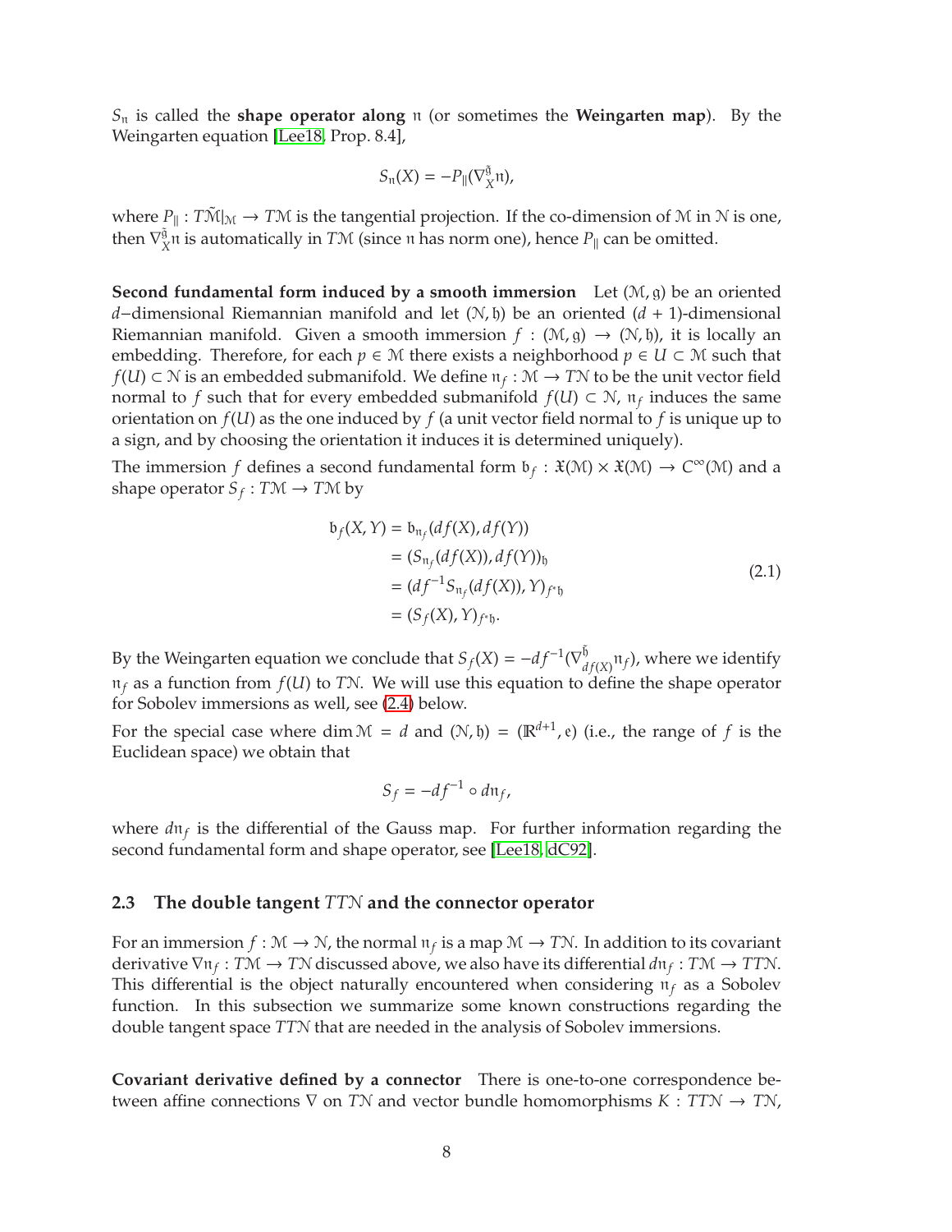$S_{\mathfrak{n}}$ is called the **shape operator along** $\mathfrak{n}$ (or sometimes the **Weingarten map**). By the Weingarten equation [Lee18, Prop. 8.4],

$$S_{\mathfrak{n}}(X) = -P_{\|}(\nabla^{\tilde{\mathfrak{g}}}_X \mathfrak{n}),$$

where $P_{\|} : T\tilde{\mathcal{M}}|_{\mathcal{M}} \to T\mathcal{M}$ is the tangential projection. If the co-dimension of $\mathcal{M}$ in $\mathcal{N}$ is one, then $\nabla^{\tilde{\mathfrak{g}}}_X \mathfrak{n}$ is automatically in $T\mathcal{M}$ (since $\mathfrak{n}$ has norm one), hence $P_{\|}$ can be omitted.

**Second fundamental form induced by a smooth immersion** Let $(\mathcal{M}, \mathfrak{g})$ be an oriented $d$−dimensional Riemannian manifold and let $(\mathcal{N}, \mathfrak{h})$ be an oriented $(d+1)$-dimensional Riemannian manifold. Given a smooth immersion $f : (\mathcal{M}, \mathfrak{g}) \to (\mathcal{N}, \mathfrak{h})$, it is locally an embedding. Therefore, for each $p \in \mathcal{M}$ there exists a neighborhood $p \in U \subset \mathcal{M}$ such that $f(U) \subset \mathcal{N}$ is an embedded submanifold. We define $\mathfrak{n}_f : \mathcal{M} \to T\mathcal{N}$ to be the unit vector field normal to $f$ such that for every embedded submanifold $f(U) \subset \mathcal{N}$, $\mathfrak{n}_f$ induces the same orientation on $f(U)$ as the one induced by $f$ (a unit vector field normal to $f$ is unique up to a sign, and by choosing the orientation it induces it is determined uniquely).

The immersion $f$ defines a second fundamental form $\mathfrak{b}_f : \mathfrak{X}(\mathcal{M}) \times \mathfrak{X}(\mathcal{M}) \to C^\infty(\mathcal{M})$ and a shape operator $S_f : T\mathcal{M} \to T\mathcal{M}$ by

$$\begin{aligned}
\mathfrak{b}_f(X, Y) &= \mathfrak{b}_{\mathfrak{n}_f}(df(X), df(Y)) \\
&= (S_{\mathfrak{n}_f}(df(X)), df(Y))_{\mathfrak{h}} \\
&= (df^{-1} S_{\mathfrak{n}_f}(df(X)), Y)_{f^*\mathfrak{h}} \\
&= (S_f(X), Y)_{f^*\mathfrak{h}}.
\end{aligned} \tag{2.1}$$

By the Weingarten equation we conclude that $S_f(X) = -df^{-1}(\nabla^{\mathfrak{h}}_{df(X)} \mathfrak{n}_f)$, where we identify $\mathfrak{n}_f$ as a function from $f(U)$ to $T\mathcal{N}$. We will use this equation to define the shape operator for Sobolev immersions as well, see (2.4) below.

For the special case where $\dim \mathcal{M} = d$ and $(\mathcal{N}, \mathfrak{h}) = (\mathbb{R}^{d+1}, \mathfrak{e})$ (i.e., the range of $f$ is the Euclidean space) we obtain that

$$S_f = -df^{-1} \circ d\mathfrak{n}_f,$$

where $d\mathfrak{n}_f$ is the differential of the Gauss map. For further information regarding the second fundamental form and shape operator, see [Lee18, dC92].

## 2.3 The double tangent $TT\mathcal{N}$ and the connector operator

For an immersion $f : \mathcal{M} \to \mathcal{N}$, the normal $\mathfrak{n}_f$ is a map $\mathcal{M} \to T\mathcal{N}$. In addition to its covariant derivative $\nabla \mathfrak{n}_f : T\mathcal{M} \to T\mathcal{N}$ discussed above, we also have its differential $d\mathfrak{n}_f : T\mathcal{M} \to TT\mathcal{N}$. This differential is the object naturally encountered when considering $\mathfrak{n}_f$ as a Sobolev function. In this subsection we summarize some known constructions regarding the double tangent space $TT\mathcal{N}$ that are needed in the analysis of Sobolev immersions.

**Covariant derivative defined by a connector** There is one-to-one correspondence between affine connections $\nabla$ on $T\mathcal{N}$ and vector bundle homomorphisms $K : TT\mathcal{N} \to T\mathcal{N}$,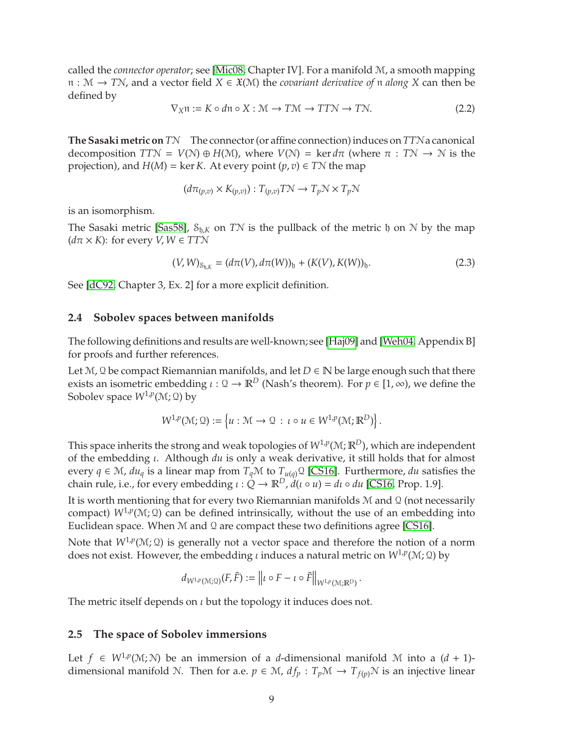called the *connector operator*; see [Mic08, Chapter IV]. For a manifold $\mathcal{M}$, a smooth mapping $\mathfrak{n} : \mathcal{M} \to T\mathcal{N}$, and a vector field $X \in \mathfrak{X}(\mathcal{M})$ the *covariant derivative of* $\mathfrak{n}$ *along* $X$ can then be defined by

$$\nabla_X \mathfrak{n} := K \circ d\mathfrak{n} \circ X : \mathcal{M} \to T\mathcal{M} \to TT\mathcal{N} \to T\mathcal{N}. \tag{2.2}$$

**The Sasaki metric on** $T\mathcal{N}$ The connector (or affine connection) induces on $TT\mathcal{N}$ a canonical decomposition $TT\mathcal{N} = V(\mathcal{N}) \oplus H(\mathcal{M})$, where $V(\mathcal{N}) = \ker d\pi$ (where $\pi : T\mathcal{N} \to \mathcal{N}$ is the projection), and $H(M) = \ker K$. At every point $(p, v) \in T\mathcal{N}$ the map

$$(d\pi_{(p,v)} \times K_{(p,v)}) : T_{(p,v)}T\mathcal{N} \to T_p\mathcal{N} \times T_p\mathcal{N}$$

is an isomorphism.

The Sasaki metric [Sas58], $\mathcal{S}_{\mathfrak{h},K}$ on $T\mathcal{N}$ is the pullback of the metric $\mathfrak{h}$ on $\mathcal{N}$ by the map $(d\pi \times K)$: for every $V, W \in TT\mathcal{N}$

$$(V, W)_{\mathcal{S}_{\mathfrak{h},K}} = (d\pi(V), d\pi(W))_{\mathfrak{h}} + (K(V), K(W))_{\mathfrak{h}}. \tag{2.3}$$

See [dC92, Chapter 3, Ex. 2] for a more explicit definition.

### 2.4 Sobolev spaces between manifolds

The following definitions and results are well-known; see [Haj09] and [Weh04, Appendix B] for proofs and further references.

Let $\mathcal{M}, \mathcal{Q}$ be compact Riemannian manifolds, and let $D \in \mathbb{N}$ be large enough such that there exists an isometric embedding $\iota : \mathcal{Q} \to \mathbb{R}^D$ (Nash's theorem). For $p \in [1, \infty)$, we define the Sobolev space $W^{1,p}(\mathcal{M}; \mathcal{Q})$ by

$$W^{1,p}(\mathcal{M}; \mathcal{Q}) := \left\{ u : \mathcal{M} \to \mathcal{Q} \,:\, \iota \circ u \in W^{1,p}(\mathcal{M}; \mathbb{R}^D) \right\}.$$

This space inherits the strong and weak topologies of $W^{1,p}(\mathcal{M}; \mathbb{R}^D)$, which are independent of the embedding $\iota$. Although $du$ is only a weak derivative, it still holds that for almost every $q \in \mathcal{M}$, $du_q$ is a linear map from $T_q\mathcal{M}$ to $T_{u(q)}\mathcal{Q}$ [CS16]. Furthermore, $du$ satisfies the chain rule, i.e., for every embedding $\iota : Q \to \mathbb{R}^D$, $d(\iota \circ u) = d\iota \circ du$ [CS16, Prop. 1.9].

It is worth mentioning that for every two Riemannian manifolds $\mathcal{M}$ and $\mathcal{Q}$ (not necessarily compact) $W^{1,p}(\mathcal{M}; \mathcal{Q})$ can be defined intrinsically, without the use of an embedding into Euclidean space. When $\mathcal{M}$ and $\mathcal{Q}$ are compact these two definitions agree [CS16].

Note that $W^{1,p}(\mathcal{M}; \mathcal{Q})$ is generally not a vector space and therefore the notion of a norm does not exist. However, the embedding $\iota$ induces a natural metric on $W^{1,p}(\mathcal{M}; \mathcal{Q})$ by

$$d_{W^{1,p}(\mathcal{M};\mathcal{Q})}(F, \tilde{F}) := \left\| \iota \circ F - \iota \circ \tilde{F} \right\|_{W^{1,p}(\mathcal{M};\mathbb{R}^D)}.$$

The metric itself depends on $\iota$ but the topology it induces does not.

### 2.5 The space of Sobolev immersions

Let $f \in W^{1,p}(\mathcal{M}; \mathcal{N})$ be an immersion of a $d$-dimensional manifold $\mathcal{M}$ into a $(d+1)$-dimensional manifold $\mathcal{N}$. Then for a.e. $p \in \mathcal{M}$, $df_p : T_p\mathcal{M} \to T_{f(p)}\mathcal{N}$ is an injective linear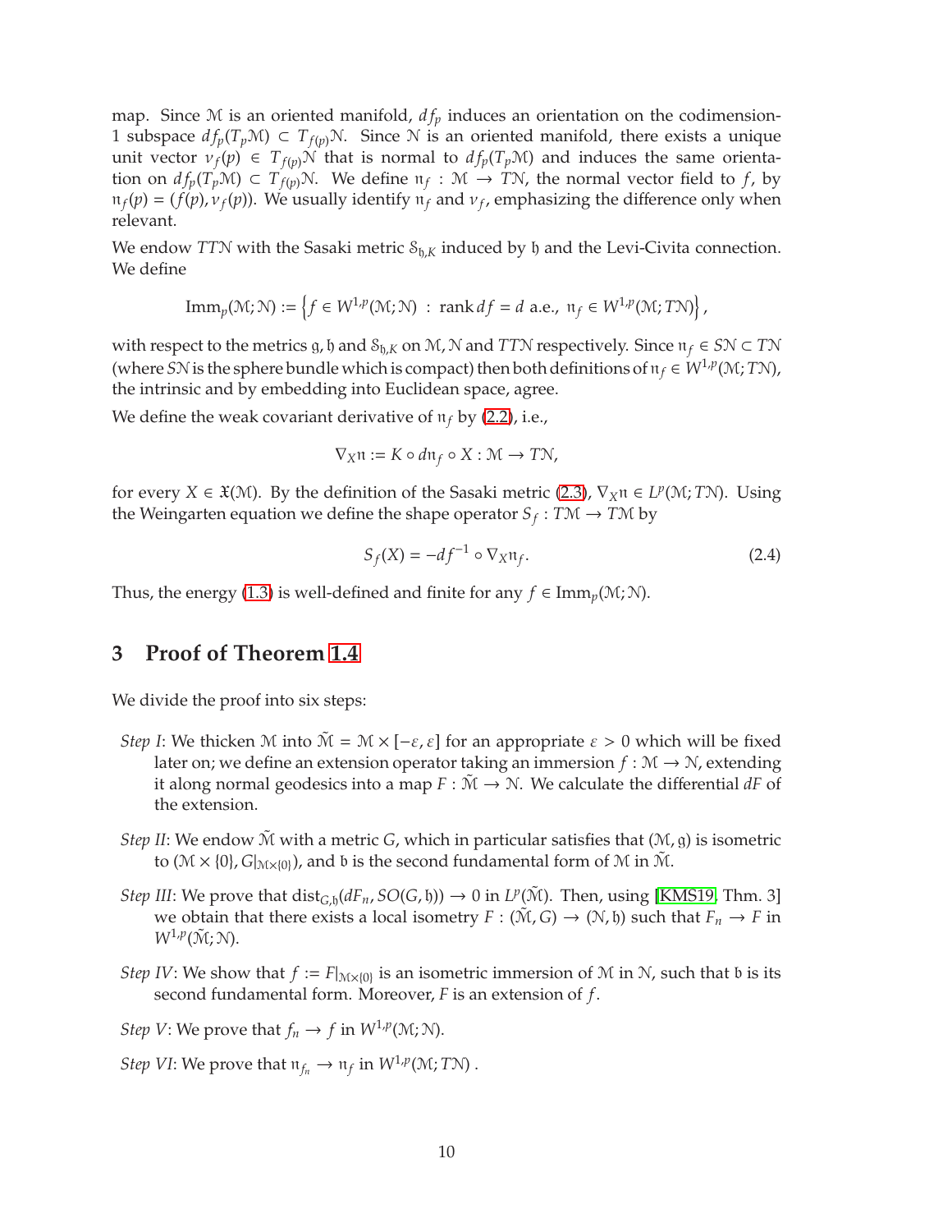map. Since $\mathcal{M}$ is an oriented manifold, $df_p$ induces an orientation on the codimension-1 subspace $df_p(T_p\mathcal{M}) \subset T_{f(p)}\mathcal{N}$. Since $\mathcal{N}$ is an oriented manifold, there exists a unique unit vector $\nu_f(p) \in T_{f(p)}\mathcal{N}$ that is normal to $df_p(T_p\mathcal{M})$ and induces the same orientation on $df_p(T_p\mathcal{M}) \subset T_{f(p)}\mathcal{N}$. We define $\mathfrak{n}_f : \mathcal{M} \to T\mathcal{N}$, the normal vector field to $f$, by $\mathfrak{n}_f(p) = (f(p), \nu_f(p))$. We usually identify $\mathfrak{n}_f$ and $\nu_f$, emphasizing the difference only when relevant.

We endow $TT\mathcal{N}$ with the Sasaki metric $\mathcal{S}_{\mathfrak{h},K}$ induced by $\mathfrak{h}$ and the Levi-Civita connection. We define

$$\operatorname{Imm}_p(\mathcal{M};\mathcal{N}) := \left\{ f \in W^{1,p}(\mathcal{M};\mathcal{N}) \ : \ \operatorname{rank} df = d \text{ a.e.}, \ \mathfrak{n}_f \in W^{1,p}(\mathcal{M};T\mathcal{N}) \right\},$$

with respect to the metrics $\mathfrak{g}, \mathfrak{h}$ and $\mathcal{S}_{\mathfrak{h},K}$ on $\mathcal{M}, \mathcal{N}$ and $TT\mathcal{N}$ respectively. Since $\mathfrak{n}_f \in S\mathcal{N} \subset T\mathcal{N}$ (where $S\mathcal{N}$ is the sphere bundle which is compact) then both definitions of $\mathfrak{n}_f \in W^{1,p}(\mathcal{M};T\mathcal{N})$, the intrinsic and by embedding into Euclidean space, agree.

We define the weak covariant derivative of $\mathfrak{n}_f$ by (2.2), i.e.,

$$\nabla_X \mathfrak{n} := K \circ d\mathfrak{n}_f \circ X : \mathcal{M} \to T\mathcal{N},$$

for every $X \in \mathfrak{X}(\mathcal{M})$. By the definition of the Sasaki metric (2.3), $\nabla_X \mathfrak{n} \in L^p(\mathcal{M};T\mathcal{N})$. Using the Weingarten equation we define the shape operator $S_f : T\mathcal{M} \to T\mathcal{M}$ by

$$S_f(X) = -df^{-1} \circ \nabla_X \mathfrak{n}_f. \tag{2.4}$$

Thus, the energy (1.3) is well-defined and finite for any $f \in \operatorname{Imm}_p(\mathcal{M};\mathcal{N})$.

## 3 Proof of Theorem 1.4

We divide the proof into six steps:

- *Step I*: We thicken $\mathcal{M}$ into $\tilde{\mathcal{M}} = \mathcal{M} \times [-\varepsilon, \varepsilon]$ for an appropriate $\varepsilon > 0$ which will be fixed later on; we define an extension operator taking an immersion $f : \mathcal{M} \to \mathcal{N}$, extending it along normal geodesics into a map $F : \tilde{\mathcal{M}} \to \mathcal{N}$. We calculate the differential $dF$ of the extension.
- *Step II*: We endow $\tilde{\mathcal{M}}$ with a metric $G$, which in particular satisfies that $(\mathcal{M}, \mathfrak{g})$ is isometric to $(\mathcal{M} \times \{0\}, G|_{\mathcal{M}\times\{0\}})$, and $\mathfrak{b}$ is the second fundamental form of $\mathcal{M}$ in $\tilde{\mathcal{M}}$.
- *Step III*: We prove that $\operatorname{dist}_{G,\mathfrak{h}}(dF_n, SO(G, \mathfrak{h})) \to 0$ in $L^p(\tilde{\mathcal{M}})$. Then, using [KMS19, Thm. 3] we obtain that there exists a local isometry $F : (\tilde{\mathcal{M}}, G) \to (\mathcal{N}, \mathfrak{h})$ such that $F_n \to F$ in $W^{1,p}(\tilde{\mathcal{M}};\mathcal{N})$.
- *Step IV*: We show that $f := F|_{\mathcal{M}\times\{0\}}$ is an isometric immersion of $\mathcal{M}$ in $\mathcal{N}$, such that $\mathfrak{b}$ is its second fundamental form. Moreover, $F$ is an extension of $f$.
- *Step V*: We prove that $f_n \to f$ in $W^{1,p}(\mathcal{M};\mathcal{N})$.
- *Step VI*: We prove that $\mathfrak{n}_{f_n} \to \mathfrak{n}_f$ in $W^{1,p}(\mathcal{M};T\mathcal{N})$ .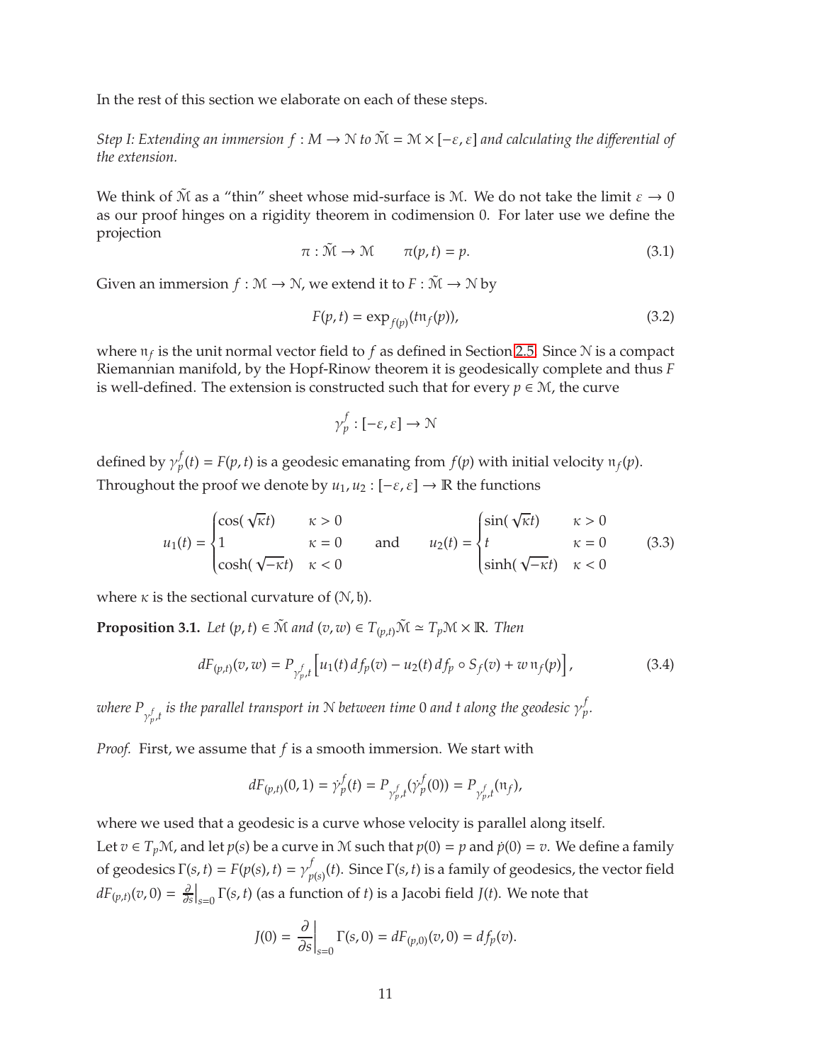In the rest of this section we elaborate on each of these steps.

*Step I: Extending an immersion $f : M \to \mathcal{N}$ to $\tilde{\mathcal{M}} = \mathcal{M} \times [-\varepsilon, \varepsilon]$ and calculating the differential of the extension.*

We think of $\tilde{\mathcal{M}}$ as a "thin" sheet whose mid-surface is $\mathcal{M}$. We do not take the limit $\varepsilon \to 0$ as our proof hinges on a rigidity theorem in codimension 0. For later use we define the projection

$$
\pi : \tilde{\mathcal{M}} \to \mathcal{M} \qquad \pi(p,t) = p. \tag{3.1}
$$

Given an immersion $f : \mathcal{M} \to \mathcal{N}$, we extend it to $F : \tilde{\mathcal{M}} \to \mathcal{N}$ by

$$
F(p,t) = \exp_{f(p)}(t\mathfrak{n}_f(p)), \tag{3.2}
$$

where $\mathfrak{n}_f$ is the unit normal vector field to $f$ as defined in Section 2.5. Since $\mathcal{N}$ is a compact Riemannian manifold, by the Hopf-Rinow theorem it is geodesically complete and thus $F$ is well-defined. The extension is constructed such that for every $p \in \mathcal{M}$, the curve

$$
\gamma_p^f : [-\varepsilon, \varepsilon] \to \mathcal{N}
$$

defined by $\gamma_p^f(t) = F(p,t)$ is a geodesic emanating from $f(p)$ with initial velocity $\mathfrak{n}_f(p)$.
Throughout the proof we denote by $u_1, u_2 : [-\varepsilon, \varepsilon] \to \mathbb{R}$ the functions

$$
u_1(t) = \begin{cases} \cos(\sqrt{\kappa}t) & \kappa > 0 \\ 1 & \kappa = 0 \\ \cosh(\sqrt{-\kappa}t) & \kappa < 0 \end{cases} \qquad \text{and} \qquad u_2(t) = \begin{cases} \sin(\sqrt{\kappa}t) & \kappa > 0 \\ t & \kappa = 0 \\ \sinh(\sqrt{-\kappa}t) & \kappa < 0 \end{cases} \tag{3.3}
$$

where $\kappa$ is the sectional curvature of $(\mathcal{N}, \mathfrak{h})$.

**Proposition 3.1.** *Let $(p,t) \in \tilde{\mathcal{M}}$ and $(v,w) \in T_{(p,t)}\tilde{\mathcal{M}} \simeq T_p\mathcal{M} \times \mathbb{R}$. Then*

$$
dF_{(p,t)}(v,w) = P_{\gamma_p^f,t}\left[u_1(t)\, df_p(v) - u_2(t)\, df_p \circ S_f(v) + w\, \mathfrak{n}_f(p)\right], \tag{3.4}
$$

*where $P_{\gamma_p^f,t}$ is the parallel transport in $\mathcal{N}$ between time $0$ and $t$ along the geodesic $\gamma_p^f$.*

*Proof.* First, we assume that $f$ is a smooth immersion. We start with

$$
dF_{(p,t)}(0,1) = \dot{\gamma}_p^f(t) = P_{\gamma_p^f,t}(\dot{\gamma}_p^f(0)) = P_{\gamma_p^f,t}(\mathfrak{n}_f),
$$

where we used that a geodesic is a curve whose velocity is parallel along itself.
Let $v \in T_p\mathcal{M}$, and let $p(s)$ be a curve in $\mathcal{M}$ such that $p(0) = p$ and $\dot{p}(0) = v$. We define a family of geodesics $\Gamma(s,t) = F(p(s),t) = \gamma_{p(s)}^f(t)$. Since $\Gamma(s,t)$ is a family of geodesics, the vector field $dF_{(p,t)}(v,0) = \frac{\partial}{\partial s}\big|_{s=0}\Gamma(s,t)$ (as a function of $t$) is a Jacobi field $J(t)$. We note that

$$
J(0) = \frac{\partial}{\partial s}\bigg|_{s=0}\Gamma(s,0) = dF_{(p,0)}(v,0) = df_p(v).
$$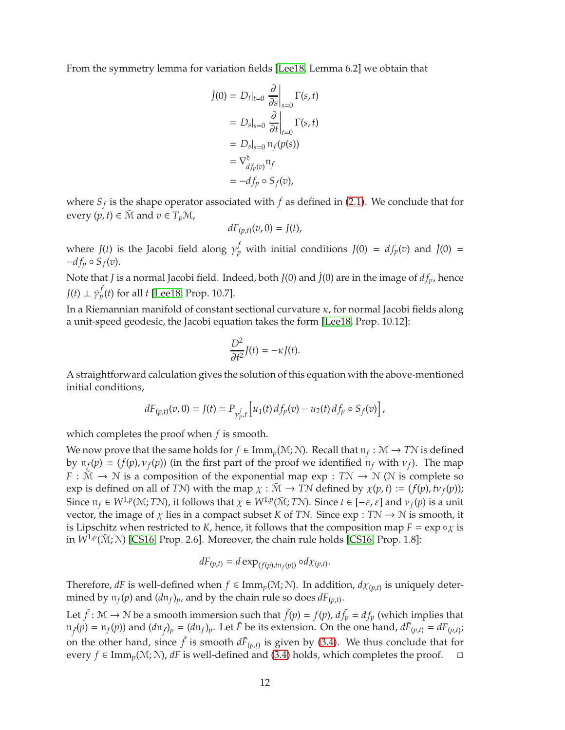From the symmetry lemma for variation fields [Lee18, Lemma 6.2] we obtain that

$$
\begin{aligned}
\dot{J}(0) &= D_t|_{t=0} \left.\frac{\partial}{\partial s}\right|_{s=0} \Gamma(s,t) \\
&= D_s|_{s=0} \left.\frac{\partial}{\partial t}\right|_{t=0} \Gamma(s,t) \\
&= D_s|_{s=0}\, \mathfrak{n}_f(p(s)) \\
&= \nabla^{\mathfrak{h}}_{df_p(v)} \mathfrak{n}_f \\
&= -df_p \circ S_f(v),
\end{aligned}
$$

where $S_f$ is the shape operator associated with $f$ as defined in (2.1). We conclude that for every $(p,t) \in \tilde{\mathcal{M}}$ and $v \in T_p\mathcal{M}$,

$$
dF_{(p,t)}(v,0) = J(t),
$$

where $J(t)$ is the Jacobi field along $\gamma_p^f$ with initial conditions $J(0) = df_p(v)$ and $\dot{J}(0) = -df_p \circ S_f(v)$.

Note that $J$ is a normal Jacobi field. Indeed, both $J(0)$ and $\dot{J}(0)$ are in the image of $df_p$, hence $J(t) \perp \dot{\gamma}_p^f(t)$ for all $t$ [Lee18, Prop. 10.7].

In a Riemannian manifold of constant sectional curvature $\kappa$, for normal Jacobi fields along a unit-speed geodesic, the Jacobi equation takes the form [Lee18, Prop. 10.12]:

$$
\frac{D^2}{\partial t^2} J(t) = -\kappa J(t).
$$

A straightforward calculation gives the solution of this equation with the above-mentioned initial conditions,

$$
dF_{(p,t)}(v,0) = J(t) = P_{\gamma_p^f, t}\left[u_1(t)\, df_p(v) - u_2(t)\, df_p \circ S_f(v)\right],
$$

which completes the proof when $f$ is smooth.

We now prove that the same holds for $f \in \mathrm{Imm}_p(\mathcal{M};\mathcal{N})$. Recall that $\mathfrak{n}_f : \mathcal{M} \to T\mathcal{N}$ is defined by $\mathfrak{n}_f(p) = (f(p), \nu_f(p))$ (in the first part of the proof we identified $\mathfrak{n}_f$ with $\nu_f$). The map $F : \tilde{\mathcal{M}} \to \mathcal{N}$ is a composition of the exponential map $\exp : T\mathcal{N} \to \mathcal{N}$ ($\mathcal{N}$ is complete so exp is defined on all of $T\mathcal{N}$) with the map $\chi : \tilde{\mathcal{M}} \to T\mathcal{N}$ defined by $\chi(p,t) := (f(p), t\nu_f(p))$; Since $\mathfrak{n}_f \in W^{1,p}(\mathcal{M}; T\mathcal{N})$, it follows that $\chi \in W^{1,p}(\tilde{\mathcal{M}}; T\mathcal{N})$. Since $t \in [-\varepsilon, \varepsilon]$ and $\nu_f(p)$ is a unit vector, the image of $\chi$ lies in a compact subset $K$ of $T\mathcal{N}$. Since $\exp : T\mathcal{N} \to \mathcal{N}$ is smooth, it is Lipschitz when restricted to $K$, hence, it follows that the composition map $F = \exp \circ \chi$ is in $W^{1,p}(\tilde{\mathcal{M}}; \mathcal{N})$ [CS16, Prop. 2.6]. Moreover, the chain rule holds [CS16, Prop. 1.8]:

$$
dF_{(p,t)} = d\exp_{(f(p), t\mathfrak{n}_f(p))} \circ d\chi_{(p,t)}.
$$

Therefore, $dF$ is well-defined when $f \in \mathrm{Imm}_p(\mathcal{M};\mathcal{N})$. In addition, $d\chi_{(p,t)}$ is uniquely determined by $\mathfrak{n}_f(p)$ and $(d\mathfrak{n}_f)_p$, and by the chain rule so does $dF_{(p,t)}$.

Let $\tilde{f} : \mathcal{M} \to \mathcal{N}$ be a smooth immersion such that $\tilde{f}(p) = f(p)$, $d\tilde{f}_p = df_p$ (which implies that $\mathfrak{n}_{\tilde{f}}(p) = \mathfrak{n}_f(p)$) and $(d\mathfrak{n}_{\tilde{f}})_p = (d\mathfrak{n}_f)_p$. Let $\tilde{F}$ be its extension. On the one hand, $d\tilde{F}_{(p,t)} = dF_{(p,t)}$; on the other hand, since $\tilde{f}$ is smooth $d\tilde{F}_{(p,t)}$ is given by (3.4). We thus conclude that for every $f \in \mathrm{Imm}_p(\mathcal{M};\mathcal{N})$, $dF$ is well-defined and (3.4) holds, which completes the proof. $\square$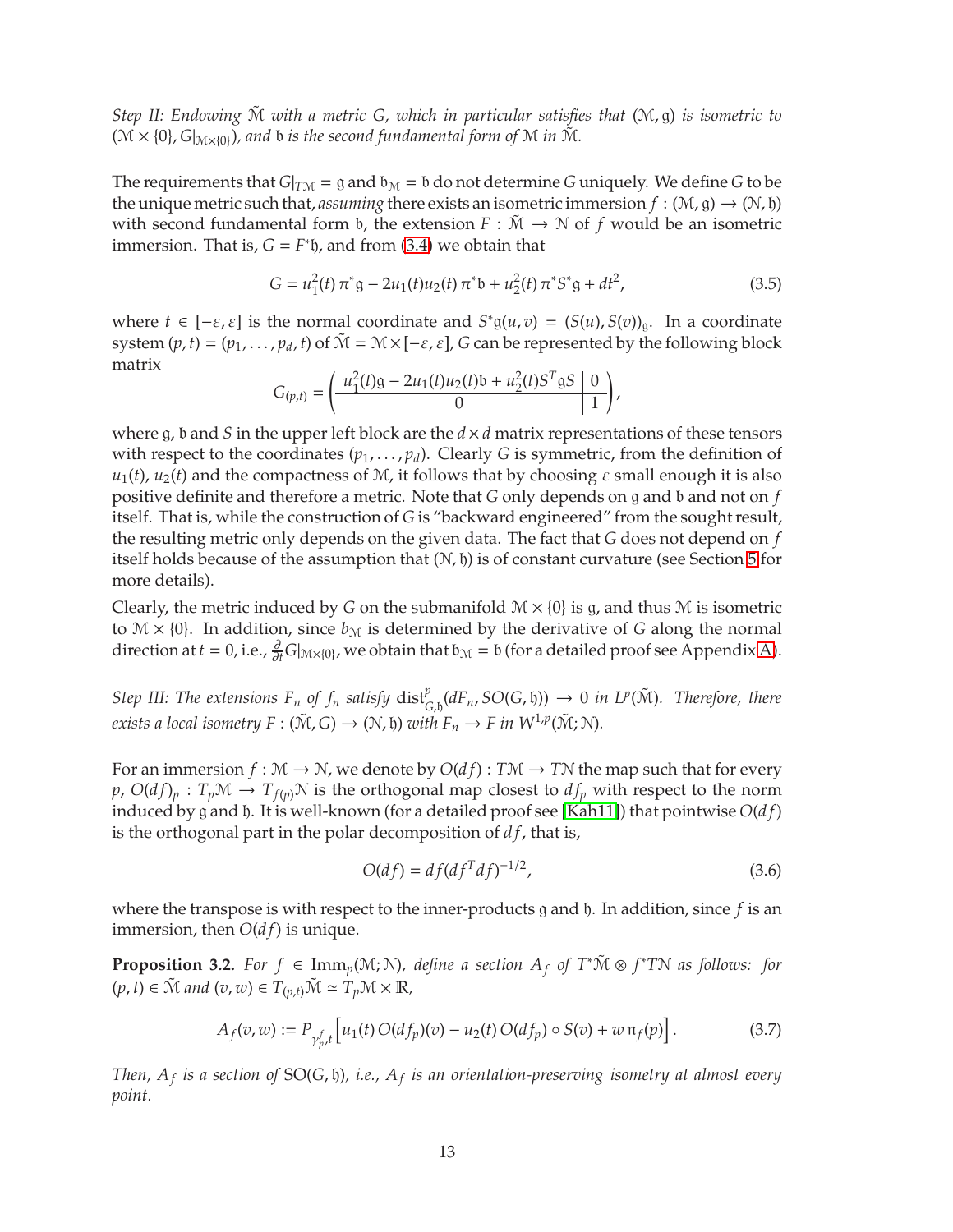*Step II: Endowing $\tilde{\mathcal{M}}$ with a metric $G$, which in particular satisfies that $(\mathcal{M}, \mathfrak{g})$ is isometric to $(\mathcal{M} \times \{0\}, G|_{\mathcal{M}\times\{0\}})$, and $\mathfrak{b}$ is the second fundamental form of $\mathcal{M}$ in $\tilde{\mathcal{M}}$.*

The requirements that $G|_{T\mathcal{M}} = \mathfrak{g}$ and $\mathfrak{b}_{\mathcal{M}} = \mathfrak{b}$ do not determine $G$ uniquely. We define $G$ to be the unique metric such that, *assuming* there exists an isometric immersion $f : (\mathcal{M}, \mathfrak{g}) \to (\mathcal{N}, \mathfrak{h})$ with second fundamental form $\mathfrak{b}$, the extension $F : \tilde{\mathcal{M}} \to \mathcal{N}$ of $f$ would be an isometric immersion. That is, $G = F^*\mathfrak{h}$, and from (3.4) we obtain that

$$G = u_1^2(t)\, \pi^*\mathfrak{g} - 2u_1(t)u_2(t)\, \pi^*\mathfrak{b} + u_2^2(t)\, \pi^*S^*\mathfrak{g} + dt^2, \tag{3.5}$$

where $t \in [-\varepsilon, \varepsilon]$ is the normal coordinate and $S^*\mathfrak{g}(u, v) = (S(u), S(v))_{\mathfrak{g}}$. In a coordinate system $(p, t) = (p_1, \ldots, p_d, t)$ of $\tilde{\mathcal{M}} = \mathcal{M} \times [-\varepsilon, \varepsilon]$, $G$ can be represented by the following block matrix

$$G_{(p,t)} = \left( \begin{array}{c|c} u_1^2(t)\mathfrak{g} - 2u_1(t)u_2(t)\mathfrak{b} + u_2^2(t)S^T\mathfrak{g}S & 0 \\ \hline 0 & 1 \end{array} \right),$$

where $\mathfrak{g}$, $\mathfrak{b}$ and $S$ in the upper left block are the $d \times d$ matrix representations of these tensors with respect to the coordinates $(p_1, \ldots, p_d)$. Clearly $G$ is symmetric, from the definition of $u_1(t)$, $u_2(t)$ and the compactness of $\mathcal{M}$, it follows that by choosing $\varepsilon$ small enough it is also positive definite and therefore a metric. Note that $G$ only depends on $\mathfrak{g}$ and $\mathfrak{b}$ and not on $f$ itself. That is, while the construction of $G$ is "backward engineered" from the sought result, the resulting metric only depends on the given data. The fact that $G$ does not depend on $f$ itself holds because of the assumption that $(\mathcal{N}, \mathfrak{h})$ is of constant curvature (see Section 5 for more details).

Clearly, the metric induced by $G$ on the submanifold $\mathcal{M} \times \{0\}$ is $\mathfrak{g}$, and thus $\mathcal{M}$ is isometric to $\mathcal{M} \times \{0\}$. In addition, since $b_{\mathcal{M}}$ is determined by the derivative of $G$ along the normal direction at $t = 0$, i.e., $\frac{\partial}{\partial t} G|_{\mathcal{M}\times\{0\}}$, we obtain that $\mathfrak{b}_{\mathcal{M}} = \mathfrak{b}$ (for a detailed proof see Appendix A).

*Step III: The extensions $F_n$ of $f_n$ satisfy $\operatorname{dist}^p_{G,\mathfrak{h}}(dF_n, SO(G, \mathfrak{h})) \to 0$ in $L^p(\tilde{\mathcal{M}})$. Therefore, there exists a local isometry $F : (\tilde{\mathcal{M}}, G) \to (\mathcal{N}, \mathfrak{h})$ with $F_n \to F$ in $W^{1,p}(\tilde{\mathcal{M}}; \mathcal{N})$.*

For an immersion $f : \mathcal{M} \to \mathcal{N}$, we denote by $O(df) : T\mathcal{M} \to T\mathcal{N}$ the map such that for every $p$, $O(df)_p : T_p\mathcal{M} \to T_{f(p)}\mathcal{N}$ is the orthogonal map closest to $df_p$ with respect to the norm induced by $\mathfrak{g}$ and $\mathfrak{h}$. It is well-known (for a detailed proof see [Kah11]) that pointwise $O(df)$ is the orthogonal part in the polar decomposition of $df$, that is,

$$O(df) = df(df^T df)^{-1/2}, \tag{3.6}$$

where the transpose is with respect to the inner-products $\mathfrak{g}$ and $\mathfrak{h}$. In addition, since $f$ is an immersion, then $O(df)$ is unique.

**Proposition 3.2.** *For $f \in \operatorname{Imm}_p(\mathcal{M}; \mathcal{N})$, define a section $A_f$ of $T^*\tilde{\mathcal{M}} \otimes f^*T\mathcal{N}$ as follows: for $(p, t) \in \tilde{\mathcal{M}}$ and $(v, w) \in T_{(p,t)}\tilde{\mathcal{M}} \simeq T_p\mathcal{M} \times \mathbb{R}$,*

$$A_f(v, w) := P_{\gamma_p^f, t}\left[ u_1(t)\, O(df_p)(v) - u_2(t)\, O(df_p) \circ S(v) + w\, \mathfrak{n}_f(p) \right]. \tag{3.7}$$

*Then, $A_f$ is a section of $\mathrm{SO}(G, \mathfrak{h})$, i.e., $A_f$ is an orientation-preserving isometry at almost every point.*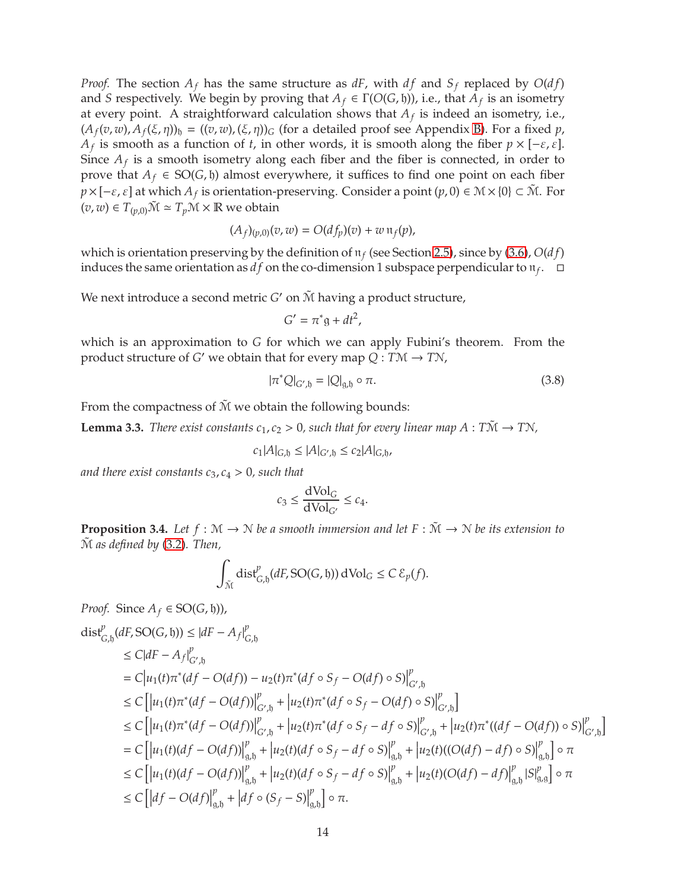*Proof.* The section $A_f$ has the same structure as $dF$, with $df$ and $S_f$ replaced by $O(df)$ and $S$ respectively. We begin by proving that $A_f \in \Gamma(O(G, \mathfrak{h}))$, i.e., that $A_f$ is an isometry at every point. A straightforward calculation shows that $A_f$ is indeed an isometry, i.e., $(A_f(v,w), A_f(\xi,\eta))_{\mathfrak{h}} = ((v,w),(\xi,\eta))_G$ (for a detailed proof see Appendix B). For a fixed $p$, $A_f$ is smooth as a function of $t$, in other words, it is smooth along the fiber $p \times [-\varepsilon, \varepsilon]$. Since $A_f$ is a smooth isometry along each fiber and the fiber is connected, in order to prove that $A_f \in \mathrm{SO}(G, \mathfrak{h})$ almost everywhere, it suffices to find one point on each fiber $p \times [-\varepsilon, \varepsilon]$ at which $A_f$ is orientation-preserving. Consider a point $(p, 0) \in \mathcal{M} \times \{0\} \subset \tilde{\mathcal{M}}$. For $(v, w) \in T_{(p,0)}\tilde{\mathcal{M}} \simeq T_p\mathcal{M} \times \mathbb{R}$ we obtain

$$(A_f)_{(p,0)}(v,w) = O(df_p)(v) + w\,\mathfrak{n}_f(p),$$

which is orientation preserving by the definition of $\mathfrak{n}_f$ (see Section 2.5), since by (3.6), $O(df)$ induces the same orientation as $df$ on the co-dimension 1 subspace perpendicular to $\mathfrak{n}_f$. $\square$

We next introduce a second metric $G'$ on $\tilde{\mathcal{M}}$ having a product structure,

$$G' = \pi^*\mathfrak{g} + dt^2,$$

which is an approximation to $G$ for which we can apply Fubini's theorem. From the product structure of $G'$ we obtain that for every map $Q : T\mathcal{M} \to T\mathcal{N}$,

$$|\pi^* Q|_{G',\mathfrak{h}} = |Q|_{\mathfrak{g},\mathfrak{h}} \circ \pi. \tag{3.8}$$

From the compactness of $\tilde{\mathcal{M}}$ we obtain the following bounds:

**Lemma 3.3.** *There exist constants $c_1, c_2 > 0$, such that for every linear map $A : T\tilde{\mathcal{M}} \to T\mathcal{N}$,*

$$c_1 |A|_{G,\mathfrak{h}} \le |A|_{G',\mathfrak{h}} \le c_2 |A|_{G,\mathfrak{h}},$$

*and there exist constants $c_3, c_4 > 0$, such that*

$$c_3 \le \frac{\mathrm{dVol}_G}{\mathrm{dVol}_{G'}} \le c_4.$$

**Proposition 3.4.** *Let $f : \mathcal{M} \to \mathcal{N}$ be a smooth immersion and let $F : \tilde{\mathcal{M}} \to \mathcal{N}$ be its extension to $\tilde{\mathcal{M}}$ as defined by (3.2). Then,*

$$\int_{\tilde{\mathcal{M}}} \mathrm{dist}^p_{G,\mathfrak{h}}(dF, \mathrm{SO}(G,\mathfrak{h}))\, \mathrm{dVol}_G \le C\, \mathcal{E}_p(f).$$

*Proof.* Since $A_f \in \mathrm{SO}(G, \mathfrak{h})$),

$$\begin{aligned}
\mathrm{dist}^p_{G,\mathfrak{h}}(dF, \mathrm{SO}(G,\mathfrak{h})) &\le |dF - A_f|^p_{G,\mathfrak{h}} \\
&\le C|dF - A_f|^p_{G',\mathfrak{h}} \\
&= C\left|u_1(t)\pi^*(df - O(df)) - u_2(t)\pi^*(df \circ S_f - O(df)\circ S)\right|^p_{G',\mathfrak{h}} \\
&\le C\left[\left|u_1(t)\pi^*(df - O(df))\right|^p_{G',\mathfrak{h}} + \left|u_2(t)\pi^*(df \circ S_f - O(df)\circ S)\right|^p_{G',\mathfrak{h}}\right] \\
&\le C\left[\left|u_1(t)\pi^*(df - O(df))\right|^p_{G',\mathfrak{h}} + \left|u_2(t)\pi^*(df \circ S_f - df\circ S)\right|^p_{G',\mathfrak{h}} + \left|u_2(t)\pi^*((df - O(df))\circ S)\right|^p_{G',\mathfrak{h}}\right] \\
&= C\left[\left|u_1(t)(df - O(df))\right|^p_{\mathfrak{g},\mathfrak{h}} + \left|u_2(t)(df \circ S_f - df\circ S)\right|^p_{\mathfrak{g},\mathfrak{h}} + \left|u_2(t)((O(df) - df)\circ S)\right|^p_{\mathfrak{g},\mathfrak{h}}\right] \circ \pi \\
&\le C\left[\left|u_1(t)(df - O(df))\right|^p_{\mathfrak{g},\mathfrak{h}} + \left|u_2(t)(df \circ S_f - df\circ S)\right|^p_{\mathfrak{g},\mathfrak{h}} + \left|u_2(t)(O(df) - df)\right|^p_{\mathfrak{g},\mathfrak{h}} |S|^p_{\mathfrak{g},\mathfrak{g}}\right] \circ \pi \\
&\le C\left[\left|df - O(df)\right|^p_{\mathfrak{g},\mathfrak{h}} + \left|df \circ (S_f - S)\right|^p_{\mathfrak{g},\mathfrak{h}}\right] \circ \pi.
\end{aligned}$$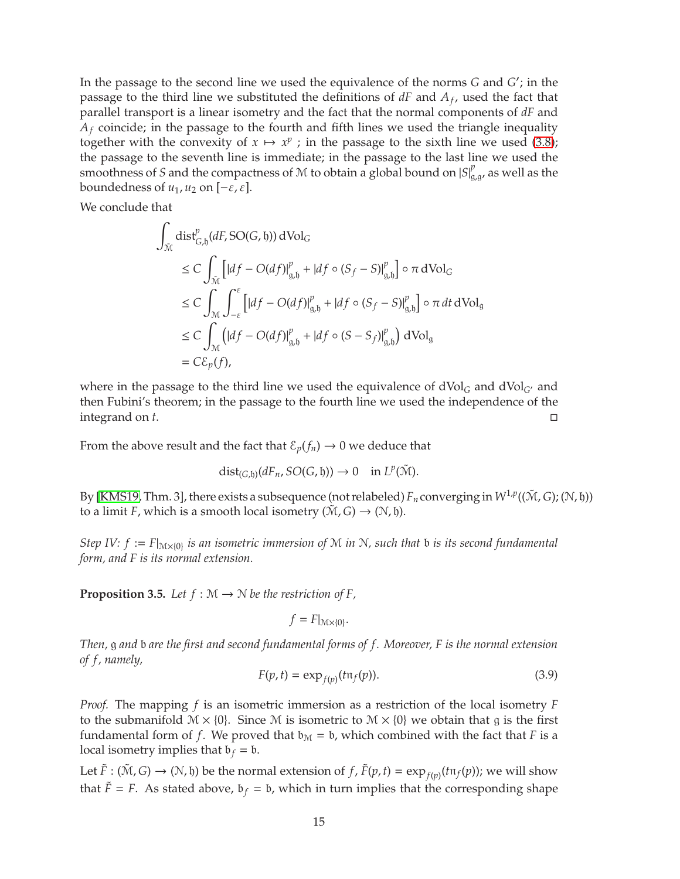In the passage to the second line we used the equivalence of the norms $G$ and $G'$; in the passage to the third line we substituted the definitions of $dF$ and $A_f$, used the fact that parallel transport is a linear isometry and the fact that the normal components of $dF$ and $A_f$ coincide; in the passage to the fourth and fifth lines we used the triangle inequality together with the convexity of $x \mapsto x^p$ ; in the passage to the sixth line we used (3.8); the passage to the seventh line is immediate; in the passage to the last line we used the smoothness of $S$ and the compactness of $\mathcal{M}$ to obtain a global bound on $|S|^p_{\mathfrak{g},\mathfrak{g}}$, as well as the boundedness of $u_1, u_2$ on $[-\varepsilon, \varepsilon]$.

We conclude that

$$
\begin{aligned}
\int_{\tilde{\mathcal{M}}} & \operatorname{dist}^p_{G,\mathfrak{h}}(dF, \mathrm{SO}(G,\mathfrak{h}))\, \mathrm{dVol}_G \\
&\le C \int_{\tilde{\mathcal{M}}} \left[ |df - O(df)|^p_{\mathfrak{g},\mathfrak{h}} + |df \circ (S_f - S)|^p_{\mathfrak{g},\mathfrak{h}} \right] \circ \pi \, \mathrm{dVol}_G \\
&\le C \int_{\mathcal{M}} \int_{-\varepsilon}^{\varepsilon} \left[ |df - O(df)|^p_{\mathfrak{g},\mathfrak{h}} + |df \circ (S_f - S)|^p_{\mathfrak{g},\mathfrak{h}} \right] \circ \pi \, dt \, \mathrm{dVol}_{\mathfrak{g}} \\
&\le C \int_{\mathcal{M}} \left( |df - O(df)|^p_{\mathfrak{g},\mathfrak{h}} + |df \circ (S - S_f)|^p_{\mathfrak{g},\mathfrak{h}} \right) \mathrm{dVol}_{\mathfrak{g}} \\
&= C \mathcal{E}_p(f),
\end{aligned}
$$

where in the passage to the third line we used the equivalence of $\mathrm{dVol}_G$ and $\mathrm{dVol}_{G'}$ and then Fubini's theorem; in the passage to the fourth line we used the independence of the integrand on $t$. ◻

From the above result and the fact that $\mathcal{E}_p(f_n) \to 0$ we deduce that

$$
\operatorname{dist}_{(G,\mathfrak{h})}(dF_n, SO(G,\mathfrak{h})) \to 0 \quad \text{in } L^p(\tilde{\mathcal{M}}).
$$

By [KMS19, Thm. 3], there exists a subsequence (not relabeled) $F_n$ converging in $W^{1,p}((\tilde{\mathcal{M}}, G); (\mathcal{N}, \mathfrak{h}))$ to a limit $F$, which is a smooth local isometry $(\tilde{\mathcal{M}}, G) \to (\mathcal{N}, \mathfrak{h})$.

*Step IV: $f := F|_{\mathcal{M}\times\{0\}}$ is an isometric immersion of $\mathcal{M}$ in $\mathcal{N}$, such that $\mathfrak{b}$ is its second fundamental form, and $F$ is its normal extension.*

**Proposition 3.5.** *Let $f : \mathcal{M} \to \mathcal{N}$ be the restriction of $F$,*

$$
f = F|_{\mathcal{M}\times\{0\}}.
$$

*Then, $\mathfrak{g}$ and $\mathfrak{b}$ are the first and second fundamental forms of $f$. Moreover, $F$ is the normal extension of $f$, namely,*

$$
F(p,t) = \exp_{f(p)}(t\mathfrak{n}_f(p)). \tag{3.9}
$$

*Proof.* The mapping $f$ is an isometric immersion as a restriction of the local isometry $F$ to the submanifold $\mathcal{M} \times \{0\}$. Since $\mathcal{M}$ is isometric to $\mathcal{M} \times \{0\}$ we obtain that $\mathfrak{g}$ is the first fundamental form of $f$. We proved that $\mathfrak{b}_{\mathcal{M}} = \mathfrak{b}$, which combined with the fact that $F$ is a local isometry implies that $\mathfrak{b}_f = \mathfrak{b}$.

Let $\tilde{F} : (\tilde{\mathcal{M}}, G) \to (\mathcal{N}, \mathfrak{h})$ be the normal extension of $f$, $\tilde{F}(p,t) = \exp_{f(p)}(t\mathfrak{n}_f(p))$; we will show that $\tilde{F} = F$. As stated above, $\mathfrak{b}_f = \mathfrak{b}$, which in turn implies that the corresponding shape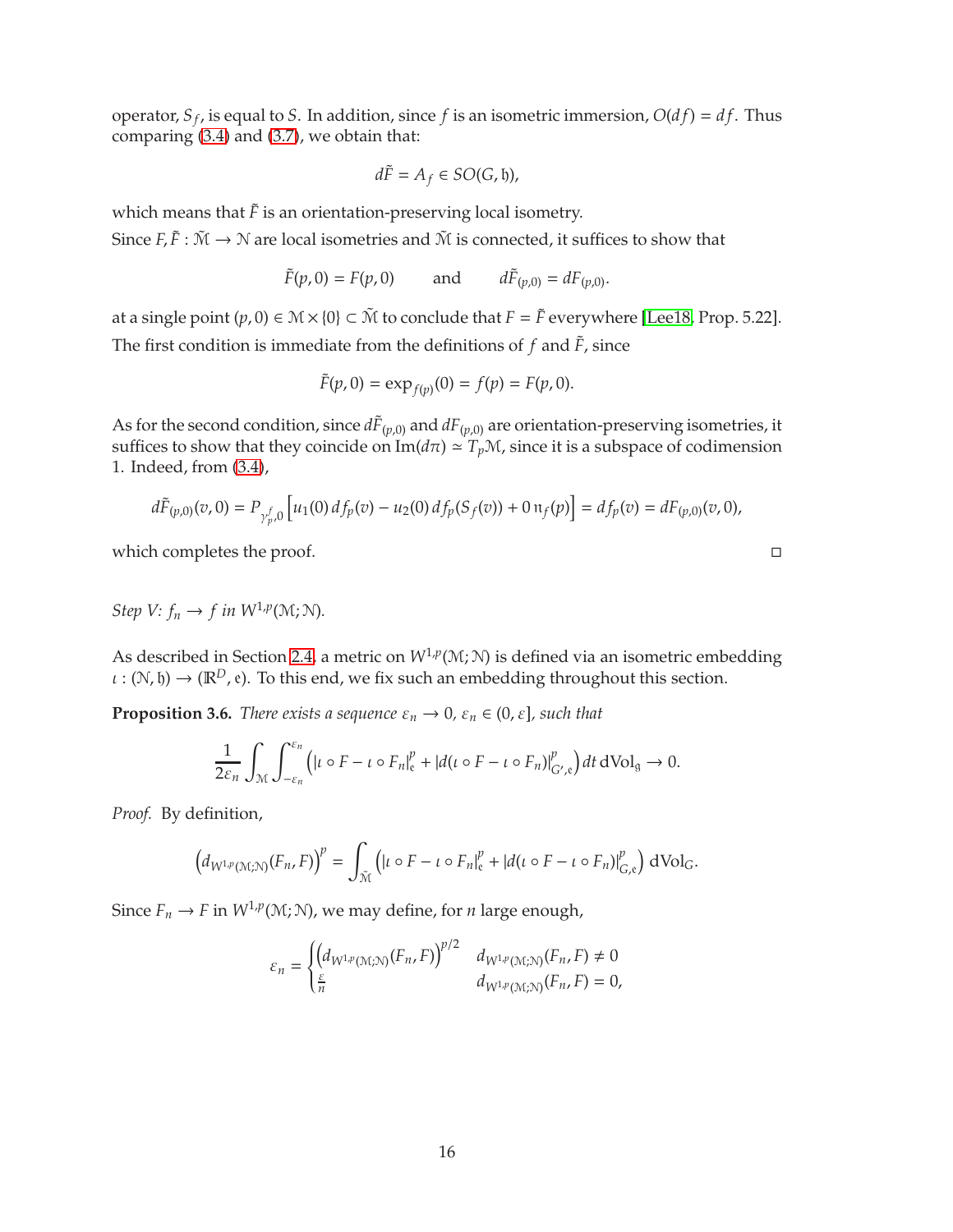operator, $S_f$, is equal to $S$. In addition, since $f$ is an isometric immersion, $O(df) = df$. Thus comparing (3.4) and (3.7), we obtain that:

$$d\tilde{F} = A_f \in SO(G, \mathfrak{h}),$$

which means that $\tilde{F}$ is an orientation-preserving local isometry.

Since $F, \tilde{F} : \tilde{\mathcal{M}} \to \mathcal{N}$ are local isometries and $\tilde{\mathcal{M}}$ is connected, it suffices to show that

$$\tilde{F}(p, 0) = F(p, 0) \qquad \text{and} \qquad d\tilde{F}_{(p,0)} = dF_{(p,0)}.$$

at a single point $(p, 0) \in \mathcal{M} \times \{0\} \subset \tilde{\mathcal{M}}$ to conclude that $F = \tilde{F}$ everywhere [Lee18, Prop. 5.22].

The first condition is immediate from the definitions of $f$ and $\tilde{F}$, since

$$\tilde{F}(p, 0) = \exp_{f(p)}(0) = f(p) = F(p, 0).$$

As for the second condition, since $d\tilde{F}_{(p,0)}$ and $dF_{(p,0)}$ are orientation-preserving isometries, it suffices to show that they coincide on $\operatorname{Im}(d\pi) \simeq T_p\mathcal{M}$, since it is a subspace of codimension 1. Indeed, from (3.4),

$$d\tilde{F}_{(p,0)}(v, 0) = P_{\gamma^f_p, 0}\left[u_1(0)\, df_p(v) - u_2(0)\, df_p(S_f(v)) + 0\, \mathfrak{n}_f(p)\right] = df_p(v) = dF_{(p,0)}(v, 0),$$

which completes the proof. □

*Step V: $f_n \to f$ in $W^{1,p}(\mathcal{M}; \mathcal{N})$.*

As described in Section 2.4, a metric on $W^{1,p}(\mathcal{M}; \mathcal{N})$ is defined via an isometric embedding $\iota : (\mathcal{N}, \mathfrak{h}) \to (\mathbb{R}^D, \mathfrak{e})$. To this end, we fix such an embedding throughout this section.

**Proposition 3.6.** *There exists a sequence $\varepsilon_n \to 0$, $\varepsilon_n \in (0, \varepsilon]$, such that*

$$\frac{1}{2\varepsilon_n} \int_{\mathcal{M}} \int_{-\varepsilon_n}^{\varepsilon_n} \left( |\iota \circ F - \iota \circ F_n|^p_{\mathfrak{e}} + |d(\iota \circ F - \iota \circ F_n)|^p_{G', \mathfrak{e}} \right) dt \, \mathrm{dVol}_{\mathfrak{g}} \to 0.$$

*Proof.* By definition,

$$\left(d_{W^{1,p}(\mathcal{M};\mathcal{N})}(F_n, F)\right)^p = \int_{\tilde{\mathcal{M}}} \left( |\iota \circ F - \iota \circ F_n|^p_{\mathfrak{e}} + |d(\iota \circ F - \iota \circ F_n)|^p_{G, \mathfrak{e}} \right) \mathrm{dVol}_G.$$

Since $F_n \to F$ in $W^{1,p}(\mathcal{M}; \mathcal{N})$, we may define, for $n$ large enough,

$$\varepsilon_n = \begin{cases} \left(d_{W^{1,p}(\mathcal{M};\mathcal{N})}(F_n, F)\right)^{p/2} & d_{W^{1,p}(\mathcal{M};\mathcal{N})}(F_n, F) \neq 0 \\ \frac{\varepsilon}{n} & d_{W^{1,p}(\mathcal{M};\mathcal{N})}(F_n, F) = 0, \end{cases}$$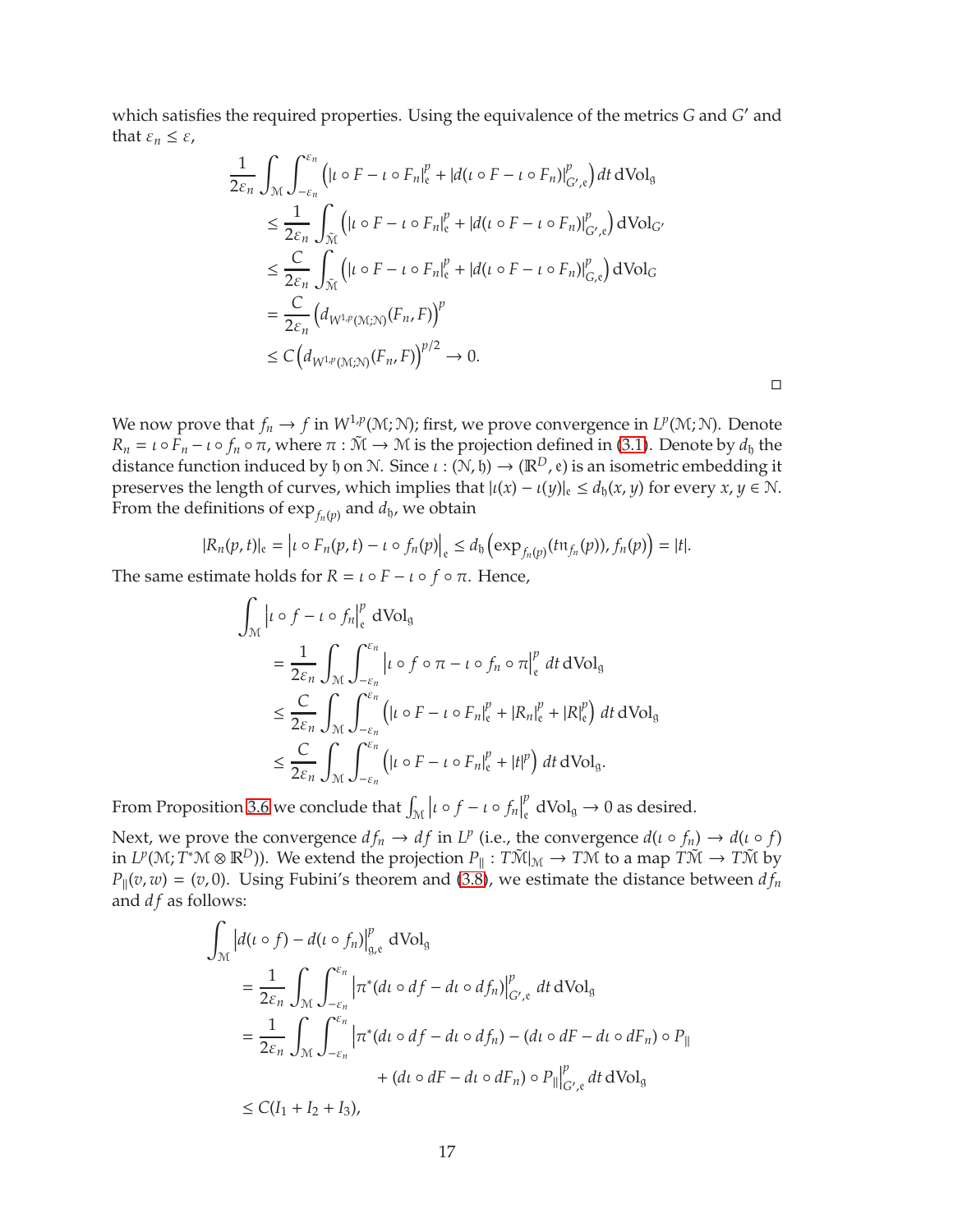which satisfies the required properties. Using the equivalence of the metrics $G$ and $G'$ and that $\varepsilon_n \leq \varepsilon$,

$$
\begin{aligned}
\frac{1}{2\varepsilon_n} \int_{\mathcal{M}} \int_{-\varepsilon_n}^{\varepsilon_n} & \left( |\iota \circ F - \iota \circ F_n|_{\mathfrak{e}}^p + |d(\iota \circ F - \iota \circ F_n)|_{G',\mathfrak{e}}^p \right) dt \, d\mathrm{Vol}_{\mathfrak{g}} \\
&\leq \frac{1}{2\varepsilon_n} \int_{\tilde{\mathcal{M}}} \left( |\iota \circ F - \iota \circ F_n|_{\mathfrak{e}}^p + |d(\iota \circ F - \iota \circ F_n)|_{G',\mathfrak{e}}^p \right) d\mathrm{Vol}_{G'} \\
&\leq \frac{C}{2\varepsilon_n} \int_{\tilde{\mathcal{M}}} \left( |\iota \circ F - \iota \circ F_n|_{\mathfrak{e}}^p + |d(\iota \circ F - \iota \circ F_n)|_{G,\mathfrak{e}}^p \right) d\mathrm{Vol}_{G} \\
&= \frac{C}{2\varepsilon_n} \left( d_{W^{1,p}(\mathcal{M};\mathcal{N})}(F_n, F) \right)^p \\
&\leq C \left( d_{W^{1,p}(\mathcal{M};\mathcal{N})}(F_n, F) \right)^{p/2} \to 0.
\end{aligned}
$$

□

We now prove that $f_n \to f$ in $W^{1,p}(\mathcal{M};\mathcal{N})$; first, we prove convergence in $L^p(\mathcal{M};\mathcal{N})$. Denote $R_n = \iota \circ F_n - \iota \circ f_n \circ \pi$, where $\pi : \tilde{\mathcal{M}} \to \mathcal{M}$ is the projection defined in (3.1). Denote by $d_{\mathfrak{h}}$ the distance function induced by $\mathfrak{h}$ on $\mathcal{N}$. Since $\iota : (\mathcal{N}, \mathfrak{h}) \to (\mathbb{R}^D, \mathfrak{e})$ is an isometric embedding it preserves the length of curves, which implies that $|\iota(x) - \iota(y)|_{\mathfrak{e}} \leq d_{\mathfrak{h}}(x, y)$ for every $x, y \in \mathcal{N}$. From the definitions of $\exp_{f_n(p)}$ and $d_{\mathfrak{h}}$, we obtain

$$
|R_n(p,t)|_{\mathfrak{e}} = \left| \iota \circ F_n(p,t) - \iota \circ f_n(p) \right|_{\mathfrak{e}} \leq d_{\mathfrak{h}} \left( \exp_{f_n(p)}(t \mathfrak{n}_{f_n}(p)), f_n(p) \right) = |t|.
$$

The same estimate holds for $R = \iota \circ F - \iota \circ f \circ \pi$. Hence,

$$
\begin{aligned}
\int_{\mathcal{M}} & \left| \iota \circ f - \iota \circ f_n \right|_{\mathfrak{e}}^p d\mathrm{Vol}_{\mathfrak{g}} \\
&= \frac{1}{2\varepsilon_n} \int_{\mathcal{M}} \int_{-\varepsilon_n}^{\varepsilon_n} \left| \iota \circ f \circ \pi - \iota \circ f_n \circ \pi \right|_{\mathfrak{e}}^p dt \, d\mathrm{Vol}_{\mathfrak{g}} \\
&\leq \frac{C}{2\varepsilon_n} \int_{\mathcal{M}} \int_{-\varepsilon_n}^{\varepsilon_n} \left( |\iota \circ F - \iota \circ F_n|_{\mathfrak{e}}^p + |R_n|_{\mathfrak{e}}^p + |R|_{\mathfrak{e}}^p \right) dt \, d\mathrm{Vol}_{\mathfrak{g}} \\
&\leq \frac{C}{2\varepsilon_n} \int_{\mathcal{M}} \int_{-\varepsilon_n}^{\varepsilon_n} \left( |\iota \circ F - \iota \circ F_n|_{\mathfrak{e}}^p + |t|^p \right) dt \, d\mathrm{Vol}_{\mathfrak{g}}.
\end{aligned}
$$

From Proposition 3.6 we conclude that $\int_{\mathcal{M}} \left| \iota \circ f - \iota \circ f_n \right|_{\mathfrak{e}}^p d\mathrm{Vol}_{\mathfrak{g}} \to 0$ as desired.

Next, we prove the convergence $df_n \to df$ in $L^p$ (i.e., the convergence $d(\iota \circ f_n) \to d(\iota \circ f)$ in $L^p(\mathcal{M}; T^*\mathcal{M} \otimes \mathbb{R}^D)$). We extend the projection $P_\| : T\tilde{\mathcal{M}}|_{\mathcal{M}} \to T\mathcal{M}$ to a map $T\tilde{\mathcal{M}} \to T\tilde{\mathcal{M}}$ by $P_\|(v, w) = (v, 0)$. Using Fubini's theorem and (3.8), we estimate the distance between $df_n$ and $df$ as follows:

$$
\begin{aligned}
\int_{\mathcal{M}} & \left| d(\iota \circ f) - d(\iota \circ f_n) \right|_{\mathfrak{g},\mathfrak{e}}^p d\mathrm{Vol}_{\mathfrak{g}} \\
&= \frac{1}{2\varepsilon_n} \int_{\mathcal{M}} \int_{-\varepsilon_n}^{\varepsilon_n} \left| \pi^*(d\iota \circ df - d\iota \circ df_n) \right|_{G',\mathfrak{e}}^p dt \, d\mathrm{Vol}_{\mathfrak{g}} \\
&= \frac{1}{2\varepsilon_n} \int_{\mathcal{M}} \int_{-\varepsilon_n}^{\varepsilon_n} \Big| \pi^*(d\iota \circ df - d\iota \circ df_n) - (d\iota \circ dF - d\iota \circ dF_n) \circ P_\| \\
&\qquad\qquad + (d\iota \circ dF - d\iota \circ dF_n) \circ P_\| \Big|_{G',\mathfrak{e}}^p dt \, d\mathrm{Vol}_{\mathfrak{g}} \\
&\leq C(I_1 + I_2 + I_3),
\end{aligned}
$$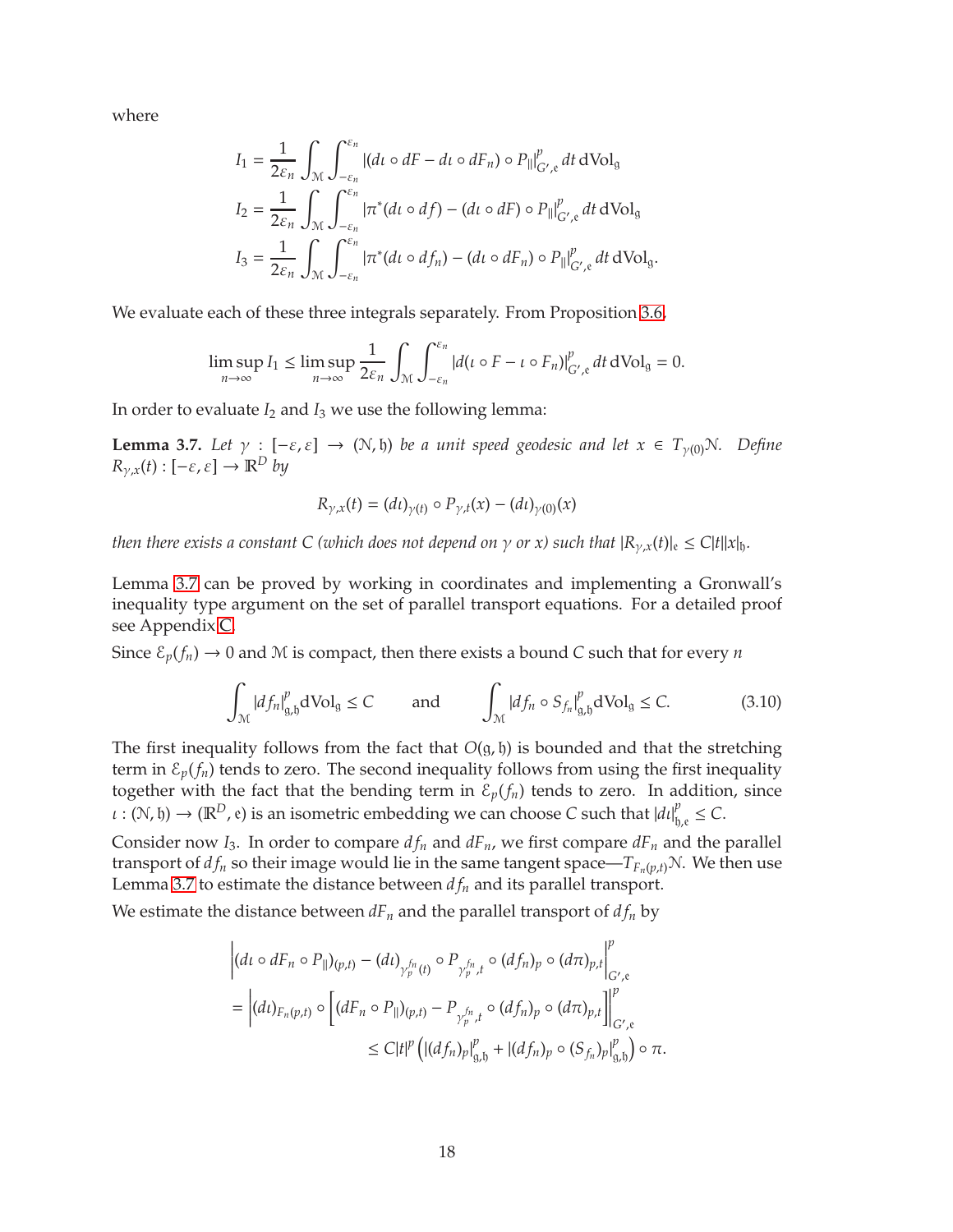where

$$I_1 = \frac{1}{2\varepsilon_n} \int_{\mathcal{M}} \int_{-\varepsilon_n}^{\varepsilon_n} |(d\iota \circ dF - d\iota \circ dF_n) \circ P_{\|}|^p_{G',\mathfrak{e}} \, dt \, d\mathrm{Vol}_{\mathfrak{g}}$$

$$I_2 = \frac{1}{2\varepsilon_n} \int_{\mathcal{M}} \int_{-\varepsilon_n}^{\varepsilon_n} |\pi^*(d\iota \circ df) - (d\iota \circ dF) \circ P_{\|}|^p_{G',\mathfrak{e}} \, dt \, d\mathrm{Vol}_{\mathfrak{g}}$$

$$I_3 = \frac{1}{2\varepsilon_n} \int_{\mathcal{M}} \int_{-\varepsilon_n}^{\varepsilon_n} |\pi^*(d\iota \circ df_n) - (d\iota \circ dF_n) \circ P_{\|}|^p_{G',\mathfrak{e}} \, dt \, d\mathrm{Vol}_{\mathfrak{g}}.$$

We evaluate each of these three integrals separately. From Proposition 3.6,

$$\limsup_{n\to\infty} I_1 \le \limsup_{n\to\infty} \frac{1}{2\varepsilon_n} \int_{\mathcal{M}} \int_{-\varepsilon_n}^{\varepsilon_n} |d(\iota \circ F - \iota \circ F_n)|^p_{G',\mathfrak{e}} \, dt \, d\mathrm{Vol}_{\mathfrak{g}} = 0.$$

In order to evaluate $I_2$ and $I_3$ we use the following lemma:

**Lemma 3.7.** *Let $\gamma : [-\varepsilon, \varepsilon] \to (\mathcal{N}, \mathfrak{h})$ be a unit speed geodesic and let $x \in T_{\gamma(0)}\mathcal{N}$. Define $R_{\gamma,x}(t) : [-\varepsilon, \varepsilon] \to \mathbb{R}^D$ by*

$$R_{\gamma,x}(t) = (d\iota)_{\gamma(t)} \circ P_{\gamma,t}(x) - (d\iota)_{\gamma(0)}(x)$$

*then there exists a constant $C$ (which does not depend on $\gamma$ or $x$) such that $|R_{\gamma,x}(t)|_{\mathfrak{e}} \le C|t||x|_{\mathfrak{h}}$.*

Lemma 3.7 can be proved by working in coordinates and implementing a Gronwall's inequality type argument on the set of parallel transport equations. For a detailed proof see Appendix C.

Since $\mathcal{E}_p(f_n) \to 0$ and $\mathcal{M}$ is compact, then there exists a bound $C$ such that for every $n$

$$\int_{\mathcal{M}} |df_n|^p_{\mathfrak{g},\mathfrak{h}} d\mathrm{Vol}_{\mathfrak{g}} \le C \qquad \text{and} \qquad \int_{\mathcal{M}} |df_n \circ S_{f_n}|^p_{\mathfrak{g},\mathfrak{h}} d\mathrm{Vol}_{\mathfrak{g}} \le C. \tag{3.10}$$

The first inequality follows from the fact that $O(\mathfrak{g}, \mathfrak{h})$ is bounded and that the stretching term in $\mathcal{E}_p(f_n)$ tends to zero. The second inequality follows from using the first inequality together with the fact that the bending term in $\mathcal{E}_p(f_n)$ tends to zero. In addition, since $\iota : (\mathcal{N}, \mathfrak{h}) \to (\mathbb{R}^D, \mathfrak{e})$ is an isometric embedding we can choose $C$ such that $|d\iota|^p_{\mathfrak{h},\mathfrak{e}} \le C$.

Consider now $I_3$. In order to compare $df_n$ and $dF_n$, we first compare $dF_n$ and the parallel transport of $df_n$ so their image would lie in the same tangent space—$T_{F_n(p,t)}\mathcal{N}$. We then use Lemma 3.7 to estimate the distance between $df_n$ and its parallel transport.

We estimate the distance between $dF_n$ and the parallel transport of $df_n$ by

$$\begin{aligned}
&\left|(d\iota \circ dF_n \circ P_{\|})_{(p,t)} - (d\iota)_{\gamma_p^{f_n}(t)} \circ P_{\gamma_p^{f_n},t} \circ (df_n)_p \circ (d\pi)_{p,t}\right|^p_{G',\mathfrak{e}} \\
&= \left|(d\iota)_{F_n(p,t)} \circ \left[(dF_n \circ P_{\|})_{(p,t)} - P_{\gamma_p^{f_n},t} \circ (df_n)_p \circ (d\pi)_{p,t}\right]\right|^p_{G',\mathfrak{e}} \\
&\qquad \le C|t|^p \left(|(df_n)_p|^p_{\mathfrak{g},\mathfrak{h}} + |(df_n)_p \circ (S_{f_n})_p|^p_{\mathfrak{g},\mathfrak{h}}\right) \circ \pi.
\end{aligned}$$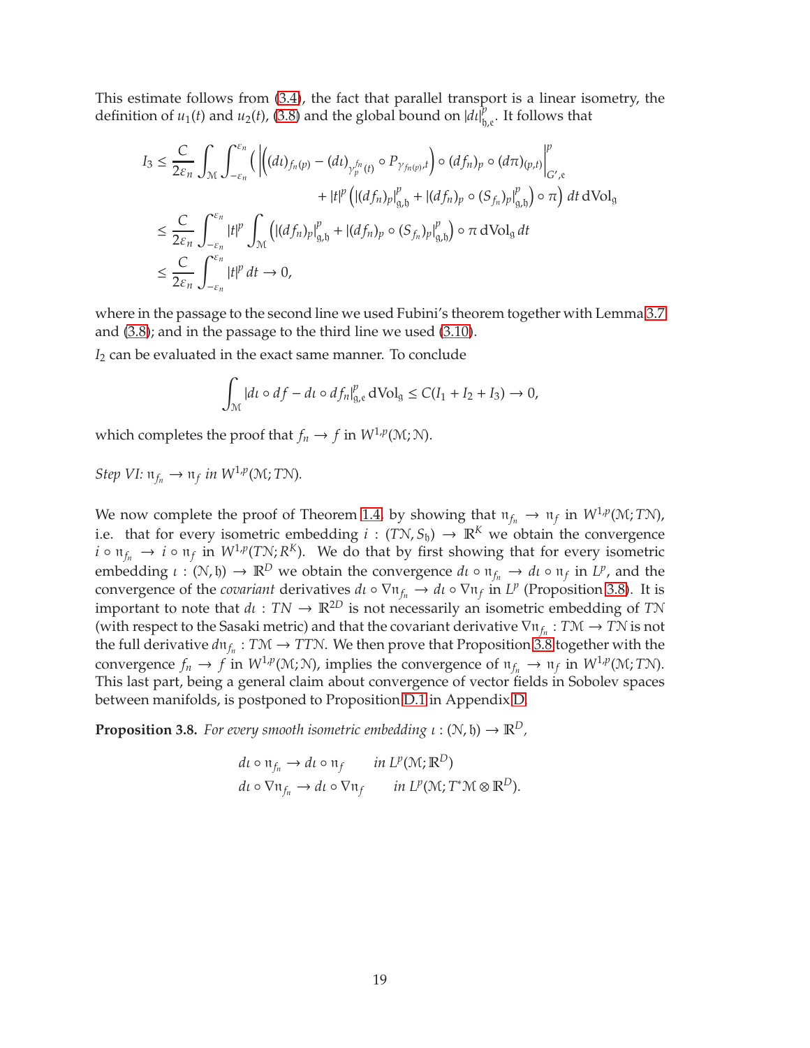This estimate follows from (3.4), the fact that parallel transport is a linear isometry, the definition of $u_1(t)$ and $u_2(t)$, (3.8) and the global bound on $|d\iota|^p_{\mathfrak{h},\mathfrak{e}}$. It follows that

$$
\begin{aligned}
I_3 &\leq \frac{C}{2\varepsilon_n}\int_{\mathcal{M}}\int_{-\varepsilon_n}^{\varepsilon_n}\Big(\Big|\Big((d\iota)_{f_n(p)} - (d\iota)_{\gamma_p^{f_n}(t)}\circ P_{\gamma_{f_n(p)},t}\Big)\circ (df_n)_p\circ (d\pi)_{(p,t)}\Big|^p_{G',\mathfrak{e}} \\
&\qquad\qquad + |t|^p\left(|(df_n)_p|^p_{\mathfrak{g},\mathfrak{h}} + |(df_n)_p\circ (S_{f_n})_p|^p_{\mathfrak{g},\mathfrak{h}}\right)\circ\pi\Big)\,dt\,\mathrm{dVol}_{\mathfrak{g}} \\
&\leq \frac{C}{2\varepsilon_n}\int_{-\varepsilon_n}^{\varepsilon_n}|t|^p\int_{\mathcal{M}}\left(|(df_n)_p|^p_{\mathfrak{g},\mathfrak{h}} + |(df_n)_p\circ (S_{f_n})_p|^p_{\mathfrak{g},\mathfrak{h}}\right)\circ\pi\,\mathrm{dVol}_{\mathfrak{g}}\,dt \\
&\leq \frac{C}{2\varepsilon_n}\int_{-\varepsilon_n}^{\varepsilon_n}|t|^p\,dt \to 0,
\end{aligned}
$$

where in the passage to the second line we used Fubini's theorem together with Lemma 3.7 and (3.8); and in the passage to the third line we used (3.10).

$I_2$ can be evaluated in the exact same manner. To conclude

$$
\int_{\mathcal{M}}|d\iota\circ df - d\iota\circ df_n|^p_{\mathfrak{g},\mathfrak{e}}\,\mathrm{dVol}_{\mathfrak{g}} \leq C(I_1+I_2+I_3)\to 0,
$$

which completes the proof that $f_n\to f$ in $W^{1,p}(\mathcal{M};\mathcal{N})$.

*Step VI:* $\mathfrak{n}_{f_n}\to\mathfrak{n}_f$ *in* $W^{1,p}(\mathcal{M};T\mathcal{N})$*.*

We now complete the proof of Theorem 1.4. by showing that $\mathfrak{n}_{f_n}\to\mathfrak{n}_f$ in $W^{1,p}(\mathcal{M};T\mathcal{N})$, i.e. that for every isometric embedding $i:(T\mathcal{N},S_{\mathfrak{h}})\to\mathbb{R}^K$ we obtain the convergence $i\circ\mathfrak{n}_{f_n}\to i\circ\mathfrak{n}_f$ in $W^{1,p}(T\mathcal{N};R^K)$. We do that by first showing that for every isometric embedding $\iota:(\mathcal{N},\mathfrak{h})\to\mathbb{R}^D$ we obtain the convergence $d\iota\circ\mathfrak{n}_{f_n}\to d\iota\circ\mathfrak{n}_f$ in $L^p$, and the convergence of the *covariant* derivatives $d\iota\circ\nabla\mathfrak{n}_{f_n}\to d\iota\circ\nabla\mathfrak{n}_f$ in $L^p$ (Proposition 3.8). It is important to note that $d\iota:T\mathcal{N}\to\mathbb{R}^{2D}$ is not necessarily an isometric embedding of $T\mathcal{N}$ (with respect to the Sasaki metric) and that the covariant derivative $\nabla\mathfrak{n}_{f_n}:T\mathcal{M}\to T\mathcal{N}$ is not the full derivative $d\mathfrak{n}_{f_n}:T\mathcal{M}\to TT\mathcal{N}$. We then prove that Proposition 3.8 together with the convergence $f_n\to f$ in $W^{1,p}(\mathcal{M};\mathcal{N})$, implies the convergence of $\mathfrak{n}_{f_n}\to\mathfrak{n}_f$ in $W^{1,p}(\mathcal{M};T\mathcal{N})$. This last part, being a general claim about convergence of vector fields in Sobolev spaces between manifolds, is postponed to Proposition D.1 in Appendix D.

**Proposition 3.8.** *For every smooth isometric embedding* $\iota:(\mathcal{N},\mathfrak{h})\to\mathbb{R}^D$*,*

$$
\begin{aligned}
&d\iota\circ\mathfrak{n}_{f_n}\to d\iota\circ\mathfrak{n}_f \qquad \text{in } L^p(\mathcal{M};\mathbb{R}^D)\\
&d\iota\circ\nabla\mathfrak{n}_{f_n}\to d\iota\circ\nabla\mathfrak{n}_f \qquad \text{in } L^p(\mathcal{M};T^*\mathcal{M}\otimes\mathbb{R}^D).
\end{aligned}
$$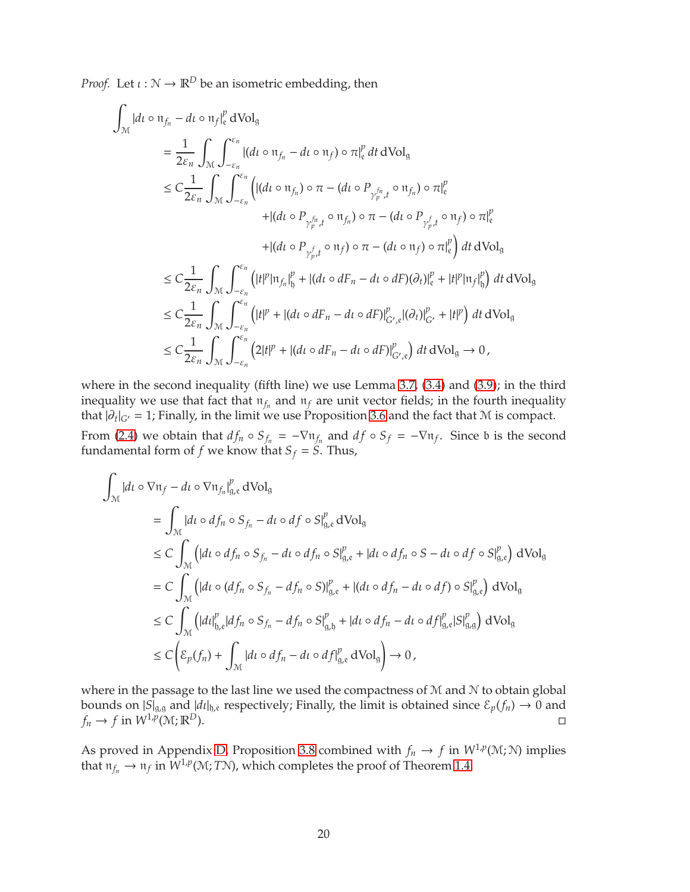*Proof.* Let $\iota : \mathcal{N} \to \mathbb{R}^D$ be an isometric embedding, then

$$
\begin{aligned}
\int_{\mathcal{M}} &|d\iota \circ \mathfrak{n}_{f_n} - d\iota \circ \mathfrak{n}_f|_{\mathfrak{e}}^p \, d\mathrm{Vol}_{\mathfrak{g}} \\
&= \frac{1}{2\varepsilon_n} \int_{\mathcal{M}} \int_{-\varepsilon_n}^{\varepsilon_n} |(d\iota \circ \mathfrak{n}_{f_n} - d\iota \circ \mathfrak{n}_f) \circ \pi|_{\mathfrak{e}}^p \, dt \, d\mathrm{Vol}_{\mathfrak{g}} \\
&\leq C \frac{1}{2\varepsilon_n} \int_{\mathcal{M}} \int_{-\varepsilon_n}^{\varepsilon_n} \Big( |(d\iota \circ \mathfrak{n}_{f_n}) \circ \pi - (d\iota \circ P_{\gamma_p^{f_n},t} \circ \mathfrak{n}_{f_n}) \circ \pi|_{\mathfrak{e}}^p \\
&\qquad\qquad + |(d\iota \circ P_{\gamma_p^{f_n},t} \circ \mathfrak{n}_{f_n}) \circ \pi - (d\iota \circ P_{\gamma_p^{f},t} \circ \mathfrak{n}_f) \circ \pi|_{\mathfrak{e}}^p \\
&\qquad\qquad + |(d\iota \circ P_{\gamma_p^{f},t} \circ \mathfrak{n}_f) \circ \pi - (d\iota \circ \mathfrak{n}_f) \circ \pi|_{\mathfrak{e}}^p \Big) \, dt \, d\mathrm{Vol}_{\mathfrak{g}} \\
&\leq C \frac{1}{2\varepsilon_n} \int_{\mathcal{M}} \int_{-\varepsilon_n}^{\varepsilon_n} \left( |t|^p |\mathfrak{n}_{f_n}|_{\mathfrak{h}}^p + |(d\iota \circ dF_n - d\iota \circ dF)(\partial_t)|_{\mathfrak{e}}^p + |t|^p |\mathfrak{n}_f|_{\mathfrak{h}}^p \right) dt \, d\mathrm{Vol}_{\mathfrak{g}} \\
&\leq C \frac{1}{2\varepsilon_n} \int_{\mathcal{M}} \int_{-\varepsilon_n}^{\varepsilon_n} \left( |t|^p + |(d\iota \circ dF_n - d\iota \circ dF)|_{G',\mathfrak{e}}^p |(\partial_t)|_{G'}^p + |t|^p \right) dt \, d\mathrm{Vol}_{\mathfrak{g}} \\
&\leq C \frac{1}{2\varepsilon_n} \int_{\mathcal{M}} \int_{-\varepsilon_n}^{\varepsilon_n} \left( 2|t|^p + |(d\iota \circ dF_n - d\iota \circ dF)|_{G',\mathfrak{e}}^p \right) dt \, d\mathrm{Vol}_{\mathfrak{g}} \to 0 \,,
\end{aligned}
$$

where in the second inequality (fifth line) we use Lemma 3.7, (3.4) and (3.9); in the third inequality we use that fact that $\mathfrak{n}_{f_n}$ and $\mathfrak{n}_f$ are unit vector fields; in the fourth inequality that $|\partial_t|_{G'} = 1$; Finally, in the limit we use Proposition 3.6 and the fact that $\mathcal{M}$ is compact.

From (2.4) we obtain that $df_n \circ S_{f_n} = -\nabla \mathfrak{n}_{f_n}$ and $df \circ S_f = -\nabla \mathfrak{n}_f$. Since $\mathfrak{b}$ is the second fundamental form of $f$ we know that $S_f = S$. Thus,

$$
\begin{aligned}
\int_{\mathcal{M}} &|d\iota \circ \nabla \mathfrak{n}_f - d\iota \circ \nabla \mathfrak{n}_{f_n}|_{\mathfrak{g},\mathfrak{e}}^p \, d\mathrm{Vol}_{\mathfrak{g}} \\
&= \int_{\mathcal{M}} |d\iota \circ df_n \circ S_{f_n} - d\iota \circ df \circ S|_{\mathfrak{g},\mathfrak{e}}^p \, d\mathrm{Vol}_{\mathfrak{g}} \\
&\leq C \int_{\mathcal{M}} \left( |d\iota \circ df_n \circ S_{f_n} - d\iota \circ df_n \circ S|_{\mathfrak{g},\mathfrak{e}}^p + |d\iota \circ df_n \circ S - d\iota \circ df \circ S|_{\mathfrak{g},\mathfrak{e}}^p \right) d\mathrm{Vol}_{\mathfrak{g}} \\
&= C \int_{\mathcal{M}} \left( |d\iota \circ (df_n \circ S_{f_n} - df_n \circ S)|_{\mathfrak{g},\mathfrak{e}}^p + |(d\iota \circ df_n - d\iota \circ df) \circ S|_{\mathfrak{g},\mathfrak{e}}^p \right) d\mathrm{Vol}_{\mathfrak{g}} \\
&\leq C \int_{\mathcal{M}} \left( |d\iota|_{\mathfrak{h},\mathfrak{e}}^p |df_n \circ S_{f_n} - df_n \circ S|_{\mathfrak{g},\mathfrak{h}}^p + |d\iota \circ df_n - d\iota \circ df|_{\mathfrak{g},\mathfrak{e}}^p |S|_{\mathfrak{g},\mathfrak{g}}^p \right) d\mathrm{Vol}_{\mathfrak{g}} \\
&\leq C \left( \mathcal{E}_p(f_n) + \int_{\mathcal{M}} |d\iota \circ df_n - d\iota \circ df|_{\mathfrak{g},\mathfrak{e}}^p \, d\mathrm{Vol}_{\mathfrak{g}} \right) \to 0 \,,
\end{aligned}
$$

where in the passage to the last line we used the compactness of $\mathcal{M}$ and $\mathcal{N}$ to obtain global bounds on $|S|_{\mathfrak{g},\mathfrak{g}}$ and $|d\iota|_{\mathfrak{h},\mathfrak{e}}$ respectively; Finally, the limit is obtained since $\mathcal{E}_p(f_n) \to 0$ and $f_n \to f$ in $W^{1,p}(\mathcal{M}; \mathbb{R}^D)$. □

As proved in Appendix D, Proposition 3.8 combined with $f_n \to f$ in $W^{1,p}(\mathcal{M}; \mathcal{N})$ implies that $\mathfrak{n}_{f_n} \to \mathfrak{n}_f$ in $W^{1,p}(\mathcal{M}; T\mathcal{N})$, which completes the proof of Theorem 1.4.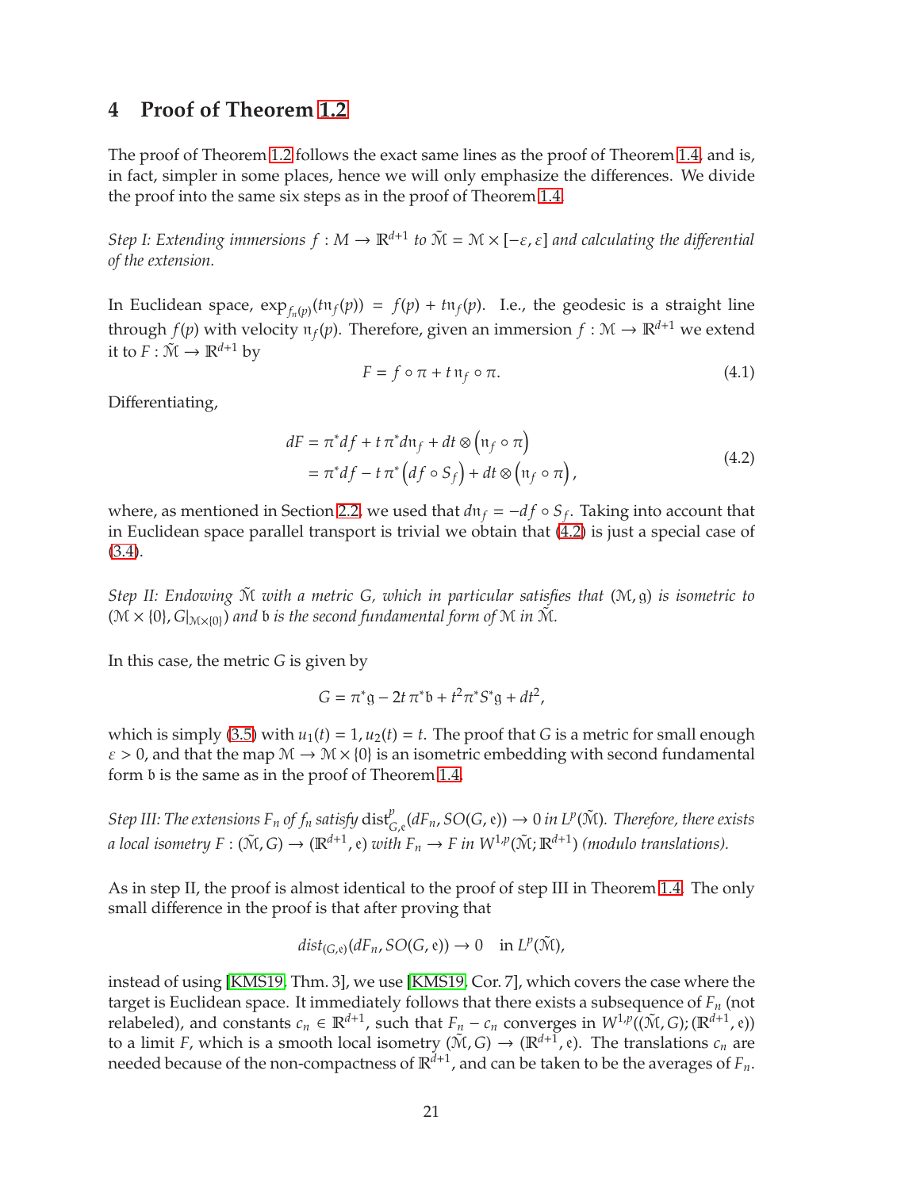## 4 Proof of Theorem 1.2

The proof of Theorem 1.2 follows the exact same lines as the proof of Theorem 1.4, and is, in fact, simpler in some places, hence we will only emphasize the differences. We divide the proof into the same six steps as in the proof of Theorem 1.4.

*Step I: Extending immersions $f : M \to \mathbb{R}^{d+1}$ to $\tilde{\mathcal{M}} = \mathcal{M} \times [-\varepsilon, \varepsilon]$ and calculating the differential of the extension.*

In Euclidean space, $\exp_{f_n(p)}(t\mathfrak{n}_f(p)) = f(p) + t\mathfrak{n}_f(p)$. I.e., the geodesic is a straight line through $f(p)$ with velocity $\mathfrak{n}_f(p)$. Therefore, given an immersion $f : \mathcal{M} \to \mathbb{R}^{d+1}$ we extend it to $F : \tilde{\mathcal{M}} \to \mathbb{R}^{d+1}$ by

$$F = f \circ \pi + t\, \mathfrak{n}_f \circ \pi. \tag{4.1}$$

Differentiating,

$$\begin{aligned} dF &= \pi^* df + t\, \pi^* d\mathfrak{n}_f + dt \otimes \left(\mathfrak{n}_f \circ \pi\right) \\ &= \pi^* df - t\, \pi^* \left(df \circ S_f\right) + dt \otimes \left(\mathfrak{n}_f \circ \pi\right), \end{aligned} \tag{4.2}$$

where, as mentioned in Section 2.2, we used that $d\mathfrak{n}_f = -df \circ S_f$. Taking into account that in Euclidean space parallel transport is trivial we obtain that (4.2) is just a special case of (3.4).

*Step II: Endowing $\tilde{\mathcal{M}}$ with a metric $G$, which in particular satisfies that $(\mathcal{M}, \mathfrak{g})$ is isometric to $(\mathcal{M} \times \{0\}, G|_{\mathcal{M}\times\{0\}})$ and $\mathfrak{b}$ is the second fundamental form of $\mathcal{M}$ in $\tilde{\mathcal{M}}$.*

In this case, the metric $G$ is given by

$$G = \pi^*\mathfrak{g} - 2t\, \pi^*\mathfrak{b} + t^2 \pi^* S^* \mathfrak{g} + dt^2,$$

which is simply (3.5) with $u_1(t) = 1, u_2(t) = t$. The proof that $G$ is a metric for small enough $\varepsilon > 0$, and that the map $\mathcal{M} \to \mathcal{M} \times \{0\}$ is an isometric embedding with second fundamental form $\mathfrak{b}$ is the same as in the proof of Theorem 1.4.

*Step III: The extensions $F_n$ of $f_n$ satisfy $\operatorname{dist}^p_{G,\mathfrak{e}}(dF_n, SO(G, \mathfrak{e})) \to 0$ in $L^p(\tilde{\mathcal{M}})$. Therefore, there exists a local isometry $F : (\tilde{\mathcal{M}}, G) \to (\mathbb{R}^{d+1}, \mathfrak{e})$ with $F_n \to F$ in $W^{1,p}(\tilde{\mathcal{M}}; \mathbb{R}^{d+1})$ (modulo translations).*

As in step II, the proof is almost identical to the proof of step III in Theorem 1.4. The only small difference in the proof is that after proving that

$$dist_{(G,\mathfrak{e})}(dF_n, SO(G, \mathfrak{e})) \to 0 \quad \text{in } L^p(\tilde{\mathcal{M}}),$$

instead of using [KMS19, Thm. 3], we use [KMS19, Cor. 7], which covers the case where the target is Euclidean space. It immediately follows that there exists a subsequence of $F_n$ (not relabeled), and constants $c_n \in \mathbb{R}^{d+1}$, such that $F_n - c_n$ converges in $W^{1,p}((\tilde{\mathcal{M}}, G); (\mathbb{R}^{d+1}, \mathfrak{e}))$ to a limit $F$, which is a smooth local isometry $(\tilde{\mathcal{M}}, G) \to (\mathbb{R}^{d+1}, \mathfrak{e})$. The translations $c_n$ are needed because of the non-compactness of $\mathbb{R}^{d+1}$, and can be taken to be the averages of $F_n$.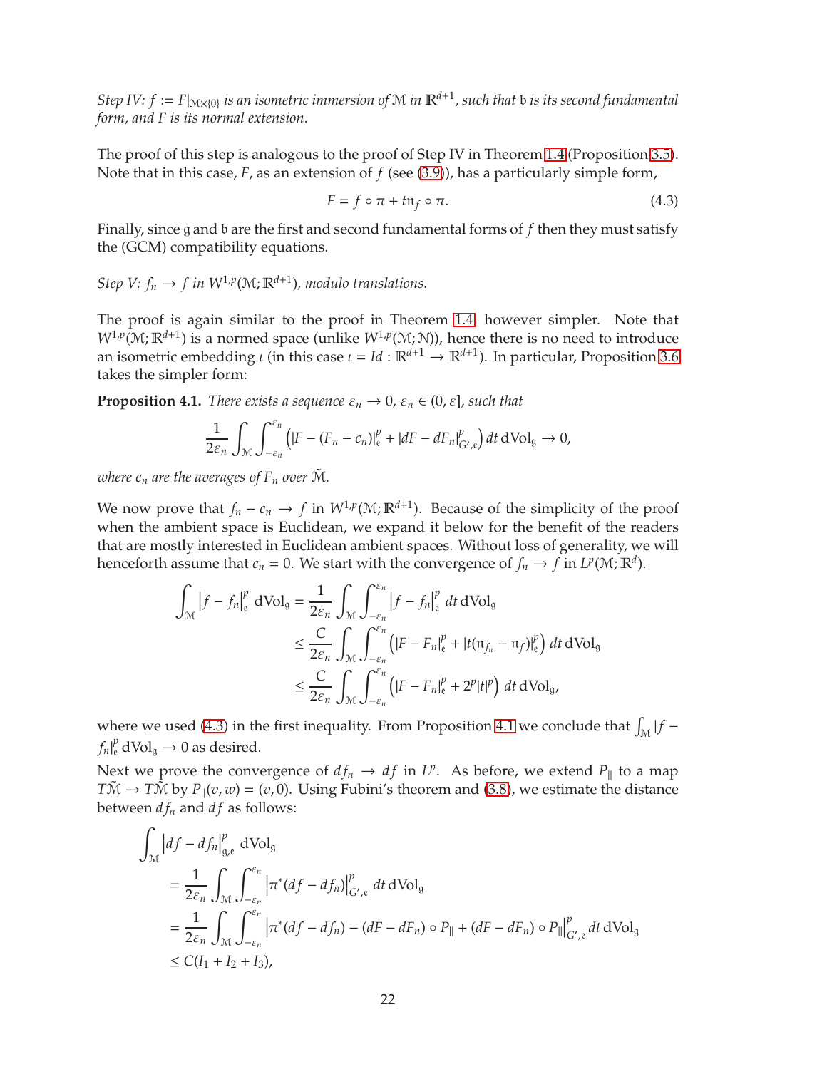*Step IV: $f := F|_{\mathcal{M}\times\{0\}}$ is an isometric immersion of $\mathcal{M}$ in $\mathbb{R}^{d+1}$, such that $\mathfrak{b}$ is its second fundamental form, and $F$ is its normal extension.*

The proof of this step is analogous to the proof of Step IV in Theorem 1.4 (Proposition 3.5). Note that in this case, $F$, as an extension of $f$ (see (3.9)), has a particularly simple form,

$$F = f \circ \pi + t\mathfrak{n}_f \circ \pi. \tag{4.3}$$

Finally, since $\mathfrak{g}$ and $\mathfrak{b}$ are the first and second fundamental forms of $f$ then they must satisfy the (GCM) compatibility equations.

*Step V: $f_n \to f$ in $W^{1,p}(\mathcal{M};\mathbb{R}^{d+1})$, modulo translations.*

The proof is again similar to the proof in Theorem 1.4, however simpler. Note that $W^{1,p}(\mathcal{M};\mathbb{R}^{d+1})$ is a normed space (unlike $W^{1,p}(\mathcal{M};\mathcal{N})$), hence there is no need to introduce an isometric embedding $\iota$ (in this case $\iota = Id : \mathbb{R}^{d+1} \to \mathbb{R}^{d+1}$). In particular, Proposition 3.6 takes the simpler form:

**Proposition 4.1.** *There exists a sequence $\varepsilon_n \to 0$, $\varepsilon_n \in (0,\varepsilon]$, such that*

$$\frac{1}{2\varepsilon_n}\int_{\mathcal{M}}\int_{-\varepsilon_n}^{\varepsilon_n}\left(|F-(F_n-c_n)|_{\mathfrak{e}}^p + |dF-dF_n|_{G',\mathfrak{e}}^p\right)dt\,d\mathrm{Vol}_{\mathfrak{g}} \to 0,$$

*where $c_n$ are the averages of $F_n$ over $\tilde{\mathcal{M}}$.*

We now prove that $f_n - c_n \to f$ in $W^{1,p}(\mathcal{M};\mathbb{R}^{d+1})$. Because of the simplicity of the proof when the ambient space is Euclidean, we expand it below for the benefit of the readers that are mostly interested in Euclidean ambient spaces. Without loss of generality, we will henceforth assume that $c_n = 0$. We start with the convergence of $f_n \to f$ in $L^p(\mathcal{M};\mathbb{R}^d)$.

$$\begin{aligned}
\int_{\mathcal{M}} \left|f-f_n\right|_{\mathfrak{e}}^p\,d\mathrm{Vol}_{\mathfrak{g}} &= \frac{1}{2\varepsilon_n}\int_{\mathcal{M}}\int_{-\varepsilon_n}^{\varepsilon_n}\left|f-f_n\right|_{\mathfrak{e}}^p\,dt\,d\mathrm{Vol}_{\mathfrak{g}}\\
&\le \frac{C}{2\varepsilon_n}\int_{\mathcal{M}}\int_{-\varepsilon_n}^{\varepsilon_n}\left(|F-F_n|_{\mathfrak{e}}^p + |t(\mathfrak{n}_{f_n}-\mathfrak{n}_f)|_{\mathfrak{e}}^p\right)dt\,d\mathrm{Vol}_{\mathfrak{g}}\\
&\le \frac{C}{2\varepsilon_n}\int_{\mathcal{M}}\int_{-\varepsilon_n}^{\varepsilon_n}\left(|F-F_n|_{\mathfrak{e}}^p + 2^p|t|^p\right)dt\,d\mathrm{Vol}_{\mathfrak{g}},
\end{aligned}$$

where we used (4.3) in the first inequality. From Proposition 4.1 we conclude that $\int_{\mathcal{M}}|f - f_n|_{\mathfrak{e}}^p\,d\mathrm{Vol}_{\mathfrak{g}} \to 0$ as desired.

Next we prove the convergence of $df_n \to df$ in $L^p$. As before, we extend $P_{\|}$ to a map $T\tilde{\mathcal{M}} \to T\tilde{\mathcal{M}}$ by $P_{\|}(v,w) = (v,0)$. Using Fubini's theorem and (3.8), we estimate the distance between $df_n$ and $df$ as follows:

$$\begin{aligned}
&\int_{\mathcal{M}}\left|df-df_n\right|_{\mathfrak{g},\mathfrak{e}}^p\,d\mathrm{Vol}_{\mathfrak{g}}\\
&\quad= \frac{1}{2\varepsilon_n}\int_{\mathcal{M}}\int_{-\varepsilon_n}^{\varepsilon_n}\left|\pi^*(df-df_n)\right|_{G',\mathfrak{e}}^p\,dt\,d\mathrm{Vol}_{\mathfrak{g}}\\
&\quad= \frac{1}{2\varepsilon_n}\int_{\mathcal{M}}\int_{-\varepsilon_n}^{\varepsilon_n}\left|\pi^*(df-df_n)-(dF-dF_n)\circ P_{\|}+(dF-dF_n)\circ P_{\|}\right|_{G',\mathfrak{e}}^p\,dt\,d\mathrm{Vol}_{\mathfrak{g}}\\
&\quad\le C(I_1+I_2+I_3),
\end{aligned}$$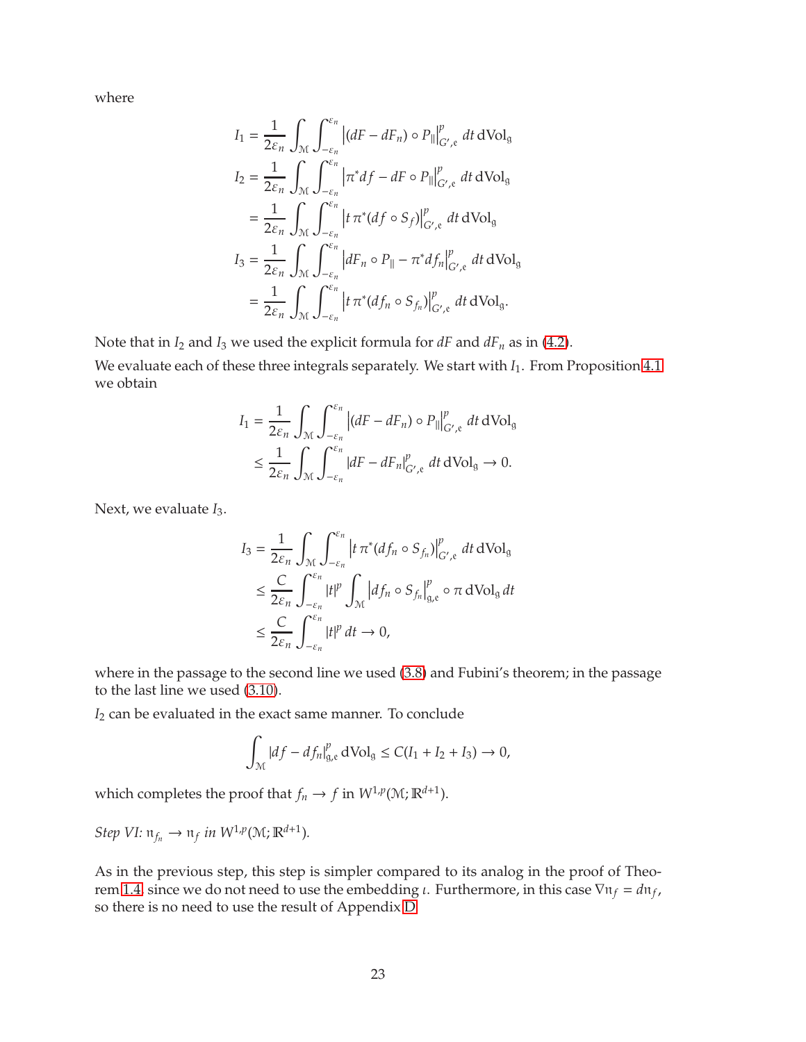where

$$
\begin{aligned}
I_1 &= \frac{1}{2\varepsilon_n} \int_{\mathcal{M}} \int_{-\varepsilon_n}^{\varepsilon_n} \left|(dF - dF_n) \circ P_{\|}\right|^p_{G',\mathfrak{e}} \, dt \, d\mathrm{Vol}_{\mathfrak{g}} \\
I_2 &= \frac{1}{2\varepsilon_n} \int_{\mathcal{M}} \int_{-\varepsilon_n}^{\varepsilon_n} \left|\pi^* df - dF \circ P_{\|}\right|^p_{G',\mathfrak{e}} \, dt \, d\mathrm{Vol}_{\mathfrak{g}} \\
&= \frac{1}{2\varepsilon_n} \int_{\mathcal{M}} \int_{-\varepsilon_n}^{\varepsilon_n} \left|t \, \pi^*(df \circ S_f)\right|^p_{G',\mathfrak{e}} \, dt \, d\mathrm{Vol}_{\mathfrak{g}} \\
I_3 &= \frac{1}{2\varepsilon_n} \int_{\mathcal{M}} \int_{-\varepsilon_n}^{\varepsilon_n} \left|dF_n \circ P_{\|} - \pi^* df_n\right|^p_{G',\mathfrak{e}} \, dt \, d\mathrm{Vol}_{\mathfrak{g}} \\
&= \frac{1}{2\varepsilon_n} \int_{\mathcal{M}} \int_{-\varepsilon_n}^{\varepsilon_n} \left|t \, \pi^*(df_n \circ S_{f_n})\right|^p_{G',\mathfrak{e}} \, dt \, d\mathrm{Vol}_{\mathfrak{g}}.
\end{aligned}
$$

Note that in $I_2$ and $I_3$ we used the explicit formula for $dF$ and $dF_n$ as in (4.2).

We evaluate each of these three integrals separately. We start with $I_1$. From Proposition 4.1 we obtain

$$
\begin{aligned}
I_1 &= \frac{1}{2\varepsilon_n} \int_{\mathcal{M}} \int_{-\varepsilon_n}^{\varepsilon_n} \left|(dF - dF_n) \circ P_{\|}\right|^p_{G',\mathfrak{e}} \, dt \, d\mathrm{Vol}_{\mathfrak{g}} \\
&\leq \frac{1}{2\varepsilon_n} \int_{\mathcal{M}} \int_{-\varepsilon_n}^{\varepsilon_n} |dF - dF_n|^p_{G',\mathfrak{e}} \, dt \, d\mathrm{Vol}_{\mathfrak{g}} \to 0.
\end{aligned}
$$

Next, we evaluate $I_3$.

$$
\begin{aligned}
I_3 &= \frac{1}{2\varepsilon_n} \int_{\mathcal{M}} \int_{-\varepsilon_n}^{\varepsilon_n} \left|t \, \pi^*(df_n \circ S_{f_n})\right|^p_{G',\mathfrak{e}} \, dt \, d\mathrm{Vol}_{\mathfrak{g}} \\
&\leq \frac{C}{2\varepsilon_n} \int_{-\varepsilon_n}^{\varepsilon_n} |t|^p \int_{\mathcal{M}} \left|df_n \circ S_{f_n}\right|^p_{\mathfrak{g},\mathfrak{e}} \circ \pi \, d\mathrm{Vol}_{\mathfrak{g}} \, dt \\
&\leq \frac{C}{2\varepsilon_n} \int_{-\varepsilon_n}^{\varepsilon_n} |t|^p \, dt \to 0,
\end{aligned}
$$

where in the passage to the second line we used (3.8) and Fubini's theorem; in the passage to the last line we used (3.10).

$I_2$ can be evaluated in the exact same manner. To conclude

$$
\int_{\mathcal{M}} |df - df_n|^p_{\mathfrak{g},\mathfrak{e}} \, d\mathrm{Vol}_{\mathfrak{g}} \leq C(I_1 + I_2 + I_3) \to 0,
$$

which completes the proof that $f_n \to f$ in $W^{1,p}(\mathcal{M}; \mathbb{R}^{d+1})$.

*Step VI:* $\mathfrak{n}_{f_n} \to \mathfrak{n}_f$ *in* $W^{1,p}(\mathcal{M}; \mathbb{R}^{d+1})$.

As in the previous step, this step is simpler compared to its analog in the proof of Theorem 1.4, since we do not need to use the embedding $\iota$. Furthermore, in this case $\nabla \mathfrak{n}_f = d\mathfrak{n}_f$, so there is no need to use the result of Appendix D.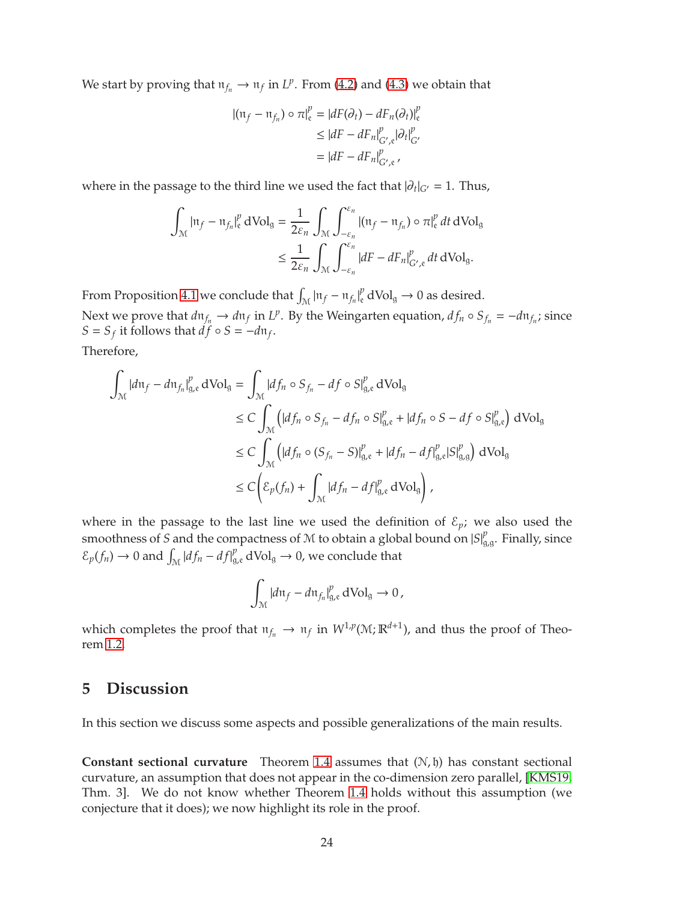We start by proving that $\mathfrak{n}_{f_n} \to \mathfrak{n}_f$ in $L^p$. From (4.2) and (4.3) we obtain that

$$
\begin{aligned}
|(\mathfrak{n}_f - \mathfrak{n}_{f_n}) \circ \pi|_{\mathfrak{e}}^p &= |dF(\partial_t) - dF_n(\partial_t)|_{\mathfrak{e}}^p \\
&\le |dF - dF_n|_{G',\mathfrak{e}}^p |\partial_t|_{G'}^p \\
&= |dF - dF_n|_{G',\mathfrak{e}}^p ,
\end{aligned}
$$

where in the passage to the third line we used the fact that $|\partial_t|_{G'} = 1$. Thus,

$$
\begin{aligned}
\int_{\mathcal{M}} |\mathfrak{n}_f - \mathfrak{n}_{f_n}|_{\mathfrak{e}}^p \, d\mathrm{Vol}_{\mathfrak{g}} &= \frac{1}{2\varepsilon_n} \int_{\mathcal{M}} \int_{-\varepsilon_n}^{\varepsilon_n} |(\mathfrak{n}_f - \mathfrak{n}_{f_n}) \circ \pi|_{\mathfrak{e}}^p \, dt \, d\mathrm{Vol}_{\mathfrak{g}} \\
&\le \frac{1}{2\varepsilon_n} \int_{\mathcal{M}} \int_{-\varepsilon_n}^{\varepsilon_n} |dF - dF_n|_{G',\mathfrak{e}}^p \, dt \, d\mathrm{Vol}_{\mathfrak{g}}.
\end{aligned}
$$

From Proposition 4.1 we conclude that $\int_{\mathcal{M}} |\mathfrak{n}_f - \mathfrak{n}_{f_n}|_{\mathfrak{e}}^p \, d\mathrm{Vol}_{\mathfrak{g}} \to 0$ as desired.

Next we prove that $d\mathfrak{n}_{f_n} \to d\mathfrak{n}_f$ in $L^p$. By the Weingarten equation, $df_n \circ S_{f_n} = -d\mathfrak{n}_{f_n}$; since $S = S_f$ it follows that $df \circ S = -d\mathfrak{n}_f$.

Therefore,

$$
\begin{aligned}
\int_{\mathcal{M}} |d\mathfrak{n}_f - d\mathfrak{n}_{f_n}|_{\mathfrak{g},\mathfrak{e}}^p \, d\mathrm{Vol}_{\mathfrak{g}} &= \int_{\mathcal{M}} |df_n \circ S_{f_n} - df \circ S|_{\mathfrak{g},\mathfrak{e}}^p \, d\mathrm{Vol}_{\mathfrak{g}} \\
&\le C \int_{\mathcal{M}} \left( |df_n \circ S_{f_n} - df_n \circ S|_{\mathfrak{g},\mathfrak{e}}^p + |df_n \circ S - df \circ S|_{\mathfrak{g},\mathfrak{e}}^p \right) d\mathrm{Vol}_{\mathfrak{g}} \\
&\le C \int_{\mathcal{M}} \left( |df_n \circ (S_{f_n} - S)|_{\mathfrak{g},\mathfrak{e}}^p + |df_n - df|_{\mathfrak{g},\mathfrak{e}}^p |S|_{\mathfrak{g},\mathfrak{g}}^p \right) d\mathrm{Vol}_{\mathfrak{g}} \\
&\le C \left( \mathcal{E}_p(f_n) + \int_{\mathcal{M}} |df_n - df|_{\mathfrak{g},\mathfrak{e}}^p \, d\mathrm{Vol}_{\mathfrak{g}} \right),
\end{aligned}
$$

where in the passage to the last line we used the definition of $\mathcal{E}_p$; we also used the smoothness of $S$ and the compactness of $\mathcal{M}$ to obtain a global bound on $|S|_{\mathfrak{g},\mathfrak{g}}^p$. Finally, since $\mathcal{E}_p(f_n) \to 0$ and $\int_{\mathcal{M}} |df_n - df|_{\mathfrak{g},\mathfrak{e}}^p \, d\mathrm{Vol}_{\mathfrak{g}} \to 0$, we conclude that

$$
\int_{\mathcal{M}} |d\mathfrak{n}_f - d\mathfrak{n}_{f_n}|_{\mathfrak{g},\mathfrak{e}}^p \, d\mathrm{Vol}_{\mathfrak{g}} \to 0 ,
$$

which completes the proof that $\mathfrak{n}_{f_n} \to \mathfrak{n}_f$ in $W^{1,p}(\mathcal{M};\mathbb{R}^{d+1})$, and thus the proof of Theorem 1.2.

# 5 Discussion

In this section we discuss some aspects and possible generalizations of the main results.

**Constant sectional curvature** Theorem 1.4 assumes that $(\mathcal{N},\mathfrak{h})$ has constant sectional curvature, an assumption that does not appear in the co-dimension zero parallel, [KMS19, Thm. 3]. We do not know whether Theorem 1.4 holds without this assumption (we conjecture that it does); we now highlight its role in the proof.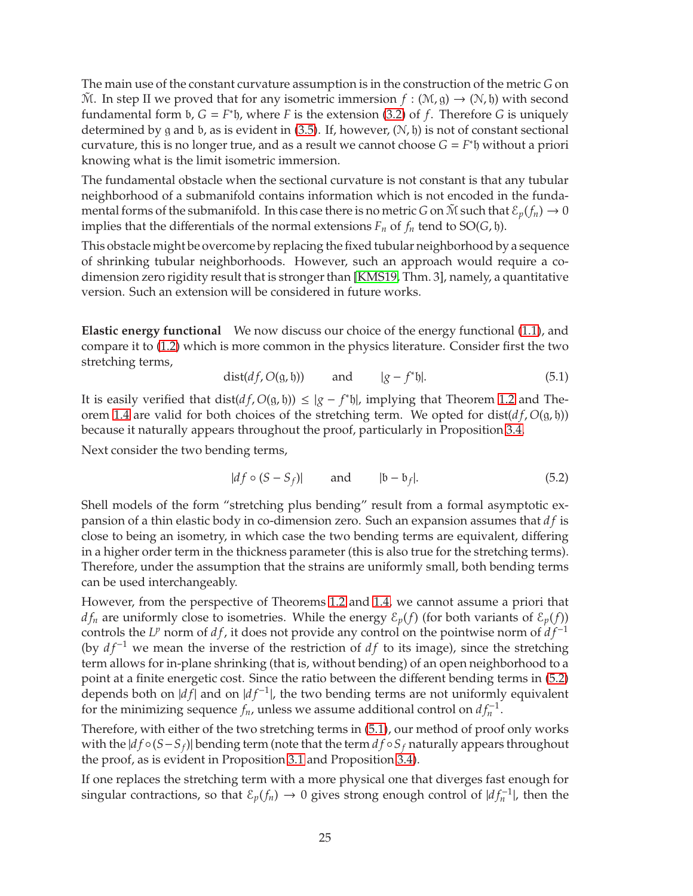The main use of the constant curvature assumption is in the construction of the metric $G$ on $\tilde{\mathcal{M}}$. In step II we proved that for any isometric immersion $f : (\mathcal{M}, \mathfrak{g}) \to (\mathcal{N}, \mathfrak{h})$ with second fundamental form $\mathfrak{b}$, $G = F^*\mathfrak{h}$, where $F$ is the extension (3.2) of $f$. Therefore $G$ is uniquely determined by $\mathfrak{g}$ and $\mathfrak{b}$, as is evident in (3.5). If, however, $(\mathcal{N}, \mathfrak{h})$ is not of constant sectional curvature, this is no longer true, and as a result we cannot choose $G = F^*\mathfrak{h}$ without a priori knowing what is the limit isometric immersion.

The fundamental obstacle when the sectional curvature is not constant is that any tubular neighborhood of a submanifold contains information which is not encoded in the fundamental forms of the submanifold. In this case there is no metric $G$ on $\tilde{\mathcal{M}}$ such that $\mathcal{E}_p(f_n) \to 0$ implies that the differentials of the normal extensions $F_n$ of $f_n$ tend to $\mathrm{SO}(G, \mathfrak{h})$.

This obstacle might be overcome by replacing the fixed tubular neighborhood by a sequence of shrinking tubular neighborhoods. However, such an approach would require a co-dimension zero rigidity result that is stronger than [KMS19, Thm. 3], namely, a quantitative version. Such an extension will be considered in future works.

**Elastic energy functional** We now discuss our choice of the energy functional (1.1), and compare it to (1.2) which is more common in the physics literature. Consider first the two stretching terms,

$$\mathrm{dist}(df, O(\mathfrak{g}, \mathfrak{h})) \qquad \text{and} \qquad |g - f^*\mathfrak{h}|. \tag{5.1}$$

It is easily verified that $\mathrm{dist}(df, O(\mathfrak{g}, \mathfrak{h})) \le |g - f^*\mathfrak{h}|$, implying that Theorem 1.2 and Theorem 1.4 are valid for both choices of the stretching term. We opted for $\mathrm{dist}(df, O(\mathfrak{g}, \mathfrak{h}))$ because it naturally appears throughout the proof, particularly in Proposition 3.4.

Next consider the two bending terms,

$$|df \circ (S - S_f)| \qquad \text{and} \qquad |\mathfrak{b} - \mathfrak{b}_f|. \tag{5.2}$$

Shell models of the form "stretching plus bending" result from a formal asymptotic expansion of a thin elastic body in co-dimension zero. Such an expansion assumes that $df$ is close to being an isometry, in which case the two bending terms are equivalent, differing in a higher order term in the thickness parameter (this is also true for the stretching terms). Therefore, under the assumption that the strains are uniformly small, both bending terms can be used interchangeably.

However, from the perspective of Theorems 1.2 and 1.4, we cannot assume a priori that $df_n$ are uniformly close to isometries. While the energy $\mathcal{E}_p(f)$ (for both variants of $\mathcal{E}_p(f)$) controls the $L^p$ norm of $df$, it does not provide any control on the pointwise norm of $df^{-1}$ (by $df^{-1}$ we mean the inverse of the restriction of $df$ to its image), since the stretching term allows for in-plane shrinking (that is, without bending) of an open neighborhood to a point at a finite energetic cost. Since the ratio between the different bending terms in (5.2) depends both on $|df|$ and on $|df^{-1}|$, the two bending terms are not uniformly equivalent for the minimizing sequence $f_n$, unless we assume additional control on $df_n^{-1}$.

Therefore, with either of the two stretching terms in (5.1), our method of proof only works with the $|df \circ (S - S_f)|$ bending term (note that the term $df \circ S_f$ naturally appears throughout the proof, as is evident in Proposition 3.1 and Proposition 3.4).

If one replaces the stretching term with a more physical one that diverges fast enough for singular contractions, so that $\mathcal{E}_p(f_n) \to 0$ gives strong enough control of $|df_n^{-1}|$, then the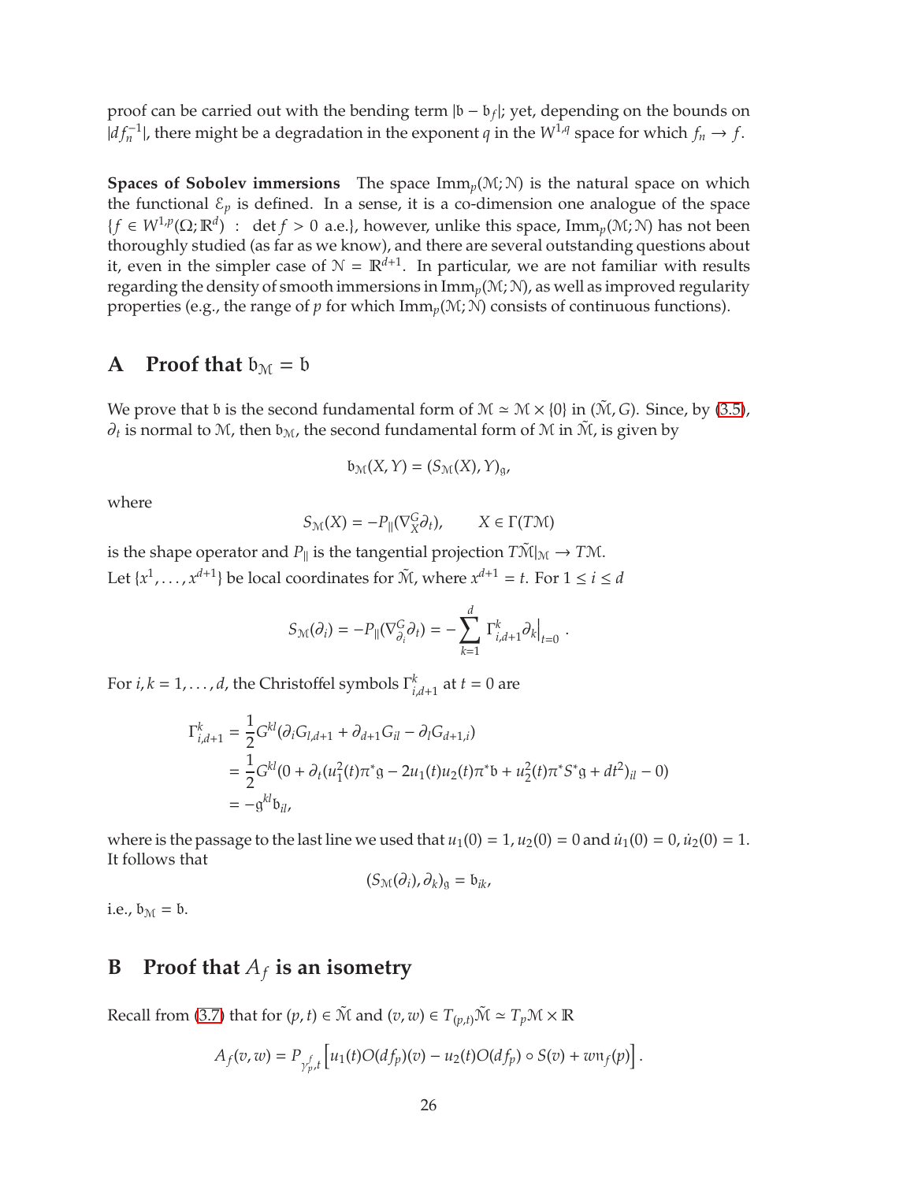proof can be carried out with the bending term $|\mathfrak{b} - \mathfrak{b}_f|$; yet, depending on the bounds on $|df_n^{-1}|$, there might be a degradation in the exponent $q$ in the $W^{1,q}$ space for which $f_n \to f$.

**Spaces of Sobolev immersions** The space $\mathrm{Imm}_p(\mathcal{M};\mathcal{N})$ is the natural space on which the functional $\mathcal{E}_p$ is defined. In a sense, it is a co-dimension one analogue of the space $\{f \in W^{1,p}(\Omega;\mathbb{R}^d) \;:\; \det f > 0 \text{ a.e.}\}$, however, unlike this space, $\mathrm{Imm}_p(\mathcal{M};\mathcal{N})$ has not been thoroughly studied (as far as we know), and there are several outstanding questions about it, even in the simpler case of $\mathcal{N} = \mathbb{R}^{d+1}$. In particular, we are not familiar with results regarding the density of smooth immersions in $\mathrm{Imm}_p(\mathcal{M};\mathcal{N})$, as well as improved regularity properties (e.g., the range of $p$ for which $\mathrm{Imm}_p(\mathcal{M};\mathcal{N})$ consists of continuous functions).

# A Proof that $\mathfrak{b}_\mathcal{M} = \mathfrak{b}$

We prove that $\mathfrak{b}$ is the second fundamental form of $\mathcal{M} \simeq \mathcal{M} \times \{0\}$ in $(\tilde{\mathcal{M}}, G)$. Since, by (3.5), $\partial_t$ is normal to $\mathcal{M}$, then $\mathfrak{b}_\mathcal{M}$, the second fundamental form of $\mathcal{M}$ in $\tilde{\mathcal{M}}$, is given by

$$\mathfrak{b}_\mathcal{M}(X,Y) = (S_\mathcal{M}(X), Y)_\mathfrak{g},$$

where

$$S_\mathcal{M}(X) = -P_\|(\nabla^G_X \partial_t), \qquad X \in \Gamma(T\mathcal{M})$$

is the shape operator and $P_\|$ is the tangential projection $T\tilde{\mathcal{M}}|_\mathcal{M} \to T\mathcal{M}$.
Let $\{x^1,\dots,x^{d+1}\}$ be local coordinates for $\tilde{\mathcal{M}}$, where $x^{d+1} = t$. For $1 \le i \le d$

$$S_\mathcal{M}(\partial_i) = -P_\|(\nabla^G_{\partial_i}\partial_t) = -\sum_{k=1}^d \Gamma^k_{i,d+1}\partial_k\Big|_{t=0}.$$

For $i,k = 1,\dots,d$, the Christoffel symbols $\Gamma^k_{i,d+1}$ at $t=0$ are

$$\begin{aligned}
\Gamma^k_{i,d+1} &= \frac{1}{2}G^{kl}(\partial_i G_{l,d+1} + \partial_{d+1}G_{il} - \partial_l G_{d+1,i}) \\
&= \frac{1}{2}G^{kl}(0 + \partial_t(u_1^2(t)\pi^*\mathfrak{g} - 2u_1(t)u_2(t)\pi^*\mathfrak{b} + u_2^2(t)\pi^*S^*\mathfrak{g} + dt^2)_{il} - 0) \\
&= -\mathfrak{g}^{kl}\mathfrak{b}_{il},
\end{aligned}$$

where is the passage to the last line we used that $u_1(0)=1$, $u_2(0)=0$ and $\dot{u}_1(0)=0$, $\dot{u}_2(0)=1$. It follows that

$$(S_\mathcal{M}(\partial_i), \partial_k)_\mathfrak{g} = \mathfrak{b}_{ik},$$

i.e., $\mathfrak{b}_\mathcal{M} = \mathfrak{b}$.

# B Proof that $A_f$ is an isometry

Recall from (3.7) that for $(p,t) \in \tilde{\mathcal{M}}$ and $(v,w) \in T_{(p,t)}\tilde{\mathcal{M}} \simeq T_p\mathcal{M} \times \mathbb{R}$

$$A_f(v,w) = P_{\gamma^f_p,t}\left[u_1(t)O(df_p)(v) - u_2(t)O(df_p)\circ S(v) + w\mathfrak{n}_f(p)\right].$$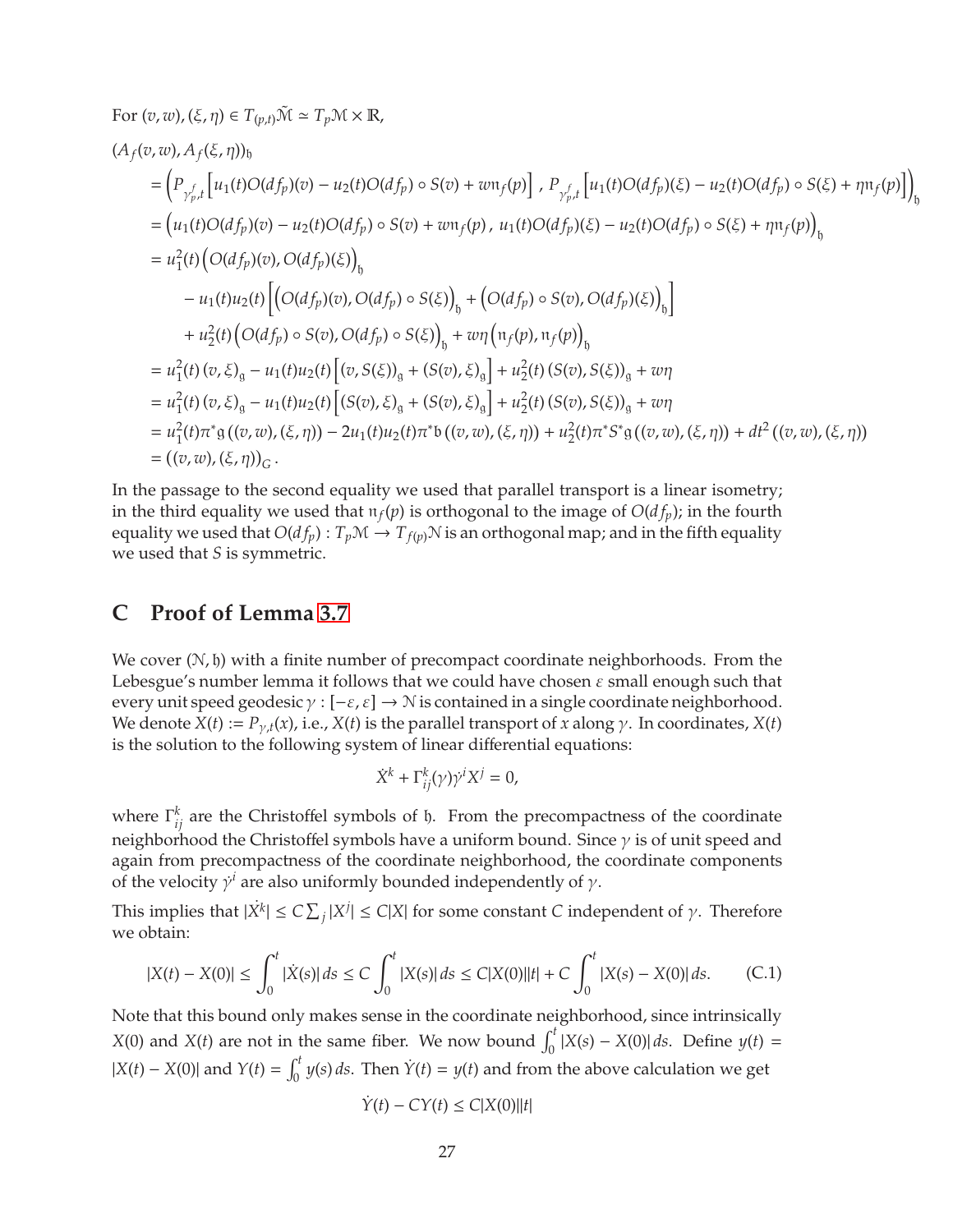For $(v,w),(\xi,\eta) \in T_{(p,t)}\tilde{\mathcal{M}} \simeq T_p\mathcal{M} \times \mathbb{R}$,

$$
\begin{aligned}
&(A_f(v,w), A_f(\xi,\eta))_{\mathfrak{h}} \\
&= \Big( P_{\gamma^f_p,t}\Big[u_1(t)O(df_p)(v) - u_2(t)O(df_p)\circ S(v) + w\mathfrak{n}_f(p)\Big] \,,\, P_{\gamma^f_p,t}\Big[u_1(t)O(df_p)(\xi) - u_2(t)O(df_p)\circ S(\xi) + \eta\mathfrak{n}_f(p)\Big]\Big)_{\mathfrak{h}} \\
&= \Big(u_1(t)O(df_p)(v) - u_2(t)O(df_p)\circ S(v) + w\mathfrak{n}_f(p) \,,\, u_1(t)O(df_p)(\xi) - u_2(t)O(df_p)\circ S(\xi) + \eta\mathfrak{n}_f(p)\Big)_{\mathfrak{h}} \\
&= u_1^2(t)\Big(O(df_p)(v), O(df_p)(\xi)\Big)_{\mathfrak{h}} \\
&\quad - u_1(t)u_2(t)\Big[\Big(O(df_p)(v), O(df_p)\circ S(\xi)\Big)_{\mathfrak{h}} + \Big(O(df_p)\circ S(v), O(df_p)(\xi)\Big)_{\mathfrak{h}}\Big] \\
&\quad + u_2^2(t)\Big(O(df_p)\circ S(v), O(df_p)\circ S(\xi)\Big)_{\mathfrak{h}} + w\eta\Big(\mathfrak{n}_f(p), \mathfrak{n}_f(p)\Big)_{\mathfrak{h}} \\
&= u_1^2(t)\,(v,\xi)_{\mathfrak{g}} - u_1(t)u_2(t)\Big[(v,S(\xi))_{\mathfrak{g}} + (S(v),\xi)_{\mathfrak{g}}\Big] + u_2^2(t)\,(S(v),S(\xi))_{\mathfrak{g}} + w\eta \\
&= u_1^2(t)\,(v,\xi)_{\mathfrak{g}} - u_1(t)u_2(t)\Big[(S(v),\xi)_{\mathfrak{g}} + (S(v),\xi)_{\mathfrak{g}}\Big] + u_2^2(t)\,(S(v),S(\xi))_{\mathfrak{g}} + w\eta \\
&= u_1^2(t)\pi^*\mathfrak{g}\left((v,w),(\xi,\eta)\right) - 2u_1(t)u_2(t)\pi^*\mathfrak{b}\left((v,w),(\xi,\eta)\right) + u_2^2(t)\pi^*S^*\mathfrak{g}\left((v,w),(\xi,\eta)\right) + dt^2\left((v,w),(\xi,\eta)\right) \\
&= ((v,w),(\xi,\eta))_G\,.
\end{aligned}
$$

In the passage to the second equality we used that parallel transport is a linear isometry; in the third equality we used that $\mathfrak{n}_f(p)$ is orthogonal to the image of $O(df_p)$; in the fourth equality we used that $O(df_p): T_p\mathcal{M} \to T_{f(p)}\mathcal{N}$ is an orthogonal map; and in the fifth equality we used that $S$ is symmetric.

# C Proof of Lemma 3.7

We cover $(\mathcal{N},\mathfrak{h})$ with a finite number of precompact coordinate neighborhoods. From the Lebesgue's number lemma it follows that we could have chosen $\varepsilon$ small enough such that every unit speed geodesic $\gamma : [-\varepsilon,\varepsilon] \to \mathcal{N}$ is contained in a single coordinate neighborhood. We denote $X(t) := P_{\gamma,t}(x)$, i.e., $X(t)$ is the parallel transport of $x$ along $\gamma$. In coordinates, $X(t)$ is the solution to the following system of linear differential equations:

$$
\dot{X}^k + \Gamma^k_{ij}(\gamma)\dot{\gamma}^i X^j = 0,
$$

where $\Gamma^k_{ij}$ are the Christoffel symbols of $\mathfrak{h}$. From the precompactness of the coordinate neighborhood the Christoffel symbols have a uniform bound. Since $\gamma$ is of unit speed and again from precompactness of the coordinate neighborhood, the coordinate components of the velocity $\dot{\gamma}^i$ are also uniformly bounded independently of $\gamma$.

This implies that $|\dot{X}^k| \le C\sum_j |X^j| \le C|X|$ for some constant $C$ independent of $\gamma$. Therefore we obtain:

$$
|X(t) - X(0)| \le \int_0^t |\dot{X}(s)|\,ds \le C\int_0^t |X(s)|\,ds \le C|X(0)||t| + C\int_0^t |X(s) - X(0)|\,ds. \tag{C.1}
$$

Note that this bound only makes sense in the coordinate neighborhood, since intrinsically $X(0)$ and $X(t)$ are not in the same fiber. We now bound $\int_0^t |X(s) - X(0)|\,ds$. Define $y(t) = |X(t) - X(0)|$ and $Y(t) = \int_0^t y(s)\,ds$. Then $\dot{Y}(t) = y(t)$ and from the above calculation we get

$$
\dot{Y}(t) - CY(t) \le C|X(0)||t|
$$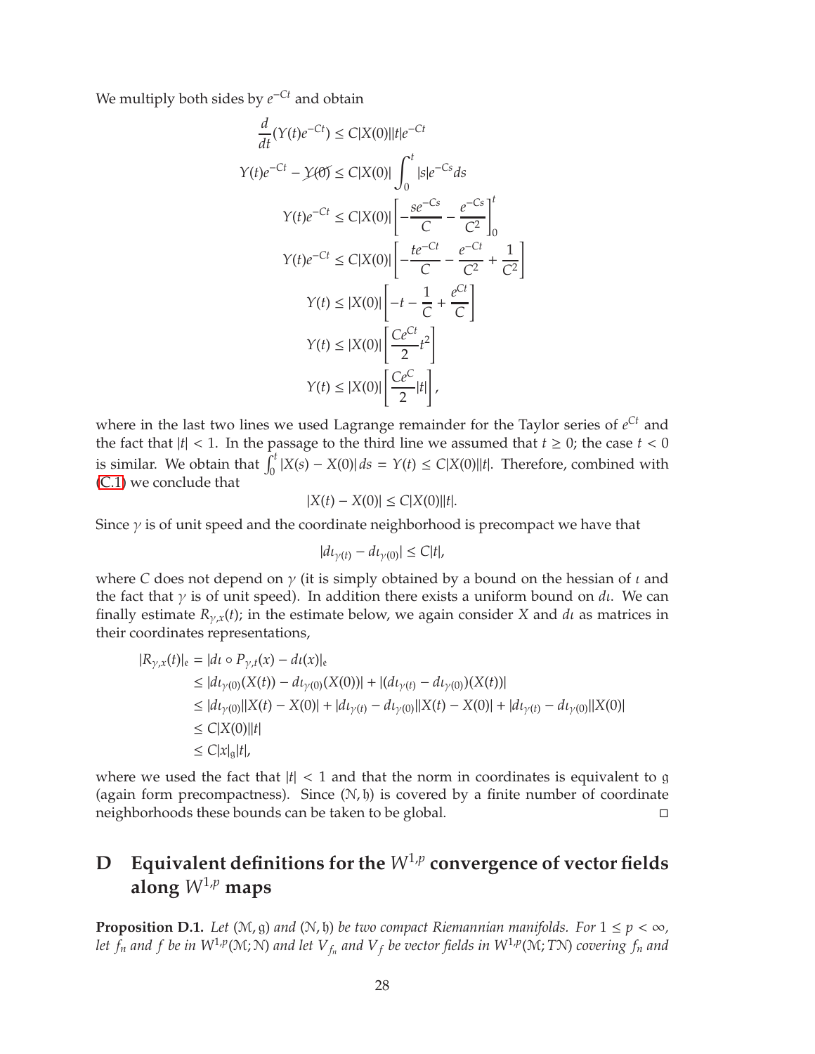We multiply both sides by $e^{-Ct}$ and obtain

$$
\begin{aligned}
\frac{d}{dt}(Y(t)e^{-Ct}) &\leq C|X(0)||t|e^{-Ct} \\
Y(t)e^{-Ct} - \cancel{Y(0)} &\leq C|X(0)| \int_0^t |s|e^{-Cs} ds \\
Y(t)e^{-Ct} &\leq C|X(0)| \left[ -\frac{se^{-Cs}}{C} - \frac{e^{-Cs}}{C^2} \right]_0^t \\
Y(t)e^{-Ct} &\leq C|X(0)| \left[ -\frac{te^{-Ct}}{C} - \frac{e^{-Ct}}{C^2} + \frac{1}{C^2} \right] \\
Y(t) &\leq |X(0)| \left[ -t - \frac{1}{C} + \frac{e^{Ct}}{C} \right] \\
Y(t) &\leq |X(0)| \left[ \frac{Ce^{Ct}}{2} t^2 \right] \\
Y(t) &\leq |X(0)| \left[ \frac{Ce^{C}}{2} |t| \right],
\end{aligned}
$$

where in the last two lines we used Lagrange remainder for the Taylor series of $e^{Ct}$ and the fact that $|t| < 1$. In the passage to the third line we assumed that $t \geq 0$; the case $t < 0$ is similar. We obtain that $\int_0^t |X(s) - X(0)|\, ds = Y(t) \leq C|X(0)||t|$. Therefore, combined with (C.1) we conclude that

$$
|X(t) - X(0)| \leq C|X(0)||t|.
$$

Since $\gamma$ is of unit speed and the coordinate neighborhood is precompact we have that

$$
|d\iota_{\gamma(t)} - d\iota_{\gamma(0)}| \leq C|t|,
$$

where $C$ does not depend on $\gamma$ (it is simply obtained by a bound on the hessian of $\iota$ and the fact that $\gamma$ is of unit speed). In addition there exists a uniform bound on $d\iota$. We can finally estimate $R_{\gamma,x}(t)$; in the estimate below, we again consider $X$ and $d\iota$ as matrices in their coordinates representations,

$$
\begin{aligned}
|R_{\gamma,x}(t)|_{\mathfrak{e}} &= |d\iota \circ P_{\gamma,t}(x) - d\iota(x)|_{\mathfrak{e}} \\
&\leq |d\iota_{\gamma(0)}(X(t)) - d\iota_{\gamma(0)}(X(0))| + |(d\iota_{\gamma(t)} - d\iota_{\gamma(0)})(X(t))| \\
&\leq |d\iota_{\gamma(0)}||X(t) - X(0)| + |d\iota_{\gamma(t)} - d\iota_{\gamma(0)}||X(t) - X(0)| + |d\iota_{\gamma(t)} - d\iota_{\gamma(0)}||X(0)| \\
&\leq C|X(0)||t| \\
&\leq C|x|_{\mathfrak{g}}|t|,
\end{aligned}
$$

where we used the fact that $|t| < 1$ and that the norm in coordinates is equivalent to $\mathfrak{g}$ (again form precompactness). Since $(\mathcal{N}, \mathfrak{h})$ is covered by a finite number of coordinate neighborhoods these bounds can be taken to be global. □

# D Equivalent definitions for the $W^{1,p}$ convergence of vector fields along $W^{1,p}$ maps

**Proposition D.1.** *Let $(\mathcal{M}, \mathfrak{g})$ and $(\mathcal{N}, \mathfrak{h})$ be two compact Riemannian manifolds. For $1 \leq p < \infty$, let $f_n$ and $f$ be in $W^{1,p}(\mathcal{M}; \mathcal{N})$ and let $V_{f_n}$ and $V_f$ be vector fields in $W^{1,p}(\mathcal{M}; T\mathcal{N})$ covering $f_n$ and*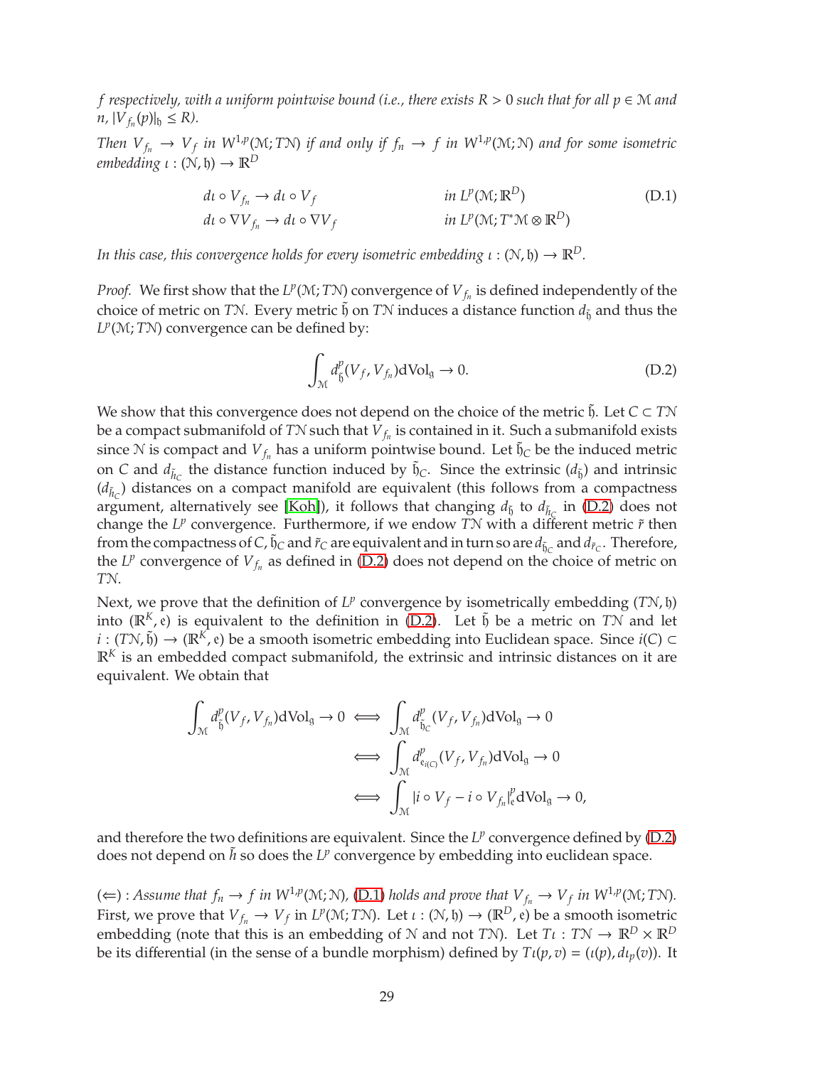*$f$ respectively, with a uniform pointwise bound (i.e., there exists $R > 0$ such that for all $p \in \mathcal{M}$ and $n$, $|V_{f_n}(p)|_{\mathfrak{h}} \le R$).*

*Then $V_{f_n} \to V_f$ in $W^{1,p}(\mathcal{M}; T\mathcal{N})$ if and only if $f_n \to f$ in $W^{1,p}(\mathcal{M};\mathcal{N})$ and for some isometric embedding $\iota : (\mathcal{N}, \mathfrak{h}) \to \mathbb{R}^D$*

$$
\begin{aligned}
d\iota \circ V_{f_n} &\to d\iota \circ V_f && \text{in } L^p(\mathcal{M}; \mathbb{R}^D) \\
d\iota \circ \nabla V_{f_n} &\to d\iota \circ \nabla V_f && \text{in } L^p(\mathcal{M}; T^*\mathcal{M} \otimes \mathbb{R}^D)
\end{aligned}
\tag{D.1}
$$

*In this case, this convergence holds for every isometric embedding $\iota : (\mathcal{N}, \mathfrak{h}) \to \mathbb{R}^D$.*

*Proof.* We first show that the $L^p(\mathcal{M}; T\mathcal{N})$ convergence of $V_{f_n}$ is defined independently of the choice of metric on $T\mathcal{N}$. Every metric $\tilde{\mathfrak{h}}$ on $T\mathcal{N}$ induces a distance function $d_{\tilde{\mathfrak{h}}}$ and thus the $L^p(\mathcal{M}; T\mathcal{N})$ convergence can be defined by:

$$
\int_{\mathcal{M}} d^p_{\tilde{\mathfrak{h}}}(V_f, V_{f_n}) \mathrm{dVol}_{\mathfrak{g}} \to 0. \tag{D.2}
$$

We show that this convergence does not depend on the choice of the metric $\tilde{\mathfrak{h}}$. Let $C \subset T\mathcal{N}$ be a compact submanifold of $T\mathcal{N}$ such that $V_{f_n}$ is contained in it. Such a submanifold exists since $\mathcal{N}$ is compact and $V_{f_n}$ has a uniform pointwise bound. Let $\tilde{\mathfrak{h}}_C$ be the induced metric on $C$ and $d_{\tilde{h}_C}$ the distance function induced by $\tilde{\mathfrak{h}}_C$. Since the extrinsic ($d_{\tilde{\mathfrak{h}}}$) and intrinsic ($d_{\tilde{h}_C}$) distances on a compact manifold are equivalent (this follows from a compactness argument, alternatively see [Koh]), it follows that changing $d_{\tilde{\mathfrak{h}}}$ to $d_{\tilde{h}_C}$ in (D.2) does not change the $L^p$ convergence. Furthermore, if we endow $T\mathcal{N}$ with a different metric $\tilde{r}$ then from the compactness of $C$, $\tilde{\mathfrak{h}}_C$ and $\tilde{r}_C$ are equivalent and in turn so are $d_{\tilde{\mathfrak{h}}_C}$ and $d_{\tilde{r}_C}$. Therefore, the $L^p$ convergence of $V_{f_n}$ as defined in (D.2) does not depend on the choice of metric on $T\mathcal{N}$.

Next, we prove that the definition of $L^p$ convergence by isometrically embedding $(T\mathcal{N}, \mathfrak{h})$ into $(\mathbb{R}^K, \mathfrak{e})$ is equivalent to the definition in (D.2). Let $\tilde{\mathfrak{h}}$ be a metric on $T\mathcal{N}$ and let $i : (T\mathcal{N}, \tilde{\mathfrak{h}}) \to (\mathbb{R}^K, \mathfrak{e})$ be a smooth isometric embedding into Euclidean space. Since $i(C) \subset \mathbb{R}^K$ is an embedded compact submanifold, the extrinsic and intrinsic distances on it are equivalent. We obtain that

$$
\begin{aligned}
\int_{\mathcal{M}} d^p_{\tilde{\mathfrak{h}}}(V_f, V_{f_n}) \mathrm{dVol}_{\mathfrak{g}} \to 0 &\iff \int_{\mathcal{M}} d^p_{\tilde{\mathfrak{h}}_C}(V_f, V_{f_n}) \mathrm{dVol}_{\mathfrak{g}} \to 0 \\
&\iff \int_{\mathcal{M}} d^p_{\mathfrak{e}_{i(C)}}(V_f, V_{f_n}) \mathrm{dVol}_{\mathfrak{g}} \to 0 \\
&\iff \int_{\mathcal{M}} |i \circ V_f - i \circ V_{f_n}|^p_{\mathfrak{e}} \mathrm{dVol}_{\mathfrak{g}} \to 0,
\end{aligned}
$$

and therefore the two definitions are equivalent. Since the $L^p$ convergence defined by (D.2) does not depend on $\tilde{h}$ so does the $L^p$ convergence by embedding into euclidean space.

($\Leftarrow$) : *Assume that $f_n \to f$ in $W^{1,p}(\mathcal{M};\mathcal{N})$, (D.1) holds and prove that $V_{f_n} \to V_f$ in $W^{1,p}(\mathcal{M}; T\mathcal{N})$.* First, we prove that $V_{f_n} \to V_f$ in $L^p(\mathcal{M}; T\mathcal{N})$. Let $\iota : (\mathcal{N}, \mathfrak{h}) \to (\mathbb{R}^D, \mathfrak{e})$ be a smooth isometric embedding (note that this is an embedding of $\mathcal{N}$ and not $T\mathcal{N}$). Let $T\iota : T\mathcal{N} \to \mathbb{R}^D \times \mathbb{R}^D$ be its differential (in the sense of a bundle morphism) defined by $T\iota(p, v) = (\iota(p), d\iota_p(v))$. It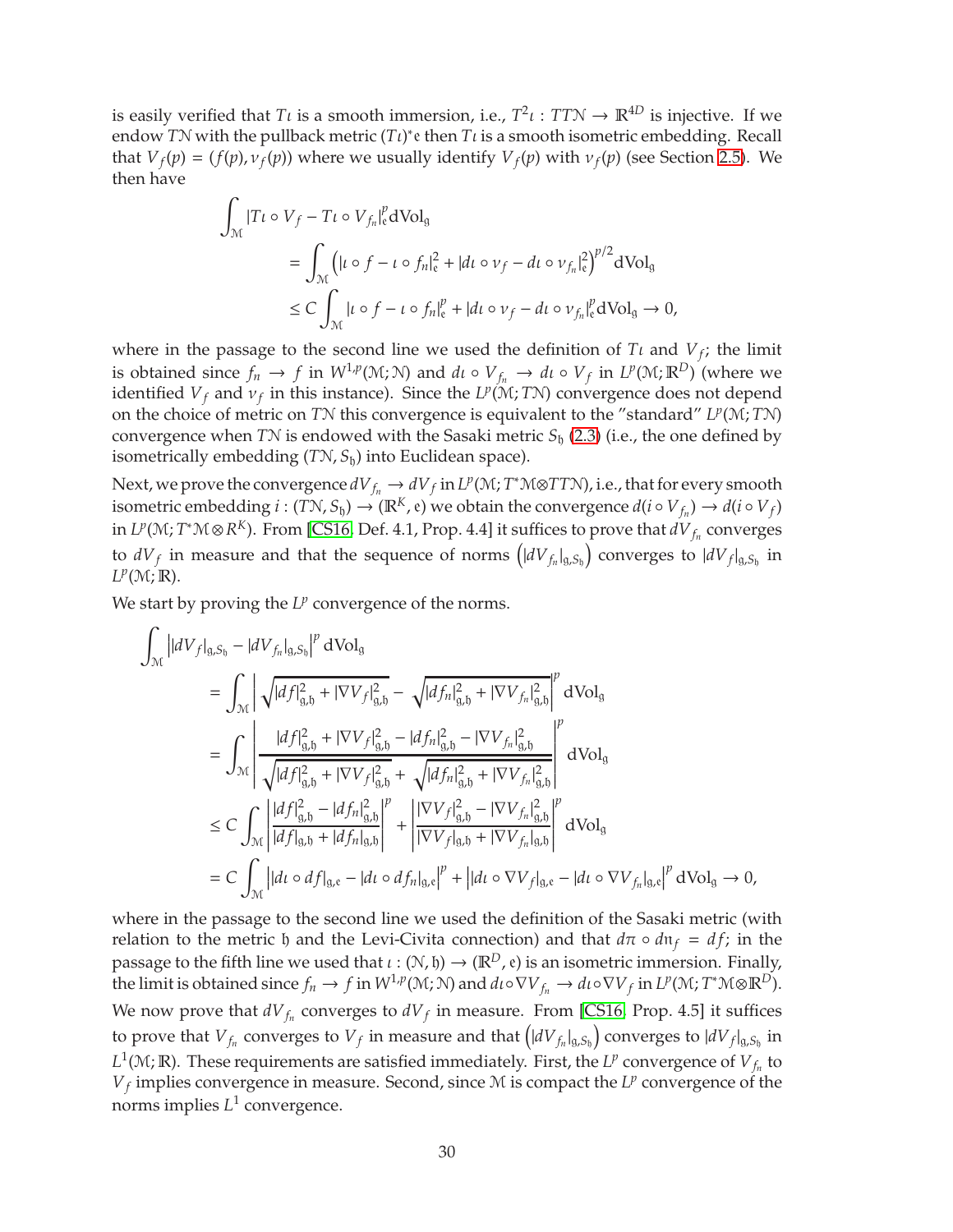is easily verified that $T\iota$ is a smooth immersion, i.e., $T^2\iota : TT\mathcal{N} \to \mathbb{R}^{4D}$ is injective. If we endow $T\mathcal{N}$ with the pullback metric $(T\iota)^*\mathfrak{e}$ then $T\iota$ is a smooth isometric embedding. Recall that $V_f(p) = (f(p), \nu_f(p))$ where we usually identify $V_f(p)$ with $\nu_f(p)$ (see Section 2.5). We then have

$$
\begin{aligned}
\int_{\mathcal{M}} &|T\iota \circ V_f - T\iota \circ V_{f_n}|_{\mathfrak{e}}^p \mathrm{dVol}_{\mathfrak{g}} \\
&= \int_{\mathcal{M}} \left( |\iota \circ f - \iota \circ f_n|_{\mathfrak{e}}^2 + |d\iota \circ \nu_f - d\iota \circ \nu_{f_n}|_{\mathfrak{e}}^2 \right)^{p/2} \mathrm{dVol}_{\mathfrak{g}} \\
&\leq C \int_{\mathcal{M}} |\iota \circ f - \iota \circ f_n|_{\mathfrak{e}}^p + |d\iota \circ \nu_f - d\iota \circ \nu_{f_n}|_{\mathfrak{e}}^p \mathrm{dVol}_{\mathfrak{g}} \to 0,
\end{aligned}
$$

where in the passage to the second line we used the definition of $T\iota$ and $V_f$; the limit is obtained since $f_n \to f$ in $W^{1,p}(\mathcal{M};\mathcal{N})$ and $d\iota \circ V_{f_n} \to d\iota \circ V_f$ in $L^p(\mathcal{M};\mathbb{R}^D)$ (where we identified $V_f$ and $\nu_f$ in this instance). Since the $L^p(\mathcal{M};T\mathcal{N})$ convergence does not depend on the choice of metric on $T\mathcal{N}$ this convergence is equivalent to the "standard" $L^p(\mathcal{M};T\mathcal{N})$ convergence when $T\mathcal{N}$ is endowed with the Sasaki metric $S_{\mathfrak{h}}$ (2.3) (i.e., the one defined by isometrically embedding $(T\mathcal{N}, S_{\mathfrak{h}})$ into Euclidean space).

Next, we prove the convergence $dV_{f_n} \to dV_f$ in $L^p(\mathcal{M};T^*\mathcal{M}\otimes TT\mathcal{N})$, i.e., that for every smooth isometric embedding $i : (T\mathcal{N}, S_{\mathfrak{h}}) \to (\mathbb{R}^K, \mathfrak{e})$ we obtain the convergence $d(i \circ V_{f_n}) \to d(i \circ V_f)$ in $L^p(\mathcal{M};T^*\mathcal{M}\otimes R^K)$. From [CS16, Def. 4.1, Prop. 4.4] it suffices to prove that $dV_{f_n}$ converges to $dV_f$ in measure and that the sequence of norms $\left(|dV_{f_n}|_{\mathfrak{g},S_{\mathfrak{h}}}\right)$ converges to $|dV_f|_{\mathfrak{g},S_{\mathfrak{h}}}$ in $L^p(\mathcal{M};\mathbb{R})$.

We start by proving the $L^p$ convergence of the norms.

$$
\begin{aligned}
\int_{\mathcal{M}} &\left| |dV_f|_{\mathfrak{g},S_{\mathfrak{h}}} - |dV_{f_n}|_{\mathfrak{g},S_{\mathfrak{h}}} \right|^p \mathrm{dVol}_{\mathfrak{g}} \\
&= \int_{\mathcal{M}} \left| \sqrt{|df|_{\mathfrak{g},\mathfrak{h}}^2 + |\nabla V_f|_{\mathfrak{g},\mathfrak{h}}^2} - \sqrt{|df_n|_{\mathfrak{g},\mathfrak{h}}^2 + |\nabla V_{f_n}|_{\mathfrak{g},\mathfrak{h}}^2} \right|^p \mathrm{dVol}_{\mathfrak{g}} \\
&= \int_{\mathcal{M}} \left| \frac{|df|_{\mathfrak{g},\mathfrak{h}}^2 + |\nabla V_f|_{\mathfrak{g},\mathfrak{h}}^2 - |df_n|_{\mathfrak{g},\mathfrak{h}}^2 - |\nabla V_{f_n}|_{\mathfrak{g},\mathfrak{h}}^2}{\sqrt{|df|_{\mathfrak{g},\mathfrak{h}}^2 + |\nabla V_f|_{\mathfrak{g},\mathfrak{h}}^2} + \sqrt{|df_n|_{\mathfrak{g},\mathfrak{h}}^2 + |\nabla V_{f_n}|_{\mathfrak{g},\mathfrak{h}}^2}} \right|^p \mathrm{dVol}_{\mathfrak{g}} \\
&\leq C \int_{\mathcal{M}} \left| \frac{|df|_{\mathfrak{g},\mathfrak{h}}^2 - |df_n|_{\mathfrak{g},\mathfrak{h}}^2}{|df|_{\mathfrak{g},\mathfrak{h}} + |df_n|_{\mathfrak{g},\mathfrak{h}}} \right|^p + \left| \frac{|\nabla V_f|_{\mathfrak{g},\mathfrak{h}}^2 - |\nabla V_{f_n}|_{\mathfrak{g},\mathfrak{h}}^2}{|\nabla V_f|_{\mathfrak{g},\mathfrak{h}} + |\nabla V_{f_n}|_{\mathfrak{g},\mathfrak{h}}} \right|^p \mathrm{dVol}_{\mathfrak{g}} \\
&= C \int_{\mathcal{M}} \left| |d\iota \circ df|_{\mathfrak{g},\mathfrak{e}} - |d\iota \circ df_n|_{\mathfrak{g},\mathfrak{e}} \right|^p + \left| |d\iota \circ \nabla V_f|_{\mathfrak{g},\mathfrak{e}} - |d\iota \circ \nabla V_{f_n}|_{\mathfrak{g},\mathfrak{e}} \right|^p \mathrm{dVol}_{\mathfrak{g}} \to 0,
\end{aligned}
$$

where in the passage to the second line we used the definition of the Sasaki metric (with relation to the metric $\mathfrak{h}$ and the Levi-Civita connection) and that $d\pi \circ d\mathfrak{n}_f = df$; in the passage to the fifth line we used that $\iota : (\mathcal{N}, \mathfrak{h}) \to (\mathbb{R}^D, \mathfrak{e})$ is an isometric immersion. Finally, the limit is obtained since $f_n \to f$ in $W^{1,p}(\mathcal{M};\mathcal{N})$ and $d\iota \circ \nabla V_{f_n} \to d\iota \circ \nabla V_f$ in $L^p(\mathcal{M};T^*\mathcal{M}\otimes\mathbb{R}^D)$.

We now prove that $dV_{f_n}$ converges to $dV_f$ in measure. From [CS16, Prop. 4.5] it suffices to prove that $V_{f_n}$ converges to $V_f$ in measure and that $\left(|dV_{f_n}|_{\mathfrak{g},S_{\mathfrak{h}}}\right)$ converges to $|dV_f|_{\mathfrak{g},S_{\mathfrak{h}}}$ in $L^1(\mathcal{M};\mathbb{R})$. These requirements are satisfied immediately. First, the $L^p$ convergence of $V_{f_n}$ to $V_f$ implies convergence in measure. Second, since $\mathcal{M}$ is compact the $L^p$ convergence of the norms implies $L^1$ convergence.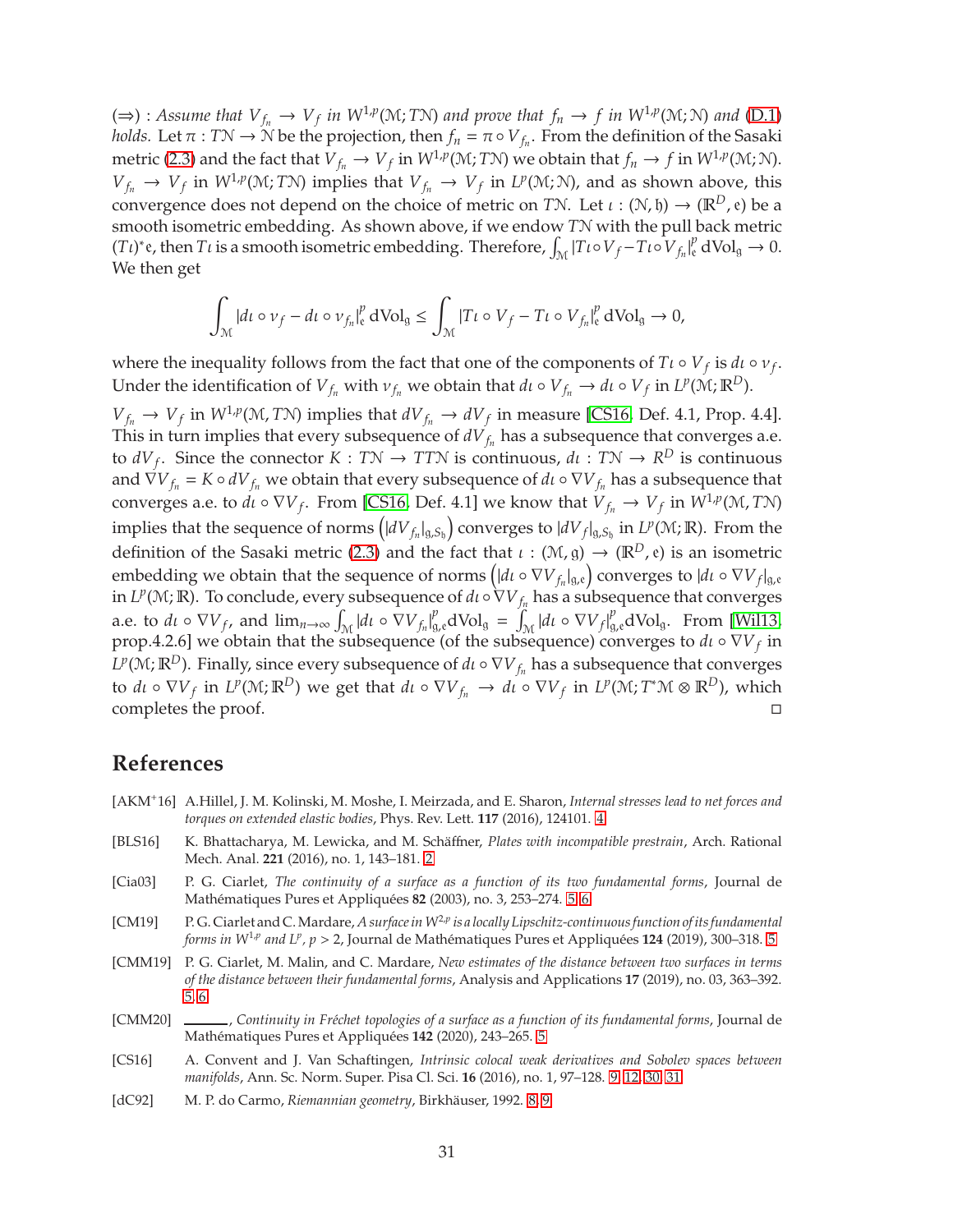($\Rightarrow$) : *Assume that $V_{f_n} \to V_f$ in $W^{1,p}(\mathcal{M}; T\mathcal{N})$ and prove that $f_n \to f$ in $W^{1,p}(\mathcal{M}; \mathcal{N})$ and (D.1) holds.* Let $\pi : T\mathcal{N} \to \mathcal{N}$ be the projection, then $f_n = \pi \circ V_{f_n}$. From the definition of the Sasaki metric (2.3) and the fact that $V_{f_n} \to V_f$ in $W^{1,p}(\mathcal{M}; T\mathcal{N})$ we obtain that $f_n \to f$ in $W^{1,p}(\mathcal{M}; \mathcal{N})$. $V_{f_n} \to V_f$ in $W^{1,p}(\mathcal{M}; T\mathcal{N})$ implies that $V_{f_n} \to V_f$ in $L^p(\mathcal{M}; \mathcal{N})$, and as shown above, this convergence does not depend on the choice of metric on $T\mathcal{N}$. Let $\iota : (\mathcal{N}, \mathfrak{h}) \to (\mathbb{R}^D, \mathfrak{e})$ be a smooth isometric embedding. As shown above, if we endow $T\mathcal{N}$ with the pull back metric $(T\iota)^*\mathfrak{e}$, then $T\iota$ is a smooth isometric embedding. Therefore, $\int_\mathcal{M} |T\iota \circ V_f - T\iota \circ V_{f_n}|^p_\mathfrak{e} \, d\mathrm{Vol}_\mathfrak{g} \to 0$. We then get

$$\int_\mathcal{M} |d\iota \circ v_f - d\iota \circ v_{f_n}|^p_\mathfrak{e} \, d\mathrm{Vol}_\mathfrak{g} \leq \int_\mathcal{M} |T\iota \circ V_f - T\iota \circ V_{f_n}|^p_\mathfrak{e} \, d\mathrm{Vol}_\mathfrak{g} \to 0,$$

where the inequality follows from the fact that one of the components of $T\iota \circ V_f$ is $d\iota \circ v_f$. Under the identification of $V_{f_n}$ with $v_{f_n}$ we obtain that $d\iota \circ V_{f_n} \to d\iota \circ V_f$ in $L^p(\mathcal{M}; \mathbb{R}^D)$.

$V_{f_n} \to V_f$ in $W^{1,p}(\mathcal{M}, T\mathcal{N})$ implies that $dV_{f_n} \to dV_f$ in measure [CS16, Def. 4.1, Prop. 4.4]. This in turn implies that every subsequence of $dV_{f_n}$ has a subsequence that converges a.e. to $dV_f$. Since the connector $K : T\mathcal{N} \to TT\mathcal{N}$ is continuous, $d\iota : T\mathcal{N} \to R^D$ is continuous and $\nabla V_{f_n} = K \circ dV_{f_n}$ we obtain that every subsequence of $d\iota \circ \nabla V_{f_n}$ has a subsequence that converges a.e. to $d\iota \circ \nabla V_f$. From [CS16, Def. 4.1] we know that $V_{f_n} \to V_f$ in $W^{1,p}(\mathcal{M}, T\mathcal{N})$ implies that the sequence of norms $\left(|dV_{f_n}|_{\mathfrak{g}, S_\mathfrak{h}}\right)$ converges to $|dV_f|_{\mathfrak{g}, S_\mathfrak{h}}$ in $L^p(\mathcal{M}; \mathbb{R})$. From the definition of the Sasaki metric (2.3) and the fact that $\iota : (\mathcal{M}, \mathfrak{g}) \to (\mathbb{R}^D, \mathfrak{e})$ is an isometric embedding we obtain that the sequence of norms $\left(|d\iota \circ \nabla V_{f_n}|_{\mathfrak{g},\mathfrak{e}}\right)$ converges to $|d\iota \circ \nabla V_f|_{\mathfrak{g},\mathfrak{e}}$ in $L^p(\mathcal{M}; \mathbb{R})$. To conclude, every subsequence of $d\iota \circ \nabla V_{f_n}$ has a subsequence that converges a.e. to $d\iota \circ \nabla V_f$, and $\lim_{n\to\infty} \int_\mathcal{M} |d\iota \circ \nabla V_{f_n}|^p_{\mathfrak{g},\mathfrak{e}} d\mathrm{Vol}_\mathfrak{g} = \int_\mathcal{M} |d\iota \circ \nabla V_f|^p_{\mathfrak{g},\mathfrak{e}} d\mathrm{Vol}_\mathfrak{g}$. From [Wil13, prop.4.2.6] we obtain that the subsequence (of the subsequence) converges to $d\iota \circ \nabla V_f$ in $L^p(\mathcal{M}; \mathbb{R}^D)$. Finally, since every subsequence of $d\iota \circ \nabla V_{f_n}$ has a subsequence that converges to $d\iota \circ \nabla V_f$ in $L^p(\mathcal{M}; \mathbb{R}^D)$ we get that $d\iota \circ \nabla V_{f_n} \to d\iota \circ \nabla V_f$ in $L^p(\mathcal{M}; T^*\mathcal{M} \otimes \mathbb{R}^D)$, which completes the proof. ◻

## References

[AKM+16] A.Hillel, J. M. Kolinski, M. Moshe, I. Meirzada, and E. Sharon, *Internal stresses lead to net forces and torques on extended elastic bodies*, Phys. Rev. Lett. **117** (2016), 124101. 4

[BLS16] K. Bhattacharya, M. Lewicka, and M. Schäffner, *Plates with incompatible prestrain*, Arch. Rational Mech. Anal. **221** (2016), no. 1, 143–181. 2

[Cia03] P. G. Ciarlet, *The continuity of a surface as a function of its two fundamental forms*, Journal de Mathématiques Pures et Appliquées **82** (2003), no. 3, 253–274. 5, 6

[CM19] P. G. Ciarlet and C. Mardare, *A surface in $W^{2,p}$ is a locally Lipschitz-continuous function of its fundamental forms in $W^{1,p}$ and $L^p$, $p > 2$*, Journal de Mathématiques Pures et Appliquées **124** (2019), 300–318. 5

[CMM19] P. G. Ciarlet, M. Malin, and C. Mardare, *New estimates of the distance between two surfaces in terms of the distance between their fundamental forms*, Analysis and Applications **17** (2019), no. 03, 363–392. 5, 6

[CMM20] ______, *Continuity in Fréchet topologies of a surface as a function of its fundamental forms*, Journal de Mathématiques Pures et Appliquées **142** (2020), 243–265. 5

[CS16] A. Convent and J. Van Schaftingen, *Intrinsic colocal weak derivatives and Sobolev spaces between manifolds*, Ann. Sc. Norm. Super. Pisa Cl. Sci. **16** (2016), no. 1, 97–128. 9, 12, 30, 31

[dC92] M. P. do Carmo, *Riemannian geometry*, Birkhäuser, 1992. 8, 9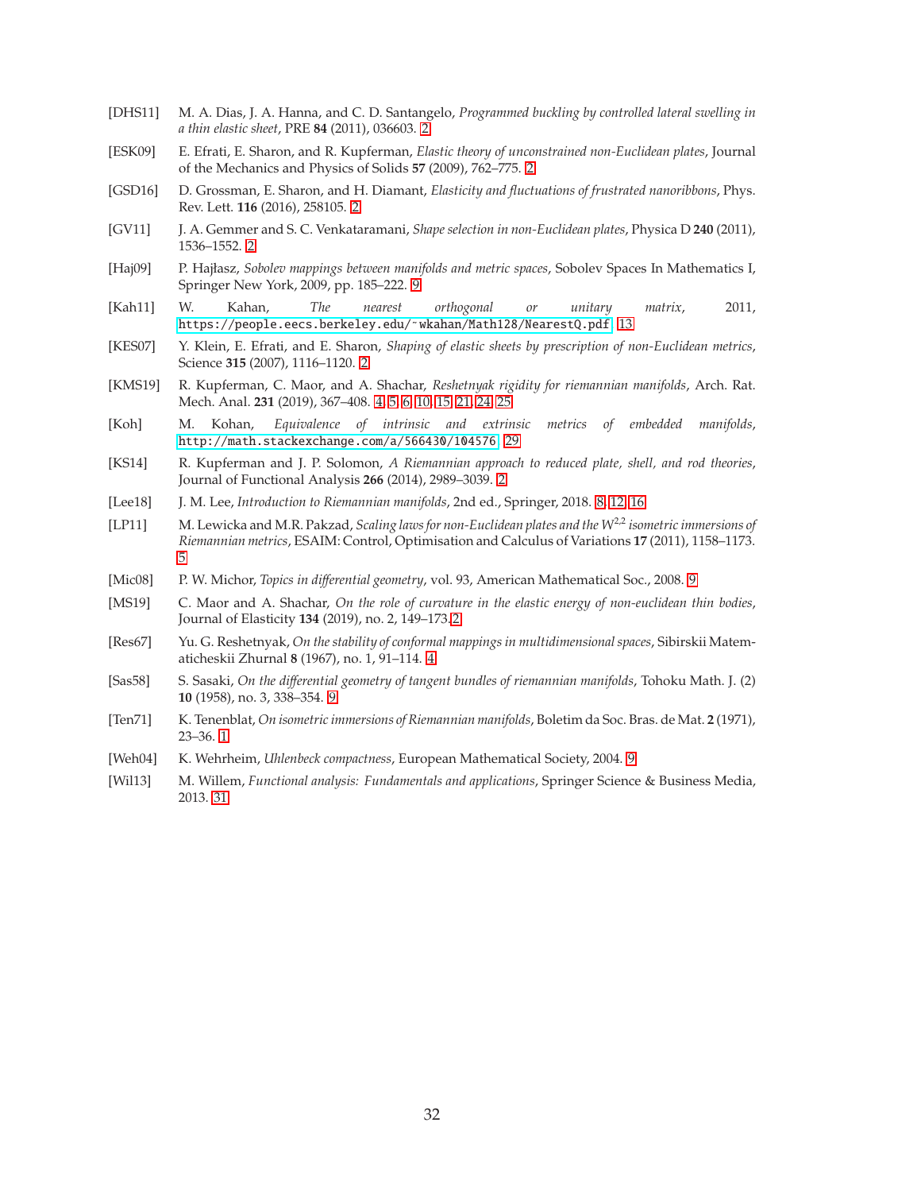[DHS11] M. A. Dias, J. A. Hanna, and C. D. Santangelo, *Programmed buckling by controlled lateral swelling in a thin elastic sheet*, PRE **84** (2011), 036603. 2

[ESK09] E. Efrati, E. Sharon, and R. Kupferman, *Elastic theory of unconstrained non-Euclidean plates*, Journal of the Mechanics and Physics of Solids **57** (2009), 762–775. 2

[GSD16] D. Grossman, E. Sharon, and H. Diamant, *Elasticity and fluctuations of frustrated nanoribbons*, Phys. Rev. Lett. **116** (2016), 258105. 2

[GV11] J. A. Gemmer and S. C. Venkataramani, *Shape selection in non-Euclidean plates*, Physica D **240** (2011), 1536–1552. 2

[Haj09] P. Hajłasz, *Sobolev mappings between manifolds and metric spaces*, Sobolev Spaces In Mathematics I, Springer New York, 2009, pp. 185–222. 9

[Kah11] W. Kahan, *The nearest orthogonal or unitary matrix*, 2011, https://people.eecs.berkeley.edu/~wkahan/Math128/NearestQ.pdf. 13

[KES07] Y. Klein, E. Efrati, and E. Sharon, *Shaping of elastic sheets by prescription of non-Euclidean metrics*, Science **315** (2007), 1116–1120. 2

[KMS19] R. Kupferman, C. Maor, and A. Shachar, *Reshetnyak rigidity for riemannian manifolds*, Arch. Rat. Mech. Anal. **231** (2019), 367–408. 4, 5, 6, 10, 15, 21, 24, 25

[Koh] M. Kohan, *Equivalence of intrinsic and extrinsic metrics of embedded manifolds*, http://math.stackexchange.com/a/566430/104576. 29

[KS14] R. Kupferman and J. P. Solomon, *A Riemannian approach to reduced plate, shell, and rod theories*, Journal of Functional Analysis **266** (2014), 2989–3039. 2

[Lee18] J. M. Lee, *Introduction to Riemannian manifolds*, 2nd ed., Springer, 2018. 8, 12, 16

[LP11] M. Lewicka and M.R. Pakzad, *Scaling laws for non-Euclidean plates and the $W^{2,2}$ isometric immersions of Riemannian metrics*, ESAIM: Control, Optimisation and Calculus of Variations **17** (2011), 1158–1173. 5

[Mic08] P. W. Michor, *Topics in differential geometry*, vol. 93, American Mathematical Soc., 2008. 9

[MS19] C. Maor and A. Shachar, *On the role of curvature in the elastic energy of non-euclidean thin bodies*, Journal of Elasticity **134** (2019), no. 2, 149–173. 2

[Res67] Yu. G. Reshetnyak, *On the stability of conformal mappings in multidimensional spaces*, Sibirskii Matematicheskii Zhurnal **8** (1967), no. 1, 91–114. 4

[Sas58] S. Sasaki, *On the differential geometry of tangent bundles of riemannian manifolds*, Tohoku Math. J. (2) **10** (1958), no. 3, 338–354. 9

[Ten71] K. Tenenblat, *On isometric immersions of Riemannian manifolds*, Boletim da Soc. Bras. de Mat. **2** (1971), 23–36. 1

[Weh04] K. Wehrheim, *Uhlenbeck compactness*, European Mathematical Society, 2004. 9

[Wil13] M. Willem, *Functional analysis: Fundamentals and applications*, Springer Science & Business Media, 2013. 31